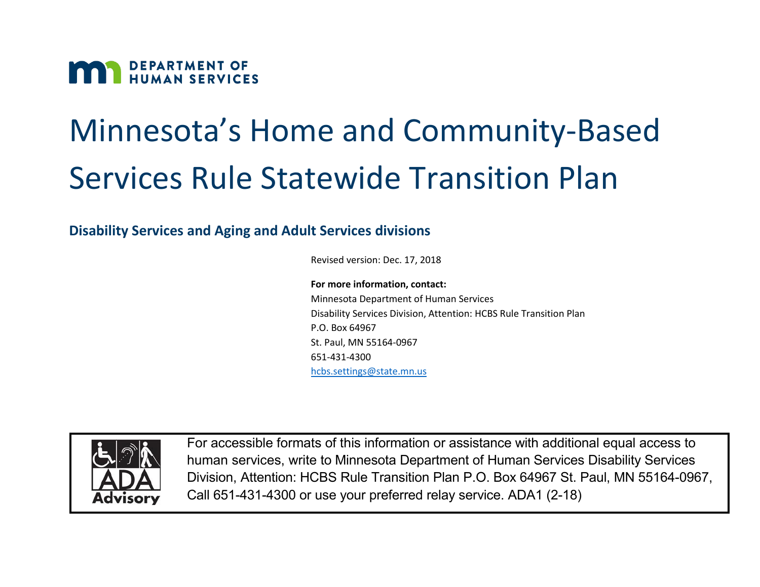DEPARTMENT OF HUMAN SERVICES

# Minnesota's Home and Community-Based Services Rule Statewide Transition Plan

**Disability Services and Aging and Adult Services divisions**

Revised version: Dec. 17, 2018

**For more information, contact:**
Minnesota Department of Human Services
Disability Services Division, Attention: HCBS Rule Transition Plan
P.O. Box 64967
St. Paul, MN 55164-0967
651-431-4300
hcbs.settings@state.mn.us

ADA Advisory

For accessible formats of this information or assistance with additional equal access to human services, write to Minnesota Department of Human Services Disability Services Division, Attention: HCBS Rule Transition Plan P.O. Box 64967 St. Paul, MN 55164-0967, Call 651-431-4300 or use your preferred relay service. ADA1 (2-18)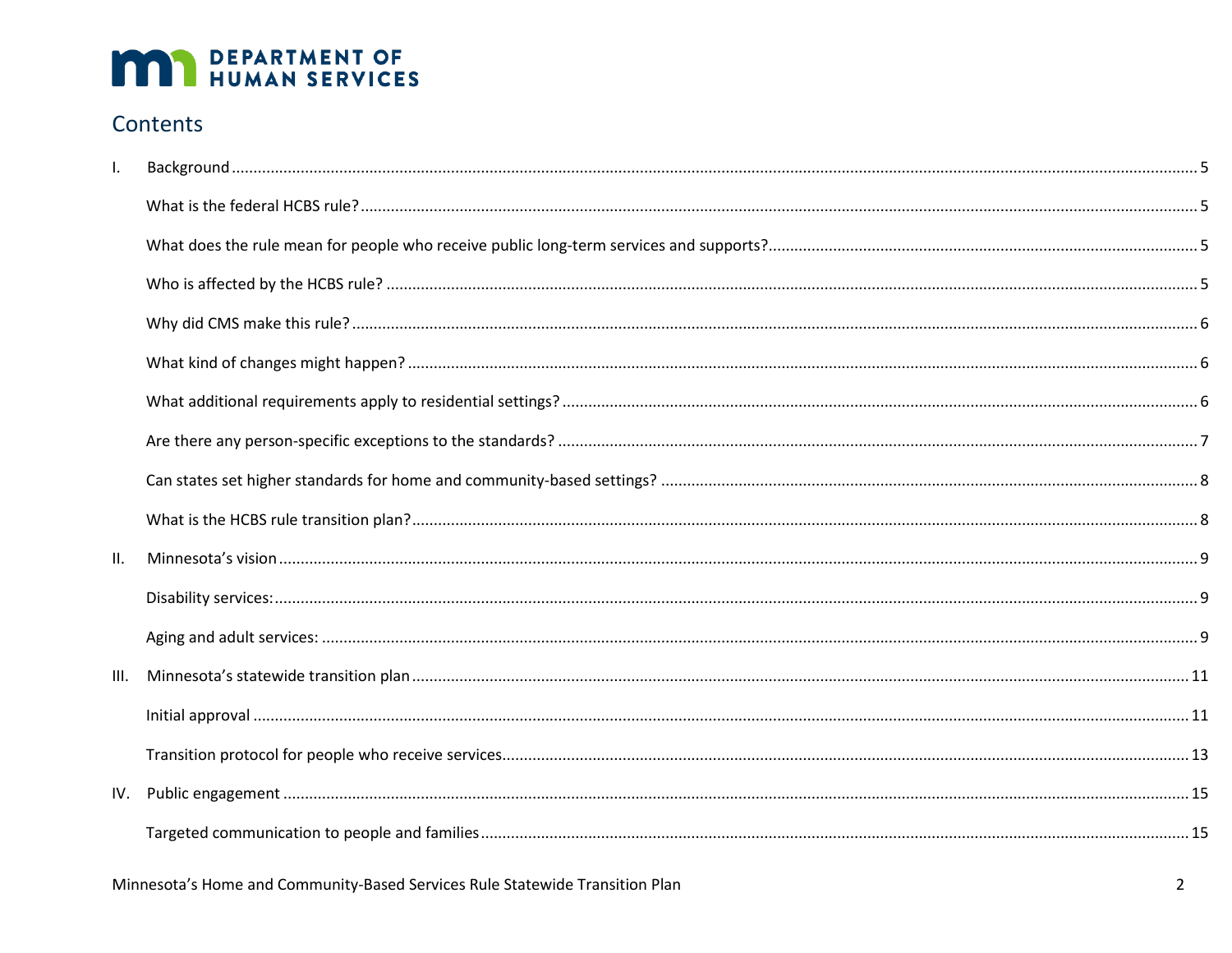## Contents

I. Background ........ 5

- What is the federal HCBS rule? ........ 5
- What does the rule mean for people who receive public long-term services and supports? ........ 5
- Who is affected by the HCBS rule? ........ 5
- Why did CMS make this rule? ........ 6
- What kind of changes might happen? ........ 6
- What additional requirements apply to residential settings? ........ 6
- Are there any person-specific exceptions to the standards? ........ 7
- Can states set higher standards for home and community-based settings? ........ 8
- What is the HCBS rule transition plan? ........ 8

II. Minnesota's vision ........ 9

- Disability services: ........ 9
- Aging and adult services: ........ 9

III. Minnesota's statewide transition plan ........ 11

- Initial approval ........ 11
- Transition protocol for people who receive services ........ 13

IV. Public engagement ........ 15

- Targeted communication to people and families ........ 15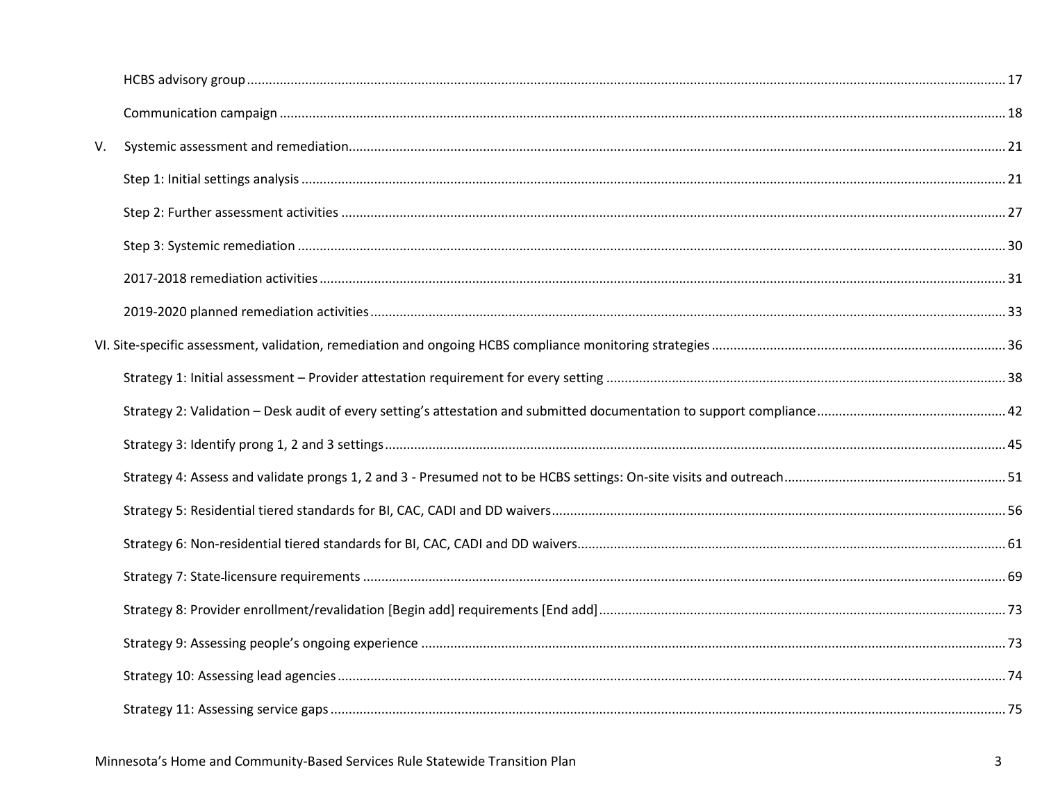HCBS advisory group ........ 17

Communication campaign ........ 18

V. Systemic assessment and remediation ........ 21

Step 1: Initial settings analysis ........ 21

Step 2: Further assessment activities ........ 27

Step 3: Systemic remediation ........ 30

2017-2018 remediation activities ........ 31

2019-2020 planned remediation activities ........ 33

VI. Site-specific assessment, validation, remediation and ongoing HCBS compliance monitoring strategies ........ 36

Strategy 1: Initial assessment – Provider attestation requirement for every setting ........ 38

Strategy 2: Validation – Desk audit of every setting's attestation and submitted documentation to support compliance ........ 42

Strategy 3: Identify prong 1, 2 and 3 settings ........ 45

Strategy 4: Assess and validate prongs 1, 2 and 3 - Presumed not to be HCBS settings: On-site visits and outreach ........ 51

Strategy 5: Residential tiered standards for BI, CAC, CADI and DD waivers ........ 56

Strategy 6: Non-residential tiered standards for BI, CAC, CADI and DD waivers ........ 61

Strategy 7: State licensure requirements ........ 69

Strategy 8: Provider enrollment/revalidation [Begin add] requirements [End add] ........ 73

Strategy 9: Assessing people's ongoing experience ........ 73

Strategy 10: Assessing lead agencies ........ 74

Strategy 11: Assessing service gaps ........ 75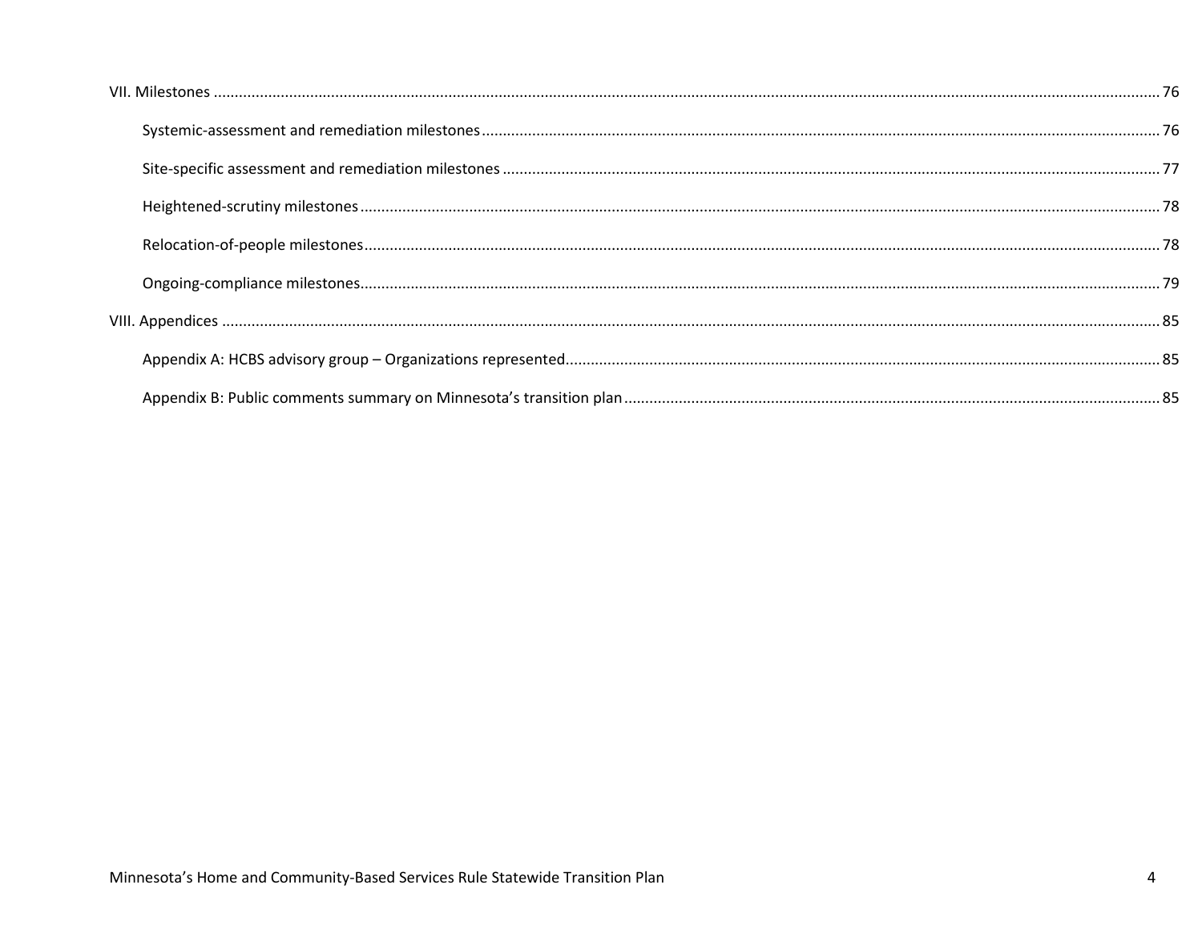VII. Milestones ........................................................................................................................................................................................... 76

- Systemic-assessment and remediation milestones ............................................................................................................................. 76
- Site-specific assessment and remediation milestones ........................................................................................................................ 77
- Heightened-scrutiny milestones ........................................................................................................................................................ 78
- Relocation-of-people milestones ....................................................................................................................................................... 78
- Ongoing-compliance milestones ......................................................................................................................................................... 79

VIII. Appendices .......................................................................................................................................................................................... 85

- Appendix A: HCBS advisory group – Organizations represented ......................................................................................................... 85
- Appendix B: Public comments summary on Minnesota's transition plan ............................................................................................. 85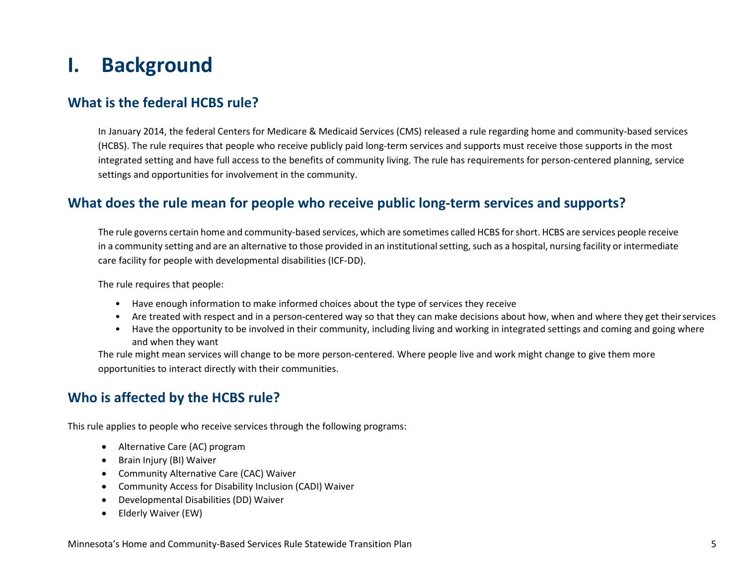# I. Background

## What is the federal HCBS rule?

In January 2014, the federal Centers for Medicare & Medicaid Services (CMS) released a rule regarding home and community-based services (HCBS). The rule requires that people who receive publicly paid long-term services and supports must receive those supports in the most integrated setting and have full access to the benefits of community living. The rule has requirements for person-centered planning, service settings and opportunities for involvement in the community.

## What does the rule mean for people who receive public long-term services and supports?

The rule governs certain home and community-based services, which are sometimes called HCBS for short. HCBS are services people receive in a community setting and are an alternative to those provided in an institutional setting, such as a hospital, nursing facility or intermediate care facility for people with developmental disabilities (ICF-DD).

The rule requires that people:

- Have enough information to make informed choices about the type of services they receive
- Are treated with respect and in a person-centered way so that they can make decisions about how, when and where they get their services
- Have the opportunity to be involved in their community, including living and working in integrated settings and coming and going where and when they want

The rule might mean services will change to be more person-centered. Where people live and work might change to give them more opportunities to interact directly with their communities.

## Who is affected by the HCBS rule?

This rule applies to people who receive services through the following programs:

- Alternative Care (AC) program
- Brain Injury (BI) Waiver
- Community Alternative Care (CAC) Waiver
- Community Access for Disability Inclusion (CADI) Waiver
- Developmental Disabilities (DD) Waiver
- Elderly Waiver (EW)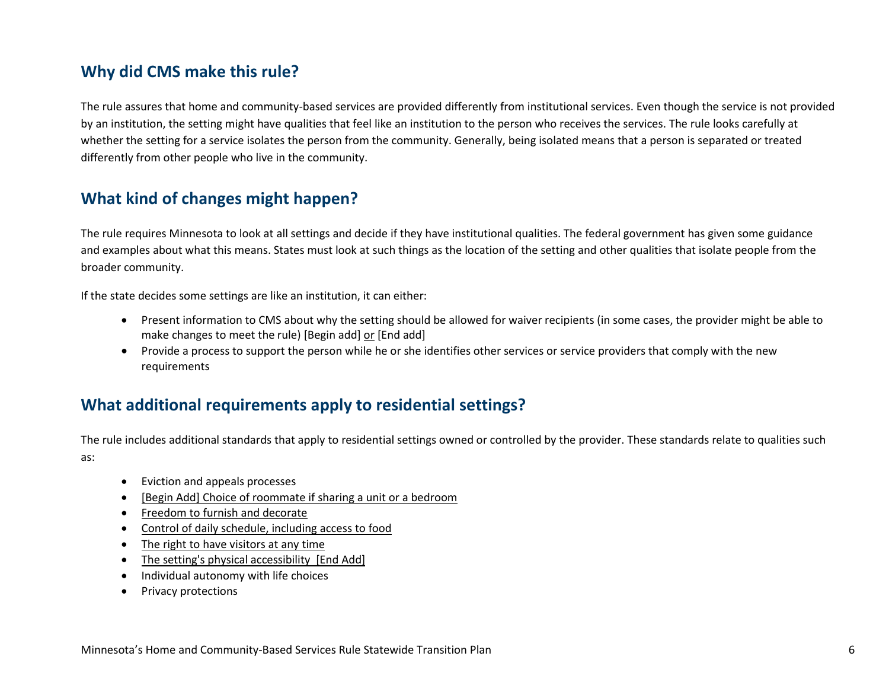## Why did CMS make this rule?

The rule assures that home and community-based services are provided differently from institutional services. Even though the service is not provided by an institution, the setting might have qualities that feel like an institution to the person who receives the services. The rule looks carefully at whether the setting for a service isolates the person from the community. Generally, being isolated means that a person is separated or treated differently from other people who live in the community.

## What kind of changes might happen?

The rule requires Minnesota to look at all settings and decide if they have institutional qualities. The federal government has given some guidance and examples about what this means. States must look at such things as the location of the setting and other qualities that isolate people from the broader community.

If the state decides some settings are like an institution, it can either:

- Present information to CMS about why the setting should be allowed for waiver recipients (in some cases, the provider might be able to make changes to meet the rule) [Begin add] or [End add]
- Provide a process to support the person while he or she identifies other services or service providers that comply with the new requirements

## What additional requirements apply to residential settings?

The rule includes additional standards that apply to residential settings owned or controlled by the provider. These standards relate to qualities such as:

- Eviction and appeals processes
- [Begin Add] Choice of roommate if sharing a unit or a bedroom
- Freedom to furnish and decorate
- Control of daily schedule, including access to food
- The right to have visitors at any time
- The setting's physical accessibility [End Add]
- Individual autonomy with life choices
- Privacy protections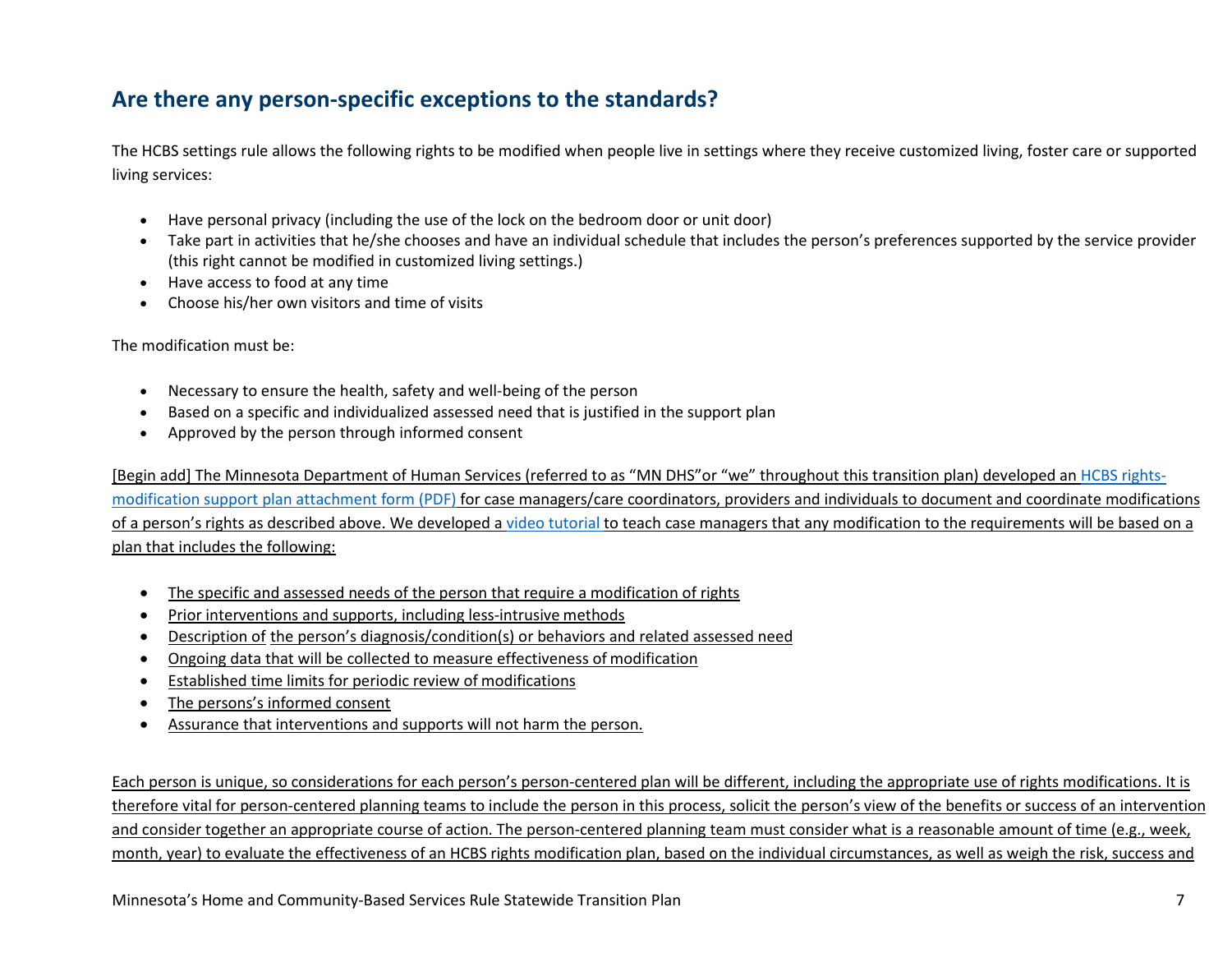## Are there any person-specific exceptions to the standards?

The HCBS settings rule allows the following rights to be modified when people live in settings where they receive customized living, foster care or supported living services:

- Have personal privacy (including the use of the lock on the bedroom door or unit door)
- Take part in activities that he/she chooses and have an individual schedule that includes the person's preferences supported by the service provider (this right cannot be modified in customized living settings.)
- Have access to food at any time
- Choose his/her own visitors and time of visits

The modification must be:

- Necessary to ensure the health, safety and well-being of the person
- Based on a specific and individualized assessed need that is justified in the support plan
- Approved by the person through informed consent

[Begin add] The Minnesota Department of Human Services (referred to as "MN DHS"or "we" throughout this transition plan) developed an HCBS rights-modification support plan attachment form (PDF) for case managers/care coordinators, providers and individuals to document and coordinate modifications of a person's rights as described above. We developed a video tutorial to teach case managers that any modification to the requirements will be based on a plan that includes the following:

- The specific and assessed needs of the person that require a modification of rights
- Prior interventions and supports, including less-intrusive methods
- Description of the person's diagnosis/condition(s) or behaviors and related assessed need
- Ongoing data that will be collected to measure effectiveness of modification
- Established time limits for periodic review of modifications
- The persons's informed consent
- Assurance that interventions and supports will not harm the person.

Each person is unique, so considerations for each person's person-centered plan will be different, including the appropriate use of rights modifications. It is therefore vital for person-centered planning teams to include the person in this process, solicit the person's view of the benefits or success of an intervention and consider together an appropriate course of action. The person-centered planning team must consider what is a reasonable amount of time (e.g., week, month, year) to evaluate the effectiveness of an HCBS rights modification plan, based on the individual circumstances, as well as weigh the risk, success and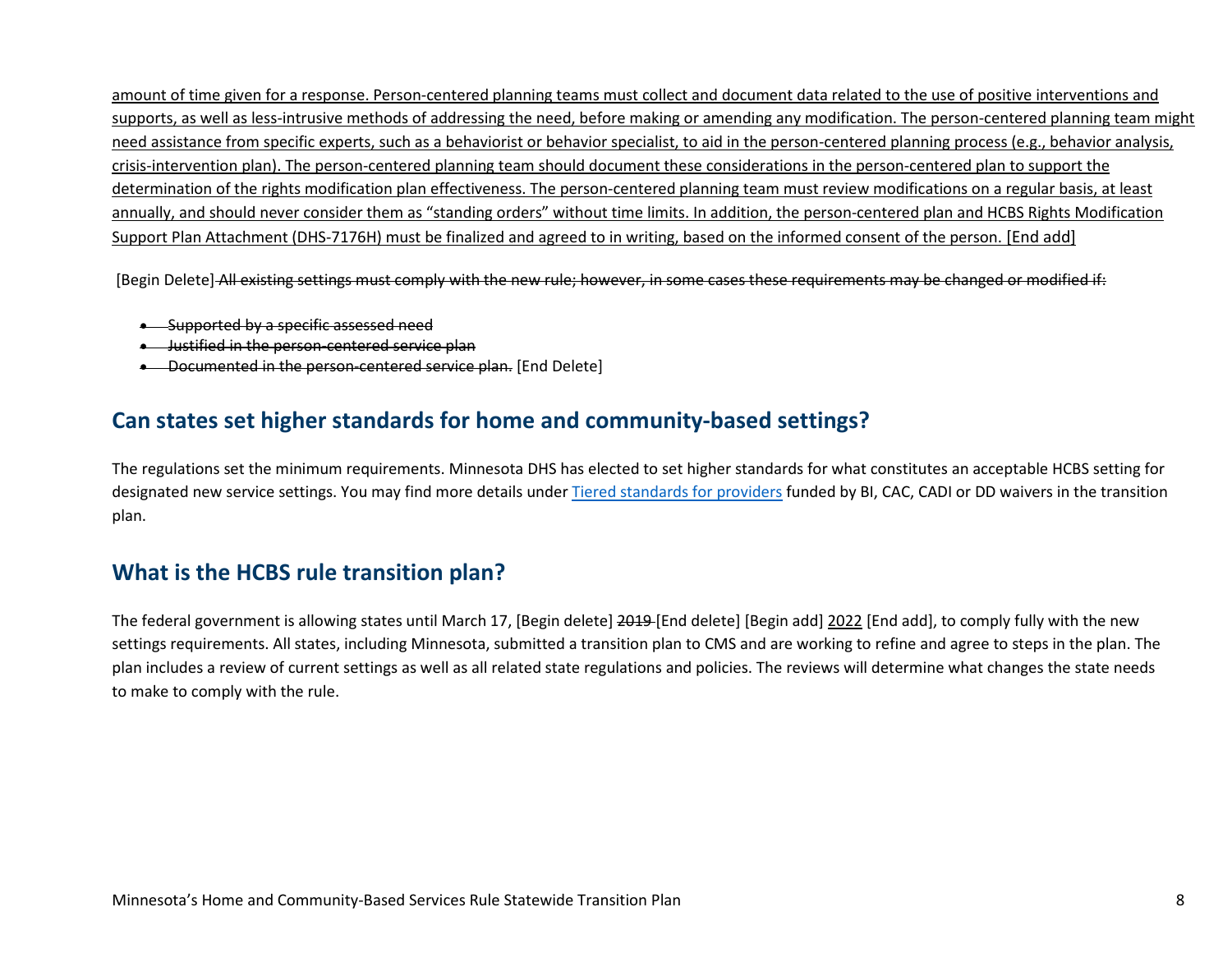amount of time given for a response. Person-centered planning teams must collect and document data related to the use of positive interventions and supports, as well as less-intrusive methods of addressing the need, before making or amending any modification. The person-centered planning team might need assistance from specific experts, such as a behaviorist or behavior specialist, to aid in the person-centered planning process (e.g., behavior analysis, crisis-intervention plan). The person-centered planning team should document these considerations in the person-centered plan to support the determination of the rights modification plan effectiveness. The person-centered planning team must review modifications on a regular basis, at least annually, and should never consider them as "standing orders" without time limits. In addition, the person-centered plan and HCBS Rights Modification Support Plan Attachment (DHS-7176H) must be finalized and agreed to in writing, based on the informed consent of the person. [End add]

[Begin Delete] ~~All existing settings must comply with the new rule; however, in some cases these requirements may be changed or modified if:~~

- ~~Supported by a specific assessed need~~
- ~~Justified in the person-centered service plan~~
- ~~Documented in the person-centered service plan.~~ [End Delete]

## Can states set higher standards for home and community-based settings?

The regulations set the minimum requirements. Minnesota DHS has elected to set higher standards for what constitutes an acceptable HCBS setting for designated new service settings. You may find more details under Tiered standards for providers funded by BI, CAC, CADI or DD waivers in the transition plan.

## What is the HCBS rule transition plan?

The federal government is allowing states until March 17, [Begin delete] ~~2019~~ [End delete] [Begin add] 2022 [End add], to comply fully with the new settings requirements. All states, including Minnesota, submitted a transition plan to CMS and are working to refine and agree to steps in the plan. The plan includes a review of current settings as well as all related state regulations and policies. The reviews will determine what changes the state needs to make to comply with the rule.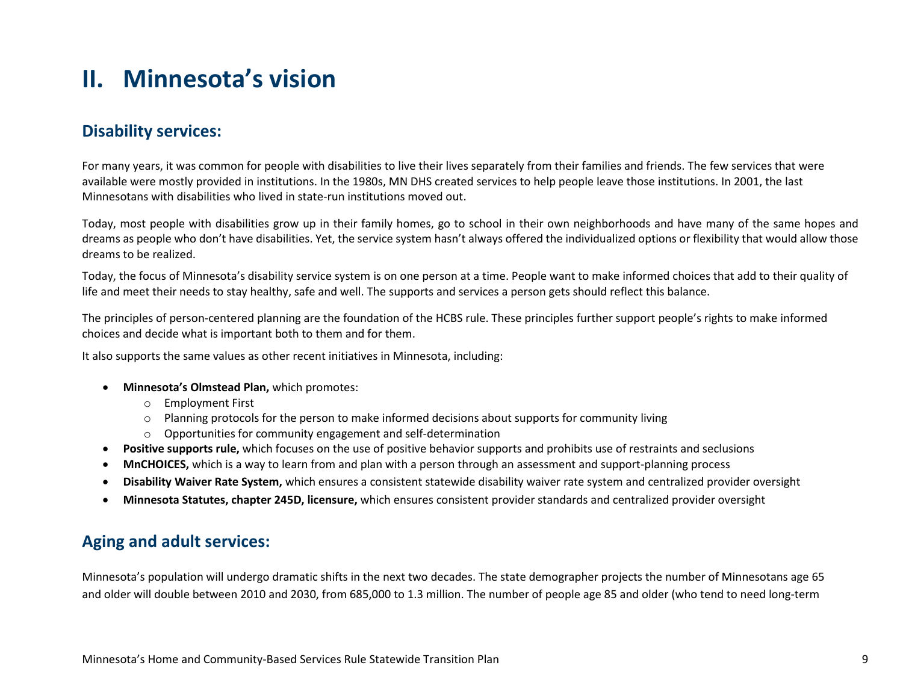# II. Minnesota's vision

## Disability services:

For many years, it was common for people with disabilities to live their lives separately from their families and friends. The few services that were available were mostly provided in institutions. In the 1980s, MN DHS created services to help people leave those institutions. In 2001, the last Minnesotans with disabilities who lived in state-run institutions moved out.

Today, most people with disabilities grow up in their family homes, go to school in their own neighborhoods and have many of the same hopes and dreams as people who don't have disabilities. Yet, the service system hasn't always offered the individualized options or flexibility that would allow those dreams to be realized.

Today, the focus of Minnesota's disability service system is on one person at a time. People want to make informed choices that add to their quality of life and meet their needs to stay healthy, safe and well. The supports and services a person gets should reflect this balance.

The principles of person-centered planning are the foundation of the HCBS rule. These principles further support people's rights to make informed choices and decide what is important both to them and for them.

It also supports the same values as other recent initiatives in Minnesota, including:

- **Minnesota's Olmstead Plan,** which promotes:
  - Employment First
  - Planning protocols for the person to make informed decisions about supports for community living
  - Opportunities for community engagement and self-determination
- **Positive supports rule,** which focuses on the use of positive behavior supports and prohibits use of restraints and seclusions
- **MnCHOICES,** which is a way to learn from and plan with a person through an assessment and support-planning process
- **Disability Waiver Rate System,** which ensures a consistent statewide disability waiver rate system and centralized provider oversight
- **Minnesota Statutes, chapter 245D, licensure,** which ensures consistent provider standards and centralized provider oversight

## Aging and adult services:

Minnesota's population will undergo dramatic shifts in the next two decades. The state demographer projects the number of Minnesotans age 65 and older will double between 2010 and 2030, from 685,000 to 1.3 million. The number of people age 85 and older (who tend to need long-term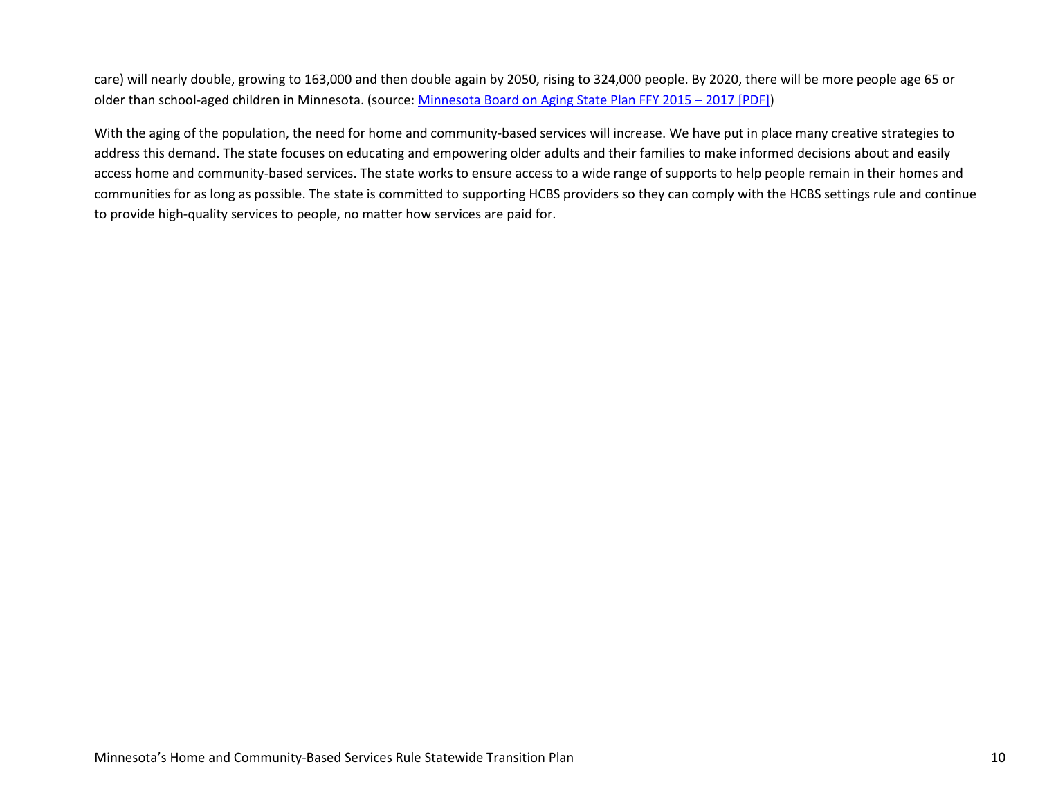care) will nearly double, growing to 163,000 and then double again by 2050, rising to 324,000 people. By 2020, there will be more people age 65 or older than school-aged children in Minnesota. (source: [Minnesota Board on Aging State Plan FFY 2015 – 2017 [PDF]])

With the aging of the population, the need for home and community-based services will increase. We have put in place many creative strategies to address this demand. The state focuses on educating and empowering older adults and their families to make informed decisions about and easily access home and community-based services. The state works to ensure access to a wide range of supports to help people remain in their homes and communities for as long as possible. The state is committed to supporting HCBS providers so they can comply with the HCBS settings rule and continue to provide high-quality services to people, no matter how services are paid for.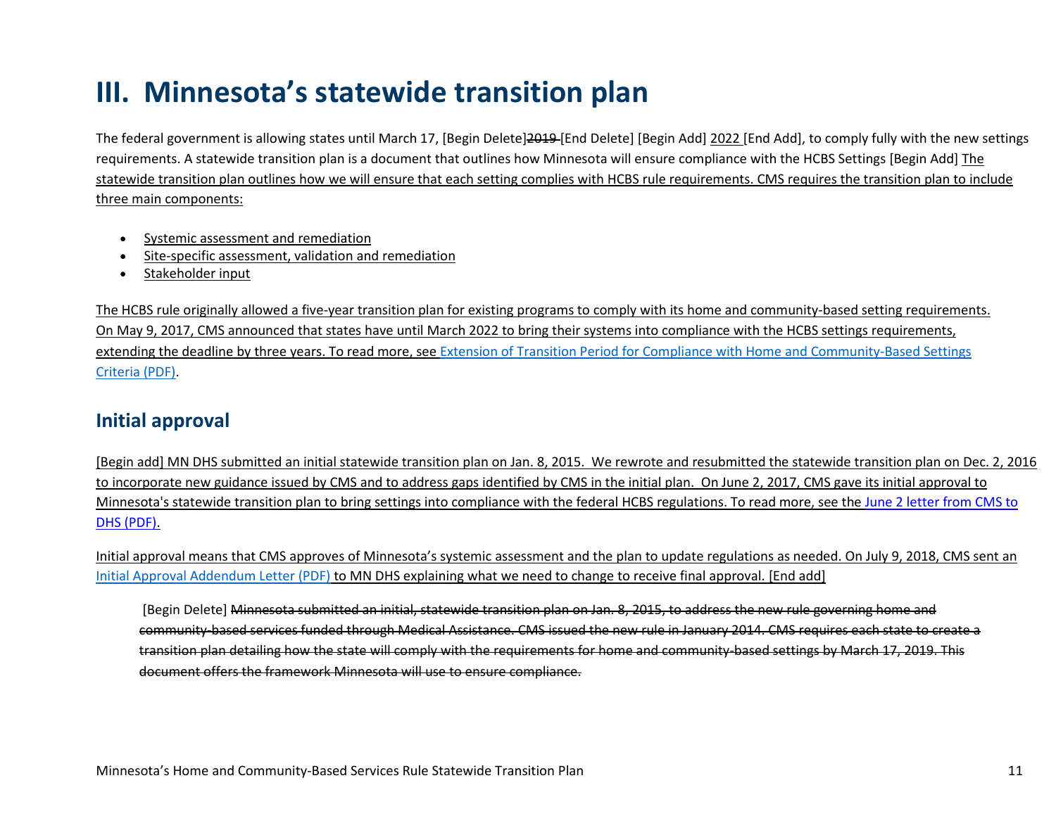# III. Minnesota's statewide transition plan

The federal government is allowing states until March 17, [Begin Delete]~~2019~~ [End Delete] [Begin Add] 2022 [End Add], to comply fully with the new settings requirements. A statewide transition plan is a document that outlines how Minnesota will ensure compliance with the HCBS Settings [Begin Add] The statewide transition plan outlines how we will ensure that each setting complies with HCBS rule requirements. CMS requires the transition plan to include three main components:

- Systemic assessment and remediation
- Site-specific assessment, validation and remediation
- Stakeholder input

The HCBS rule originally allowed a five-year transition plan for existing programs to comply with its home and community-based setting requirements. On May 9, 2017, CMS announced that states have until March 2022 to bring their systems into compliance with the HCBS settings requirements, extending the deadline by three years. To read more, see Extension of Transition Period for Compliance with Home and Community-Based Settings Criteria (PDF).

## Initial approval

[Begin add] MN DHS submitted an initial statewide transition plan on Jan. 8, 2015. We rewrote and resubmitted the statewide transition plan on Dec. 2, 2016 to incorporate new guidance issued by CMS and to address gaps identified by CMS in the initial plan. On June 2, 2017, CMS gave its initial approval to Minnesota's statewide transition plan to bring settings into compliance with the federal HCBS regulations. To read more, see the June 2 letter from CMS to DHS (PDF).

Initial approval means that CMS approves of Minnesota's systemic assessment and the plan to update regulations as needed. On July 9, 2018, CMS sent an Initial Approval Addendum Letter (PDF) to MN DHS explaining what we need to change to receive final approval. [End add]

[Begin Delete] ~~Minnesota submitted an initial, statewide transition plan on Jan. 8, 2015, to address the new rule governing home and community-based services funded through Medical Assistance. CMS issued the new rule in January 2014. CMS requires each state to create a transition plan detailing how the state will comply with the requirements for home and community-based settings by March 17, 2019. This document offers the framework Minnesota will use to ensure compliance.~~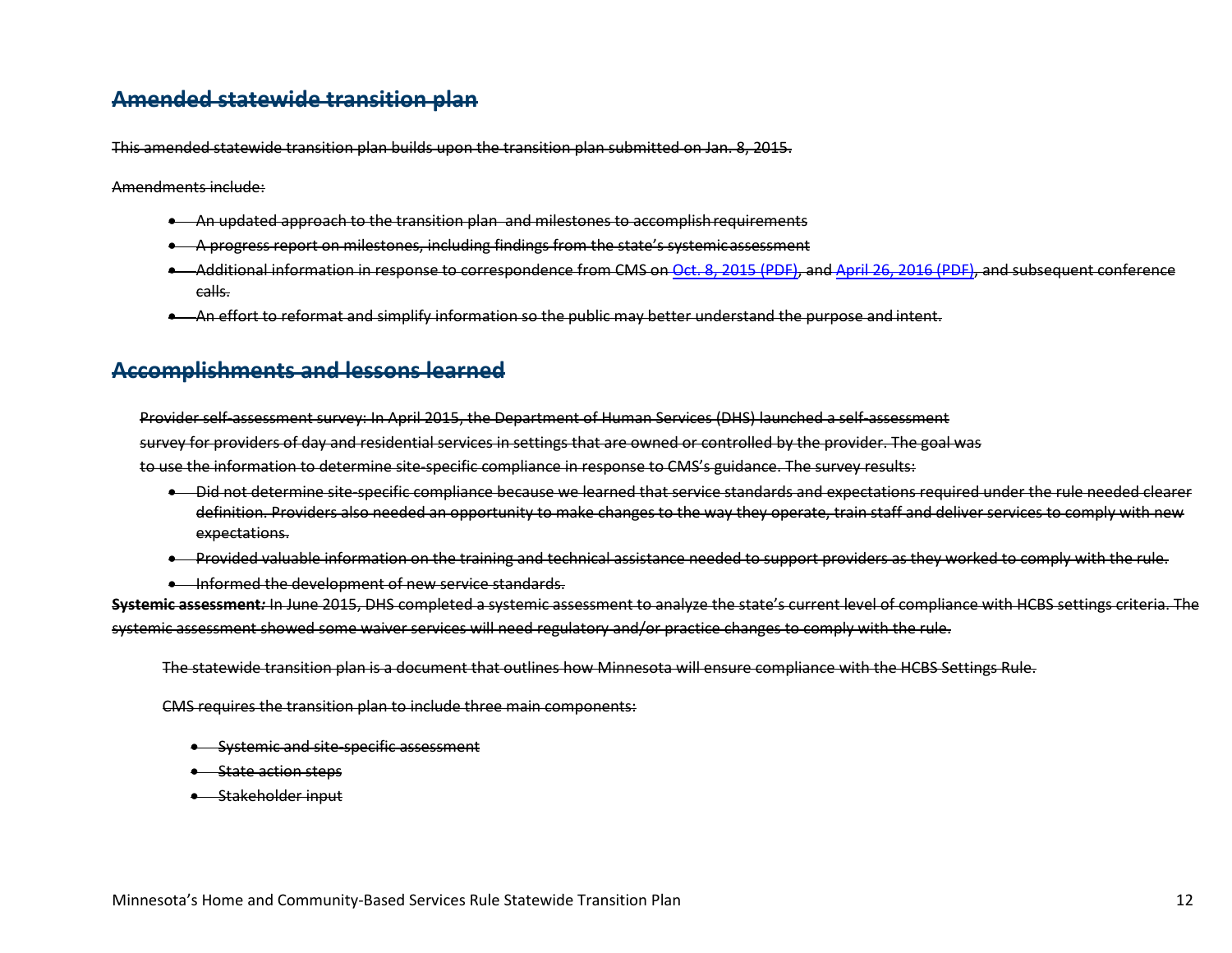## ~~Amended statewide transition plan~~

~~This amended statewide transition plan builds upon the transition plan submitted on Jan. 8, 2015.~~

~~Amendments include:~~

- ~~An updated approach to the transition plan and milestones to accomplish requirements~~
- ~~A progress report on milestones, including findings from the state's systemic assessment~~
- ~~Additional information in response to correspondence from CMS on Oct. 8, 2015 (PDF), and April 26, 2016 (PDF), and subsequent conference calls.~~
- ~~An effort to reformat and simplify information so the public may better understand the purpose and intent.~~

## ~~Accomplishments and lessons learned~~

~~Provider self-assessment survey: In April 2015, the Department of Human Services (DHS) launched a self-assessment survey for providers of day and residential services in settings that are owned or controlled by the provider. The goal was to use the information to determine site-specific compliance in response to CMS's guidance. The survey results:~~

- ~~Did not determine site-specific compliance because we learned that service standards and expectations required under the rule needed clearer definition. Providers also needed an opportunity to make changes to the way they operate, train staff and deliver services to comply with new expectations.~~
- ~~Provided valuable information on the training and technical assistance needed to support providers as they worked to comply with the rule.~~
- ~~Informed the development of new service standards.~~

~~**Systemic assessment:** In June 2015, DHS completed a systemic assessment to analyze the state's current level of compliance with HCBS settings criteria. The systemic assessment showed some waiver services will need regulatory and/or practice changes to comply with the rule.~~

~~The statewide transition plan is a document that outlines how Minnesota will ensure compliance with the HCBS Settings Rule.~~

~~CMS requires the transition plan to include three main components:~~

- ~~Systemic and site-specific assessment~~
- ~~State action steps~~
- ~~Stakeholder input~~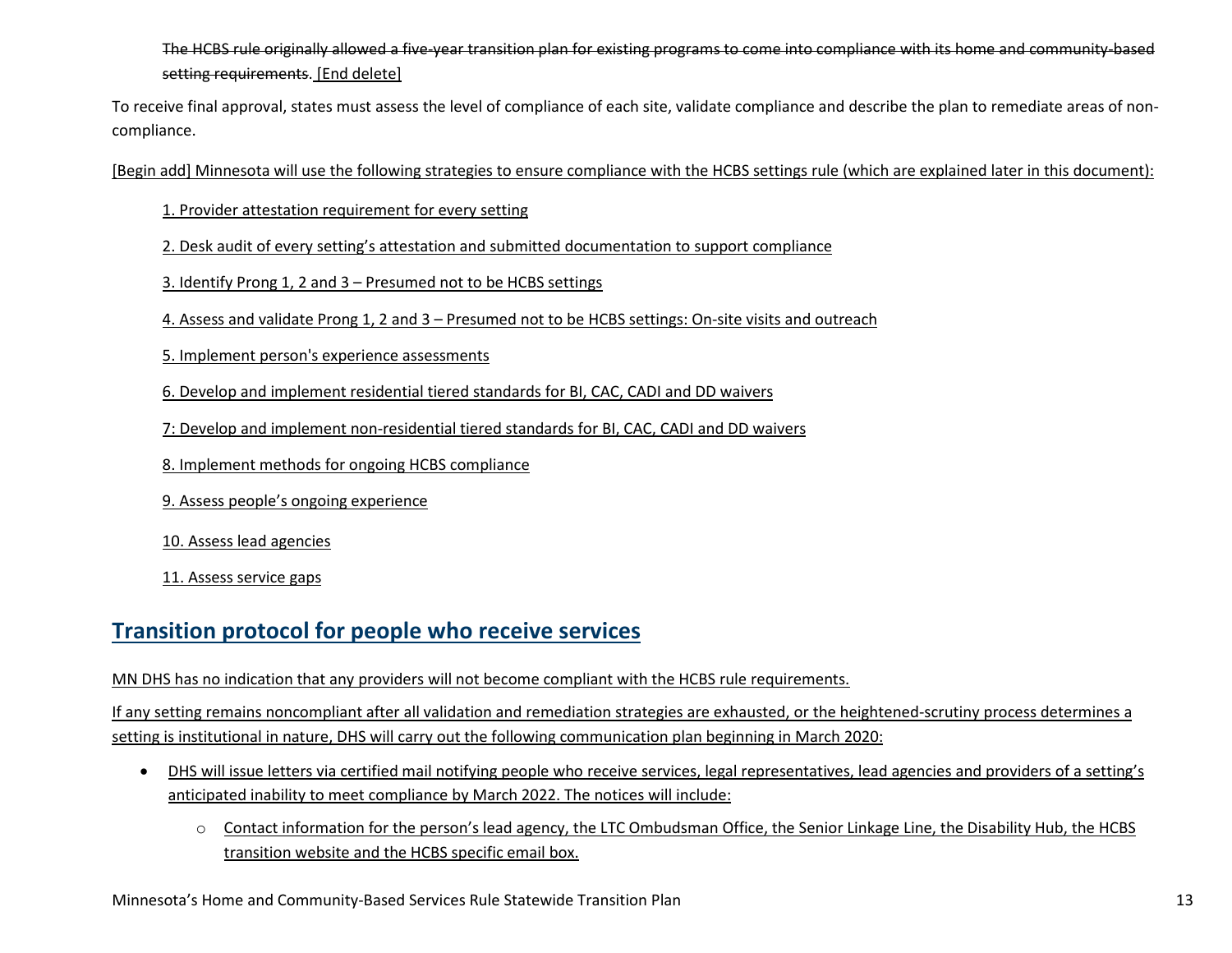~~The HCBS rule originally allowed a five-year transition plan for existing programs to come into compliance with its home and community-based setting requirements.~~ [End delete]

To receive final approval, states must assess the level of compliance of each site, validate compliance and describe the plan to remediate areas of non-compliance.

[Begin add] Minnesota will use the following strategies to ensure compliance with the HCBS settings rule (which are explained later in this document):

1. Provider attestation requirement for every setting
2. Desk audit of every setting's attestation and submitted documentation to support compliance
3. Identify Prong 1, 2 and 3 – Presumed not to be HCBS settings
4. Assess and validate Prong 1, 2 and 3 – Presumed not to be HCBS settings: On-site visits and outreach
5. Implement person's experience assessments
6. Develop and implement residential tiered standards for BI, CAC, CADI and DD waivers
7: Develop and implement non-residential tiered standards for BI, CAC, CADI and DD waivers
8. Implement methods for ongoing HCBS compliance
9. Assess people's ongoing experience
10. Assess lead agencies
11. Assess service gaps

## Transition protocol for people who receive services

MN DHS has no indication that any providers will not become compliant with the HCBS rule requirements.

If any setting remains noncompliant after all validation and remediation strategies are exhausted, or the heightened-scrutiny process determines a setting is institutional in nature, DHS will carry out the following communication plan beginning in March 2020:

- DHS will issue letters via certified mail notifying people who receive services, legal representatives, lead agencies and providers of a setting's anticipated inability to meet compliance by March 2022. The notices will include:
  - Contact information for the person's lead agency, the LTC Ombudsman Office, the Senior Linkage Line, the Disability Hub, the HCBS transition website and the HCBS specific email box.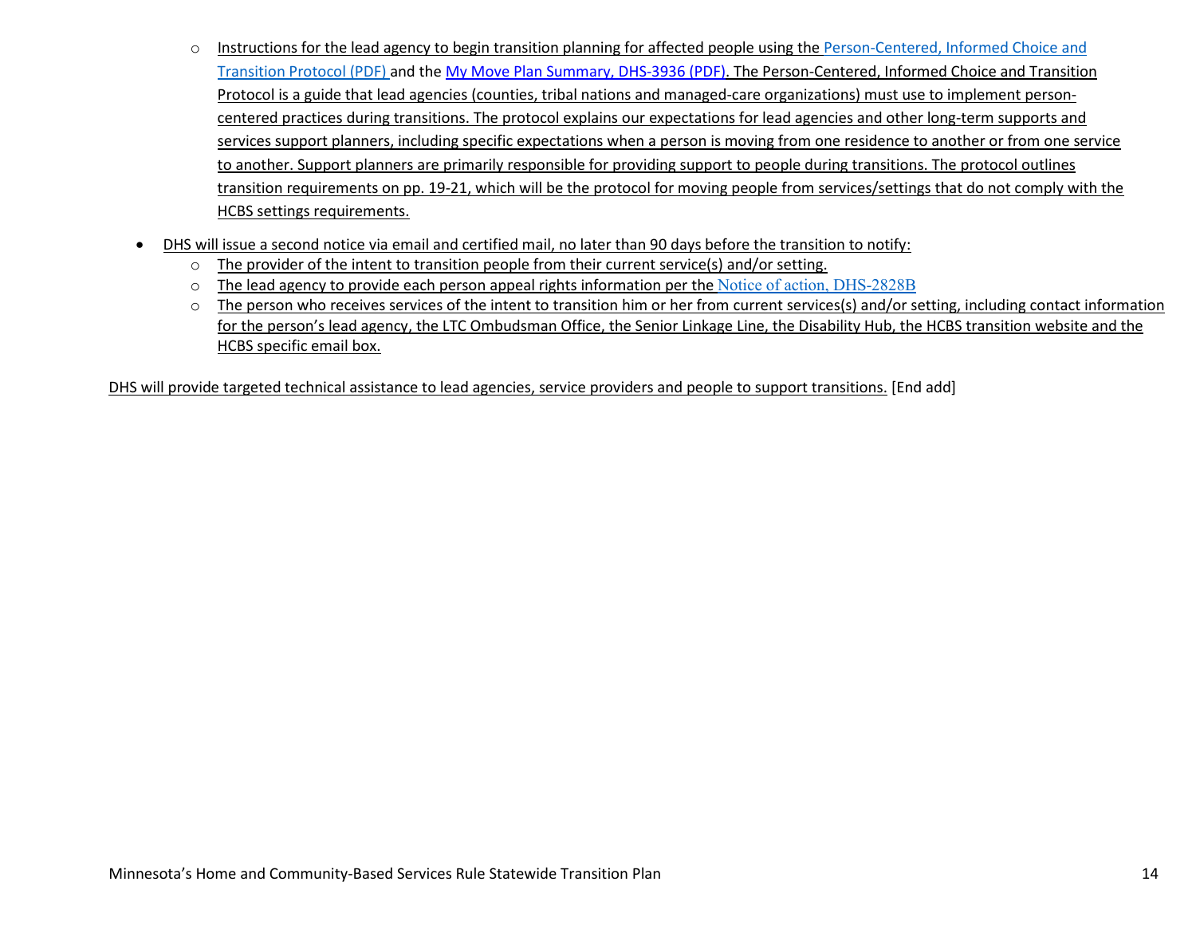- Instructions for the lead agency to begin transition planning for affected people using the Person-Centered, Informed Choice and Transition Protocol (PDF) and the My Move Plan Summary, DHS-3936 (PDF). The Person-Centered, Informed Choice and Transition Protocol is a guide that lead agencies (counties, tribal nations and managed-care organizations) must use to implement person-centered practices during transitions. The protocol explains our expectations for lead agencies and other long-term supports and services support planners, including specific expectations when a person is moving from one residence to another or from one service to another. Support planners are primarily responsible for providing support to people during transitions. The protocol outlines transition requirements on pp. 19-21, which will be the protocol for moving people from services/settings that do not comply with the HCBS settings requirements.

- DHS will issue a second notice via email and certified mail, no later than 90 days before the transition to notify:
  - The provider of the intent to transition people from their current service(s) and/or setting.
  - The lead agency to provide each person appeal rights information per the Notice of action, DHS-2828B
  - The person who receives services of the intent to transition him or her from current services(s) and/or setting, including contact information for the person's lead agency, the LTC Ombudsman Office, the Senior Linkage Line, the Disability Hub, the HCBS transition website and the HCBS specific email box.

DHS will provide targeted technical assistance to lead agencies, service providers and people to support transitions. [End add]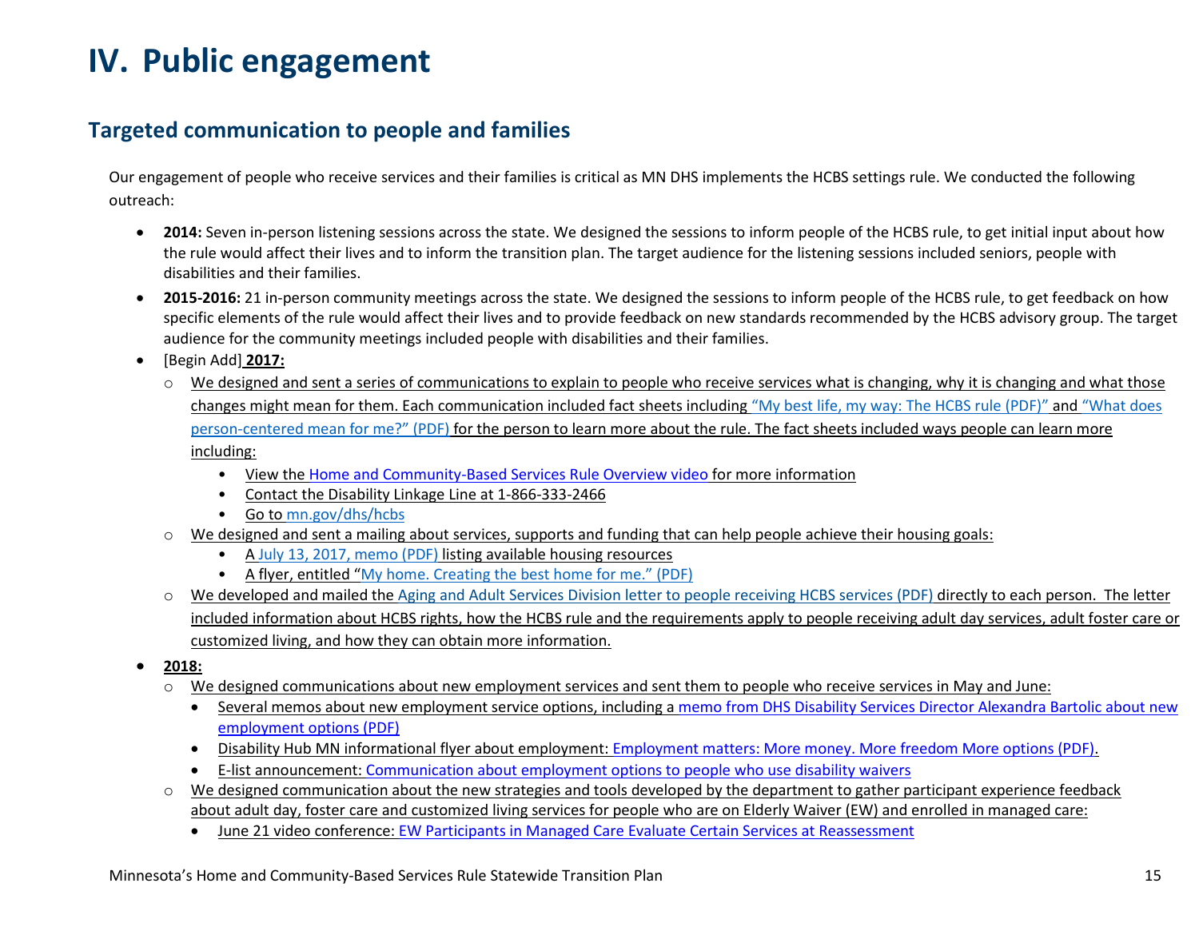# IV. Public engagement

## Targeted communication to people and families

Our engagement of people who receive services and their families is critical as MN DHS implements the HCBS settings rule. We conducted the following outreach:

- **2014:** Seven in-person listening sessions across the state. We designed the sessions to inform people of the HCBS rule, to get initial input about how the rule would affect their lives and to inform the transition plan. The target audience for the listening sessions included seniors, people with disabilities and their families.
- **2015-2016:** 21 in-person community meetings across the state. We designed the sessions to inform people of the HCBS rule, to get feedback on how specific elements of the rule would affect their lives and to provide feedback on new standards recommended by the HCBS advisory group. The target audience for the community meetings included people with disabilities and their families.
- [Begin Add] **2017:**
  - We designed and sent a series of communications to explain to people who receive services what is changing, why it is changing and what those changes might mean for them. Each communication included fact sheets including "My best life, my way: The HCBS rule (PDF)" and "What does person-centered mean for me?" (PDF) for the person to learn more about the rule. The fact sheets included ways people can learn more including:
    - View the Home and Community-Based Services Rule Overview video for more information
    - Contact the Disability Linkage Line at 1-866-333-2466
    - Go to mn.gov/dhs/hcbs
  - We designed and sent a mailing about services, supports and funding that can help people achieve their housing goals:
    - A July 13, 2017, memo (PDF) listing available housing resources
    - A flyer, entitled "My home. Creating the best home for me." (PDF)
  - We developed and mailed the Aging and Adult Services Division letter to people receiving HCBS services (PDF) directly to each person. The letter included information about HCBS rights, how the HCBS rule and the requirements apply to people receiving adult day services, adult foster care or customized living, and how they can obtain more information.
- **2018:**
  - We designed communications about new employment services and sent them to people who receive services in May and June:
    - Several memos about new employment service options, including a memo from DHS Disability Services Director Alexandra Bartolic about new employment options (PDF)
    - Disability Hub MN informational flyer about employment: Employment matters: More money. More freedom More options (PDF).
    - E-list announcement: Communication about employment options to people who use disability waivers
  - We designed communication about the new strategies and tools developed by the department to gather participant experience feedback about adult day, foster care and customized living services for people who are on Elderly Waiver (EW) and enrolled in managed care:
    - June 21 video conference: EW Participants in Managed Care Evaluate Certain Services at Reassessment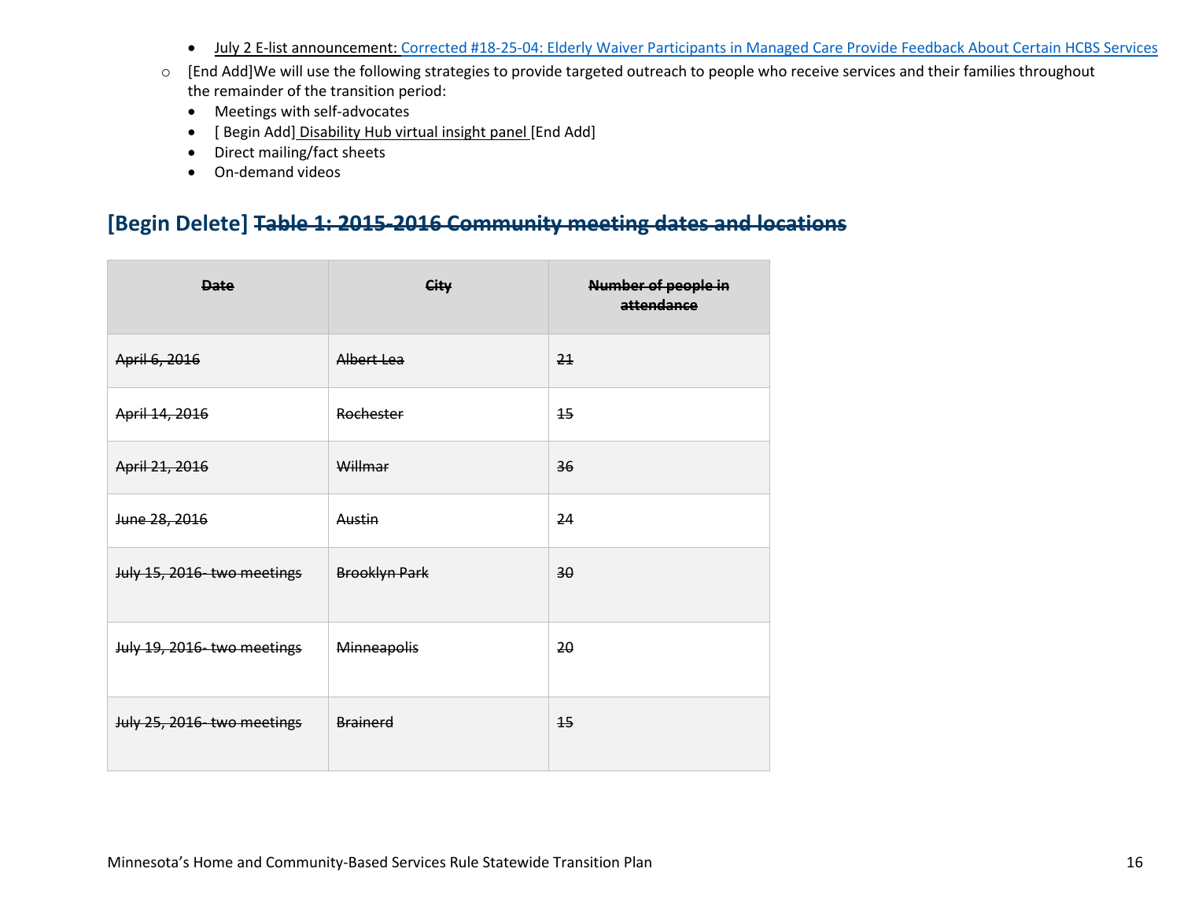- July 2 E-list announcement: [Corrected #18-25-04: Elderly Waiver Participants in Managed Care Provide Feedback About Certain HCBS Services]
- [End Add]We will use the following strategies to provide targeted outreach to people who receive services and their families throughout the remainder of the transition period:
  - Meetings with self-advocates
  - [ Begin Add] Disability Hub virtual insight panel [End Add]
  - Direct mailing/fact sheets
  - On-demand videos

## [Begin Delete] ~~Table 1: 2015-2016 Community meeting dates and locations~~

| ~~Date~~ | ~~City~~ | ~~Number of people in attendance~~ |
|---|---|---|
| ~~April 6, 2016~~ | ~~Albert Lea~~ | ~~21~~ |
| ~~April 14, 2016~~ | ~~Rochester~~ | ~~15~~ |
| ~~April 21, 2016~~ | ~~Willmar~~ | ~~36~~ |
| ~~June 28, 2016~~ | ~~Austin~~ | ~~24~~ |
| ~~July 15, 2016- two meetings~~ | ~~Brooklyn Park~~ | ~~30~~ |
| ~~July 19, 2016- two meetings~~ | ~~Minneapolis~~ | ~~20~~ |
| ~~July 25, 2016- two meetings~~ | ~~Brainerd~~ | ~~15~~ |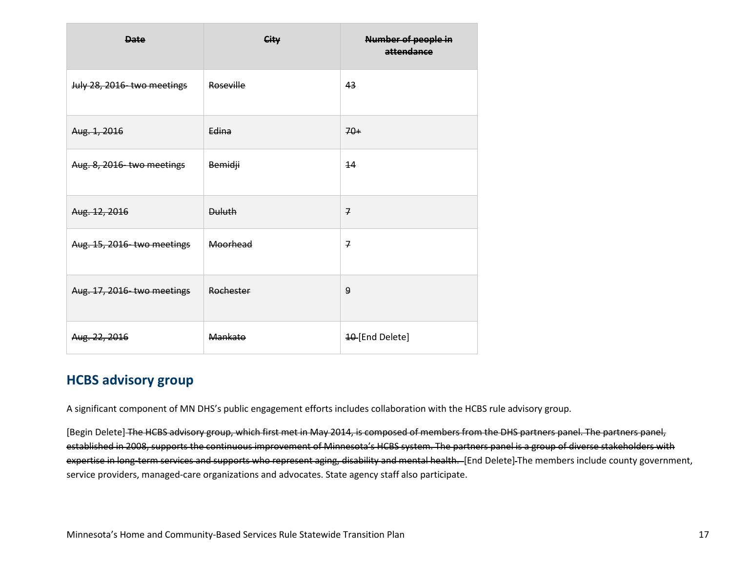| ~~Date~~ | ~~City~~ | ~~Number of people in attendance~~ |
|---|---|---|
| ~~July 28, 2016- two meetings~~ | ~~Roseville~~ | ~~43~~ |
| ~~Aug. 1, 2016~~ | ~~Edina~~ | ~~70+~~ |
| ~~Aug. 8, 2016- two meetings~~ | ~~Bemidji~~ | ~~14~~ |
| ~~Aug. 12, 2016~~ | ~~Duluth~~ | ~~7~~ |
| ~~Aug. 15, 2016- two meetings~~ | ~~Moorhead~~ | ~~7~~ |
| ~~Aug. 17, 2016- two meetings~~ | ~~Rochester~~ | ~~9~~ |
| ~~Aug. 22, 2016~~ | ~~Mankato~~ | ~~10~~ [End Delete] |

## HCBS advisory group

A significant component of MN DHS's public engagement efforts includes collaboration with the HCBS rule advisory group.

[Begin Delete] ~~The HCBS advisory group, which first met in May 2014, is composed of members from the DHS partners panel. The partners panel, established in 2008, supports the continuous improvement of Minnesota's HCBS system. The partners panel is a group of diverse stakeholders with expertise in long-term services and supports who represent aging, disability and mental health.~~ [End Delete] The members include county government, service providers, managed-care organizations and advocates. State agency staff also participate.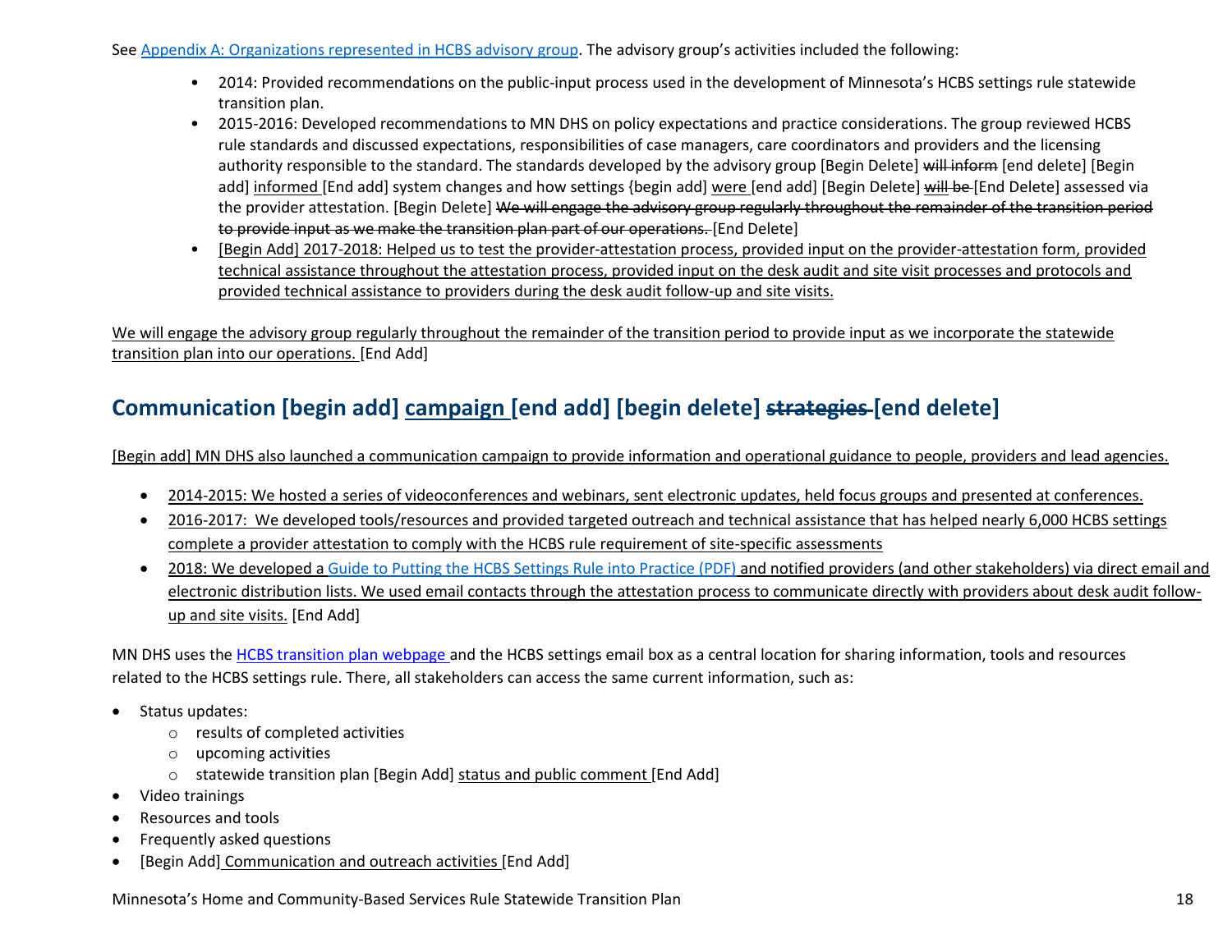See Appendix A: Organizations represented in HCBS advisory group. The advisory group's activities included the following:

- 2014: Provided recommendations on the public-input process used in the development of Minnesota's HCBS settings rule statewide transition plan.
- 2015-2016: Developed recommendations to MN DHS on policy expectations and practice considerations. The group reviewed HCBS rule standards and discussed expectations, responsibilities of case managers, care coordinators and providers and the licensing authority responsible to the standard. The standards developed by the advisory group [Begin Delete] ~~will inform~~ [end delete] [Begin add] informed [End add] system changes and how settings {begin add] were [end add] [Begin Delete] ~~will be~~ [End Delete] assessed via the provider attestation. [Begin Delete] ~~We will engage the advisory group regularly throughout the remainder of the transition period to provide input as we make the transition plan part of our operations.~~ [End Delete]
- [Begin Add] 2017-2018: Helped us to test the provider-attestation process, provided input on the provider-attestation form, provided technical assistance throughout the attestation process, provided input on the desk audit and site visit processes and protocols and provided technical assistance to providers during the desk audit follow-up and site visits.

We will engage the advisory group regularly throughout the remainder of the transition period to provide input as we incorporate the statewide transition plan into our operations. [End Add]

## Communication [begin add] campaign [end add] [begin delete] ~~strategies~~ [end delete]

[Begin add] MN DHS also launched a communication campaign to provide information and operational guidance to people, providers and lead agencies.

- 2014-2015: We hosted a series of videoconferences and webinars, sent electronic updates, held focus groups and presented at conferences.
- 2016-2017: We developed tools/resources and provided targeted outreach and technical assistance that has helped nearly 6,000 HCBS settings complete a provider attestation to comply with the HCBS rule requirement of site-specific assessments
- 2018: We developed a Guide to Putting the HCBS Settings Rule into Practice (PDF) and notified providers (and other stakeholders) via direct email and electronic distribution lists. We used email contacts through the attestation process to communicate directly with providers about desk audit follow-up and site visits. [End Add]

MN DHS uses the HCBS transition plan webpage and the HCBS settings email box as a central location for sharing information, tools and resources related to the HCBS settings rule. There, all stakeholders can access the same current information, such as:

- Status updates:
  - results of completed activities
  - upcoming activities
  - statewide transition plan [Begin Add] status and public comment [End Add]
- Video trainings
- Resources and tools
- Frequently asked questions
- [Begin Add] Communication and outreach activities [End Add]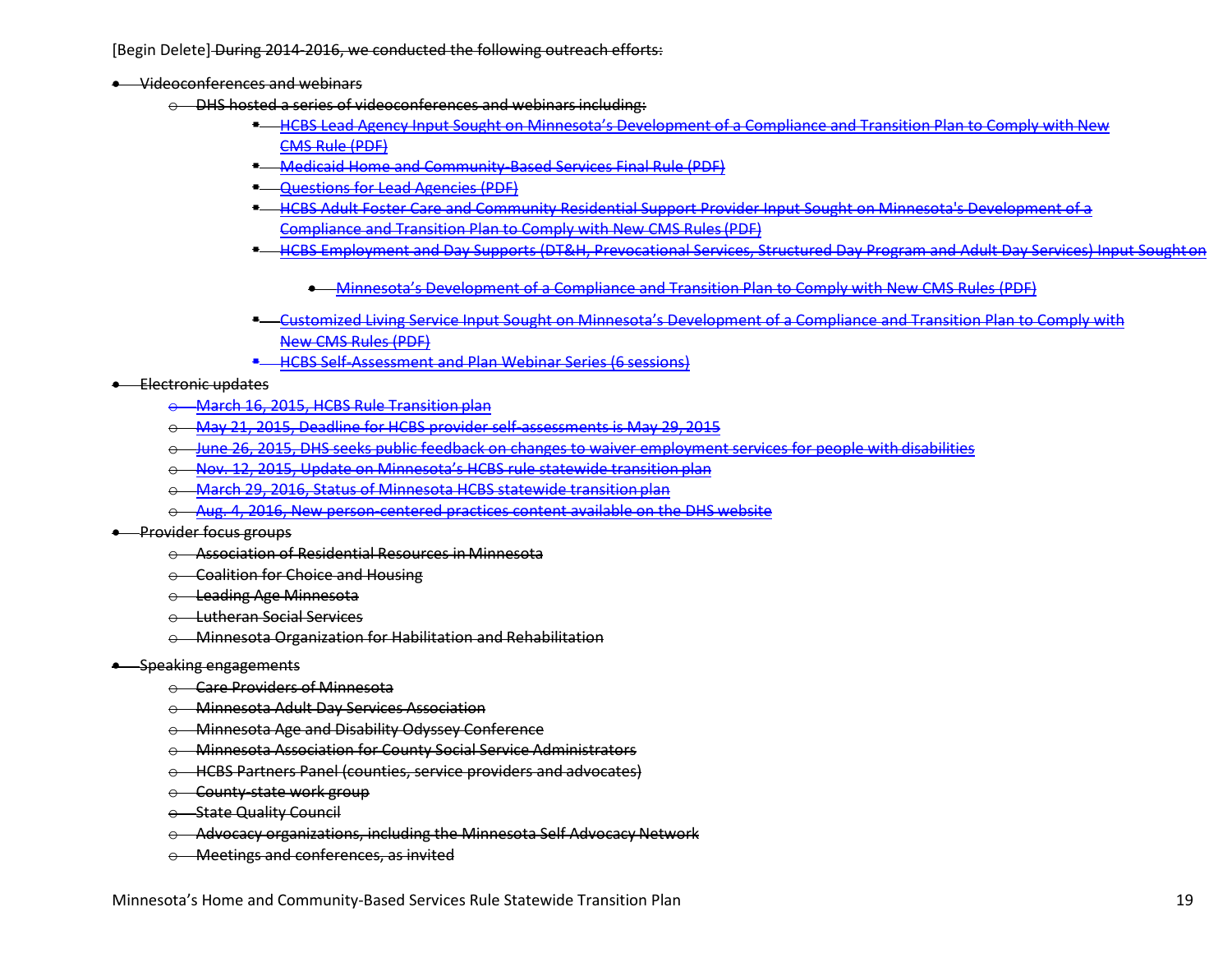[Begin Delete] ~~During 2014-2016, we conducted the following outreach efforts:~~

- ~~Videoconferences and webinars~~
  - ~~DHS hosted a series of videoconferences and webinars including:~~
    - ~~HCBS Lead Agency Input Sought on Minnesota's Development of a Compliance and Transition Plan to Comply with New CMS Rule (PDF)~~
    - ~~Medicaid Home and Community-Based Services Final Rule (PDF)~~
    - ~~Questions for Lead Agencies (PDF)~~
    - ~~HCBS Adult Foster Care and Community Residential Support Provider Input Sought on Minnesota's Development of a Compliance and Transition Plan to Comply with New CMS Rules (PDF)~~
    - ~~HCBS Employment and Day Supports (DT&H, Prevocational Services, Structured Day Program and Adult Day Services) Input Sought on~~
      - ~~Minnesota's Development of a Compliance and Transition Plan to Comply with New CMS Rules (PDF)~~
    - ~~Customized Living Service Input Sought on Minnesota's Development of a Compliance and Transition Plan to Comply with New CMS Rules (PDF)~~
    - ~~HCBS Self-Assessment and Plan Webinar Series (6 sessions)~~
- ~~Electronic updates~~
  - ~~March 16, 2015, HCBS Rule Transition plan~~
  - ~~May 21, 2015, Deadline for HCBS provider self-assessments is May 29, 2015~~
  - ~~June 26, 2015, DHS seeks public feedback on changes to waiver employment services for people with disabilities~~
  - ~~Nov. 12, 2015, Update on Minnesota's HCBS rule statewide transition plan~~
  - ~~March 29, 2016, Status of Minnesota HCBS statewide transition plan~~
  - ~~Aug. 4, 2016, New person-centered practices content available on the DHS website~~
- ~~Provider focus groups~~
  - ~~Association of Residential Resources in Minnesota~~
  - ~~Coalition for Choice and Housing~~
  - ~~Leading Age Minnesota~~
  - ~~Lutheran Social Services~~
  - ~~Minnesota Organization for Habilitation and Rehabilitation~~
- ~~Speaking engagements~~
  - ~~Care Providers of Minnesota~~
  - ~~Minnesota Adult Day Services Association~~
  - ~~Minnesota Age and Disability Odyssey Conference~~
  - ~~Minnesota Association for County Social Service Administrators~~
  - ~~HCBS Partners Panel (counties, service providers and advocates)~~
  - ~~County-state work group~~
  - ~~State Quality Council~~
  - ~~Advocacy organizations, including the Minnesota Self Advocacy Network~~
  - ~~Meetings and conferences, as invited~~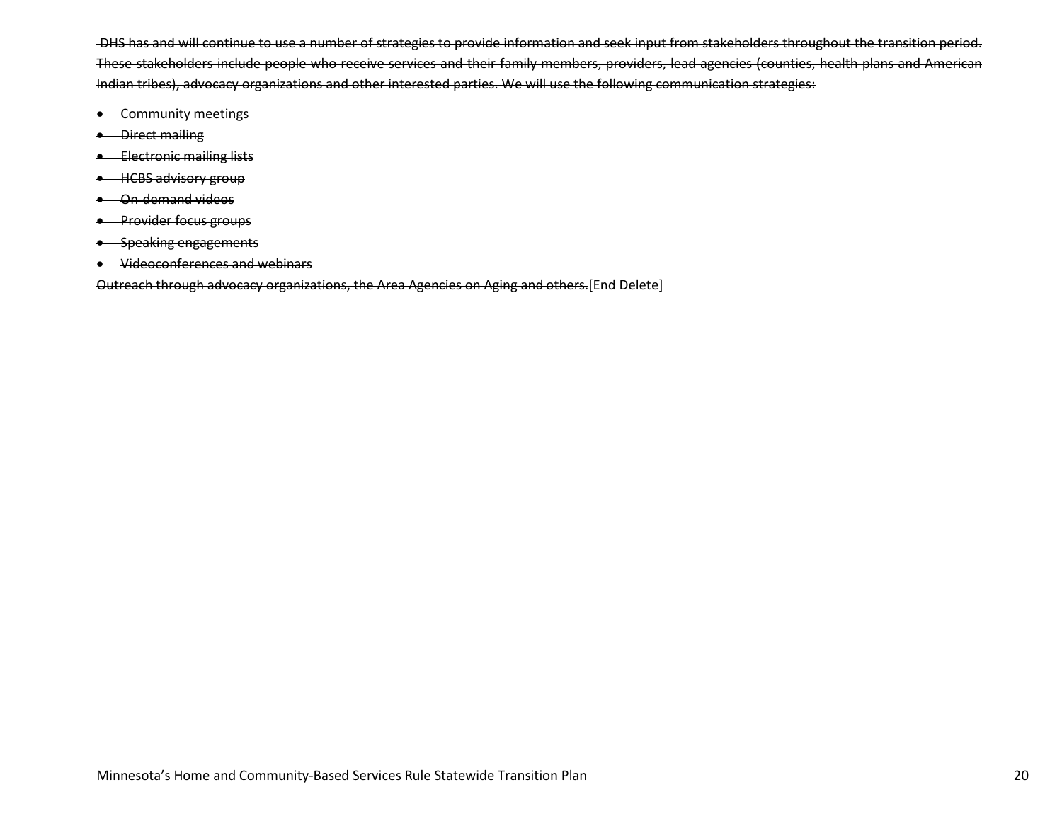~~DHS has and will continue to use a number of strategies to provide information and seek input from stakeholders throughout the transition period. These stakeholders include people who receive services and their family members, providers, lead agencies (counties, health plans and American Indian tribes), advocacy organizations and other interested parties. We will use the following communication strategies:~~

- ~~Community meetings~~
- ~~Direct mailing~~
- ~~Electronic mailing lists~~
- ~~HCBS advisory group~~
- ~~On-demand videos~~
- ~~Provider focus groups~~
- ~~Speaking engagements~~
- ~~Videoconferences and webinars~~

~~Outreach through advocacy organizations, the Area Agencies on Aging and others.~~[End Delete]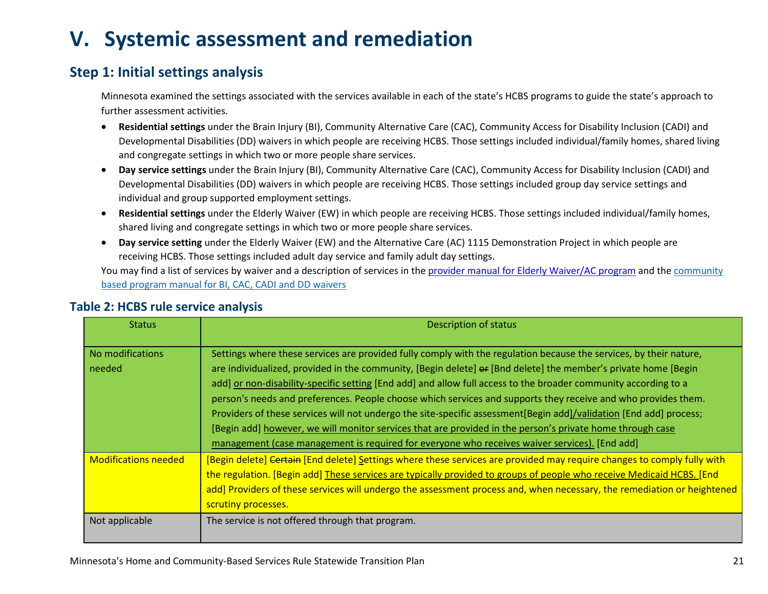# V. Systemic assessment and remediation

## Step 1: Initial settings analysis

Minnesota examined the settings associated with the services available in each of the state's HCBS programs to guide the state's approach to further assessment activities.

- **Residential settings** under the Brain Injury (BI), Community Alternative Care (CAC), Community Access for Disability Inclusion (CADI) and Developmental Disabilities (DD) waivers in which people are receiving HCBS. Those settings included individual/family homes, shared living and congregate settings in which two or more people share services.
- **Day service settings** under the Brain Injury (BI), Community Alternative Care (CAC), Community Access for Disability Inclusion (CADI) and Developmental Disabilities (DD) waivers in which people are receiving HCBS. Those settings included group day service settings and individual and group supported employment settings.
- **Residential settings** under the Elderly Waiver (EW) in which people are receiving HCBS. Those settings included individual/family homes, shared living and congregate settings in which two or more people share services.
- **Day service setting** under the Elderly Waiver (EW) and the Alternative Care (AC) 1115 Demonstration Project in which people are receiving HCBS. Those settings included adult day service and family adult day settings.

You may find a list of services by waiver and a description of services in the provider manual for Elderly Waiver/AC program and the community based program manual for BI, CAC, CADI and DD waivers

### Table 2: HCBS rule service analysis

| Status | Description of status |
|---|---|
| No modifications needed | Settings where these services are provided fully comply with the regulation because the services, by their nature, are individualized, provided in the community, [Begin delete] ~~or~~ [Bnd delete] the member's private home [Begin add] <u>or non-disability-specific setting</u> [End add] and allow full access to the broader community according to a person's needs and preferences. People choose which services and supports they receive and who provides them. Providers of these services will not undergo the site-specific assessment[Begin add]<u>/validation</u> [End add] process; [Begin add] <u>however, we will monitor services that are provided in the person's private home through case management (case management is required for everyone who receives waiver services).</u> [End add] |
| Modifications needed | [Begin delete] ~~Certain~~ [End delete] <u>S</u>ettings where these services are provided may require changes to comply fully with the regulation. [Begin add] <u>These services are typically provided to groups of people who receive Medicaid HCBS.</u> [End add] Providers of these services will undergo the assessment process and, when necessary, the remediation or heightened scrutiny processes. |
| Not applicable | The service is not offered through that program. |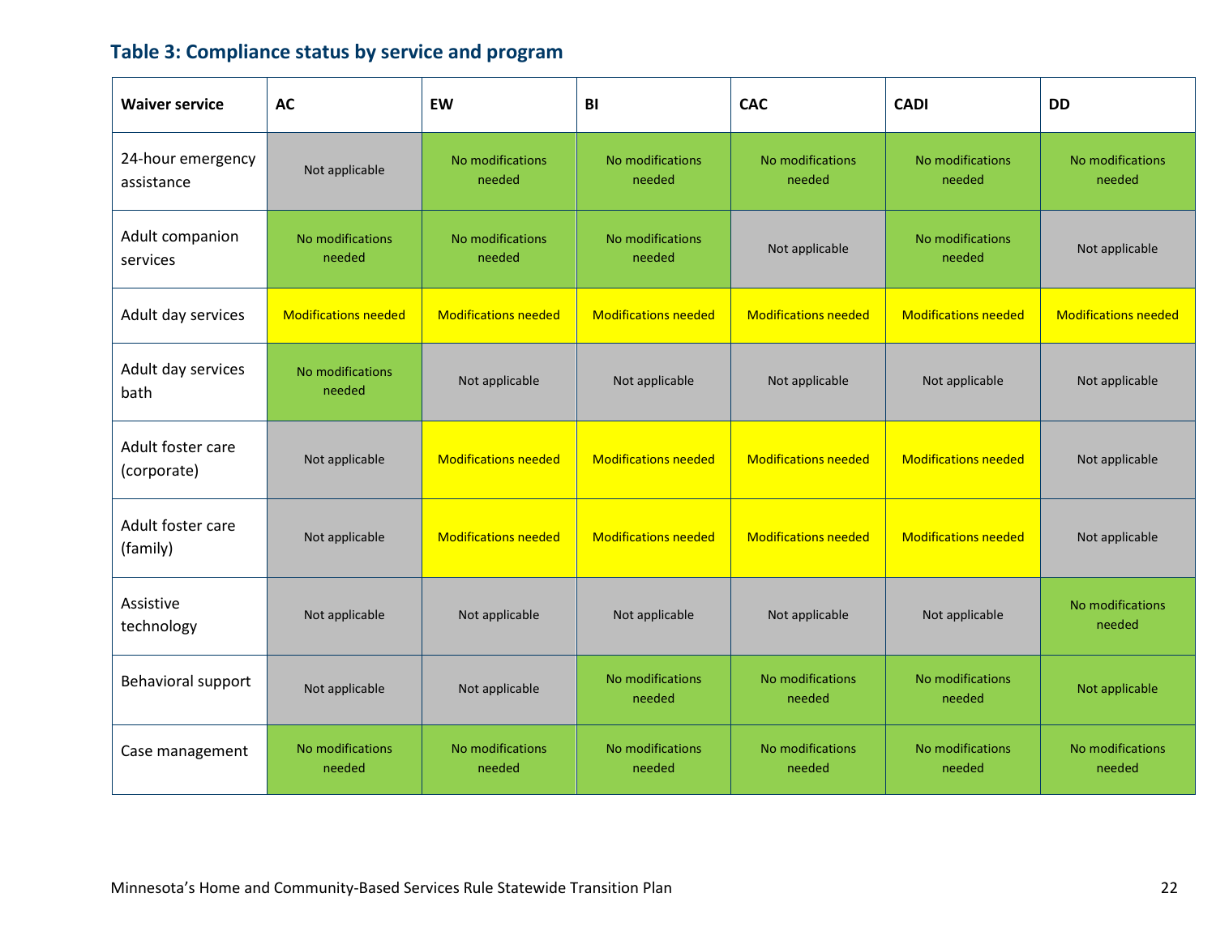### Table 3: Compliance status by service and program

| Waiver service | AC | EW | BI | CAC | CADI | DD |
|---|---|---|---|---|---|---|
| 24-hour emergency assistance | Not applicable | No modifications needed | No modifications needed | No modifications needed | No modifications needed | No modifications needed |
| Adult companion services | No modifications needed | No modifications needed | No modifications needed | Not applicable | No modifications needed | Not applicable |
| Adult day services | Modifications needed | Modifications needed | Modifications needed | Modifications needed | Modifications needed | Modifications needed |
| Adult day services bath | No modifications needed | Not applicable | Not applicable | Not applicable | Not applicable | Not applicable |
| Adult foster care (corporate) | Not applicable | Modifications needed | Modifications needed | Modifications needed | Modifications needed | Not applicable |
| Adult foster care (family) | Not applicable | Modifications needed | Modifications needed | Modifications needed | Modifications needed | Not applicable |
| Assistive technology | Not applicable | Not applicable | Not applicable | Not applicable | Not applicable | No modifications needed |
| Behavioral support | Not applicable | Not applicable | No modifications needed | No modifications needed | No modifications needed | Not applicable |
| Case management | No modifications needed | No modifications needed | No modifications needed | No modifications needed | No modifications needed | No modifications needed |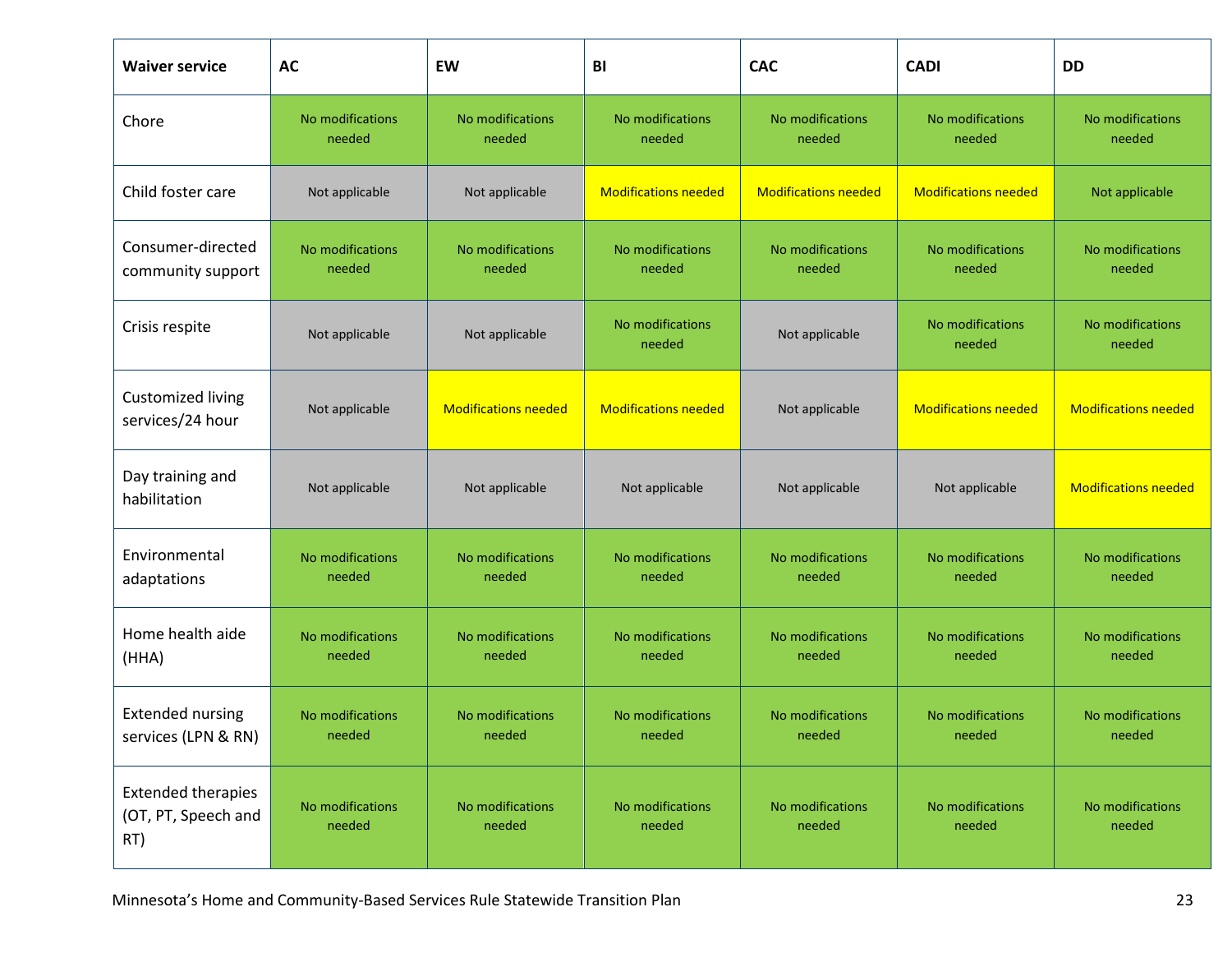| Waiver service | AC | EW | BI | CAC | CADI | DD |
|---|---|---|---|---|---|---|
| Chore | No modifications needed | No modifications needed | No modifications needed | No modifications needed | No modifications needed | No modifications needed |
| Child foster care | Not applicable | Not applicable | Modifications needed | Modifications needed | Modifications needed | Not applicable |
| Consumer-directed community support | No modifications needed | No modifications needed | No modifications needed | No modifications needed | No modifications needed | No modifications needed |
| Crisis respite | Not applicable | Not applicable | No modifications needed | Not applicable | No modifications needed | No modifications needed |
| Customized living services/24 hour | Not applicable | Modifications needed | Modifications needed | Not applicable | Modifications needed | Modifications needed |
| Day training and habilitation | Not applicable | Not applicable | Not applicable | Not applicable | Not applicable | Modifications needed |
| Environmental adaptations | No modifications needed | No modifications needed | No modifications needed | No modifications needed | No modifications needed | No modifications needed |
| Home health aide (HHA) | No modifications needed | No modifications needed | No modifications needed | No modifications needed | No modifications needed | No modifications needed |
| Extended nursing services (LPN & RN) | No modifications needed | No modifications needed | No modifications needed | No modifications needed | No modifications needed | No modifications needed |
| Extended therapies (OT, PT, Speech and RT) | No modifications needed | No modifications needed | No modifications needed | No modifications needed | No modifications needed | No modifications needed |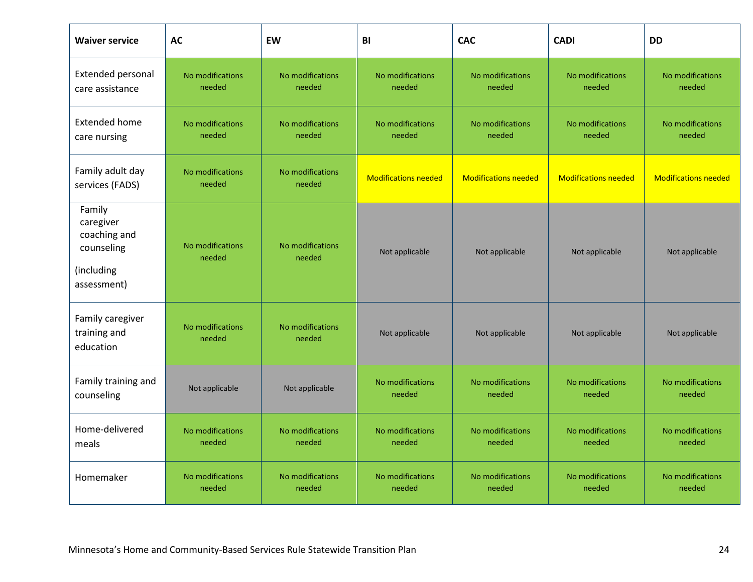| Waiver service | AC | EW | BI | CAC | CADI | DD |
|---|---|---|---|---|---|---|
| Extended personal care assistance | No modifications needed | No modifications needed | No modifications needed | No modifications needed | No modifications needed | No modifications needed |
| Extended home care nursing | No modifications needed | No modifications needed | No modifications needed | No modifications needed | No modifications needed | No modifications needed |
| Family adult day services (FADS) | No modifications needed | No modifications needed | Modifications needed | Modifications needed | Modifications needed | Modifications needed |
| Family caregiver coaching and counseling (including assessment) | No modifications needed | No modifications needed | Not applicable | Not applicable | Not applicable | Not applicable |
| Family caregiver training and education | No modifications needed | No modifications needed | Not applicable | Not applicable | Not applicable | Not applicable |
| Family training and counseling | Not applicable | Not applicable | No modifications needed | No modifications needed | No modifications needed | No modifications needed |
| Home-delivered meals | No modifications needed | No modifications needed | No modifications needed | No modifications needed | No modifications needed | No modifications needed |
| Homemaker | No modifications needed | No modifications needed | No modifications needed | No modifications needed | No modifications needed | No modifications needed |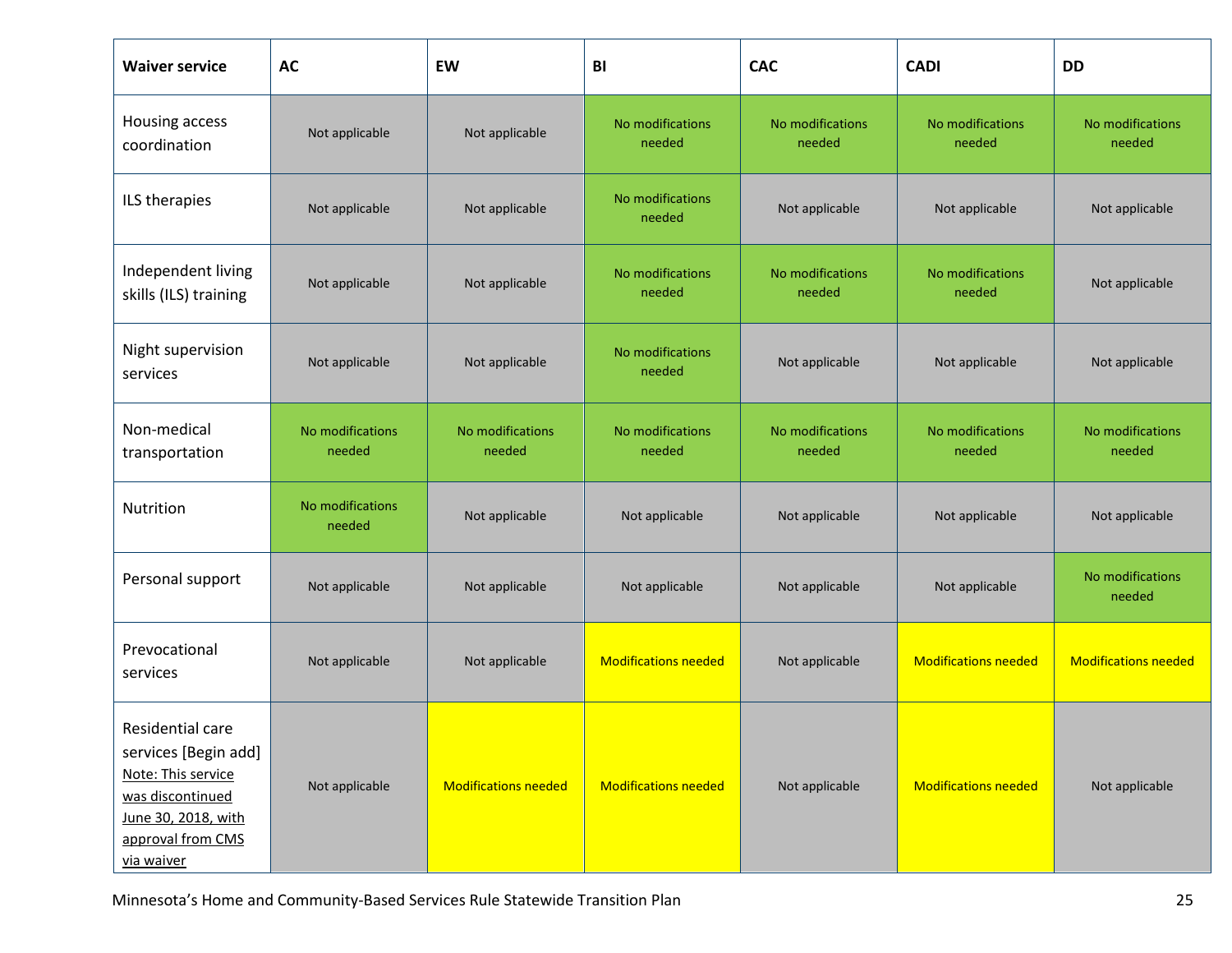| Waiver service | AC | EW | BI | CAC | CADI | DD |
|---|---|---|---|---|---|---|
| Housing access coordination | Not applicable | Not applicable | No modifications needed | No modifications needed | No modifications needed | No modifications needed |
| ILS therapies | Not applicable | Not applicable | No modifications needed | Not applicable | Not applicable | Not applicable |
| Independent living skills (ILS) training | Not applicable | Not applicable | No modifications needed | No modifications needed | No modifications needed | Not applicable |
| Night supervision services | Not applicable | Not applicable | No modifications needed | Not applicable | Not applicable | Not applicable |
| Non-medical transportation | No modifications needed | No modifications needed | No modifications needed | No modifications needed | No modifications needed | No modifications needed |
| Nutrition | No modifications needed | Not applicable | Not applicable | Not applicable | Not applicable | Not applicable |
| Personal support | Not applicable | Not applicable | Not applicable | Not applicable | Not applicable | No modifications needed |
| Prevocational services | Not applicable | Not applicable | Modifications needed | Not applicable | Modifications needed | Modifications needed |
| Residential care services [Begin add] Note: This service was discontinued June 30, 2018, with approval from CMS via waiver | Not applicable | Modifications needed | Modifications needed | Not applicable | Modifications needed | Not applicable |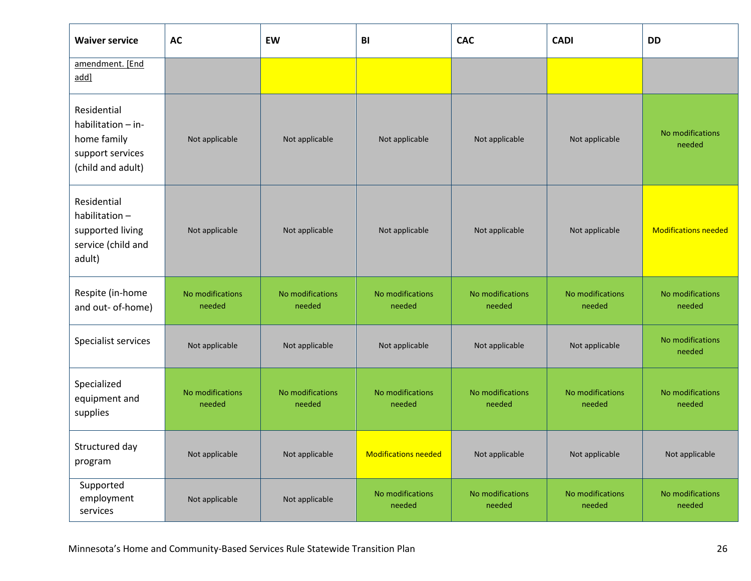| Waiver service | AC | EW | BI | CAC | CADI | DD |
|---|---|---|---|---|---|---|
| amendment. [End add] | | | | | | |
| Residential habilitation – in-home family support services (child and adult) | Not applicable | Not applicable | Not applicable | Not applicable | Not applicable | No modifications needed |
| Residential habilitation – supported living service (child and adult) | Not applicable | Not applicable | Not applicable | Not applicable | Not applicable | Modifications needed |
| Respite (in-home and out- of-home) | No modifications needed | No modifications needed | No modifications needed | No modifications needed | No modifications needed | No modifications needed |
| Specialist services | Not applicable | Not applicable | Not applicable | Not applicable | Not applicable | No modifications needed |
| Specialized equipment and supplies | No modifications needed | No modifications needed | No modifications needed | No modifications needed | No modifications needed | No modifications needed |
| Structured day program | Not applicable | Not applicable | Modifications needed | Not applicable | Not applicable | Not applicable |
| Supported employment services | Not applicable | Not applicable | No modifications needed | No modifications needed | No modifications needed | No modifications needed |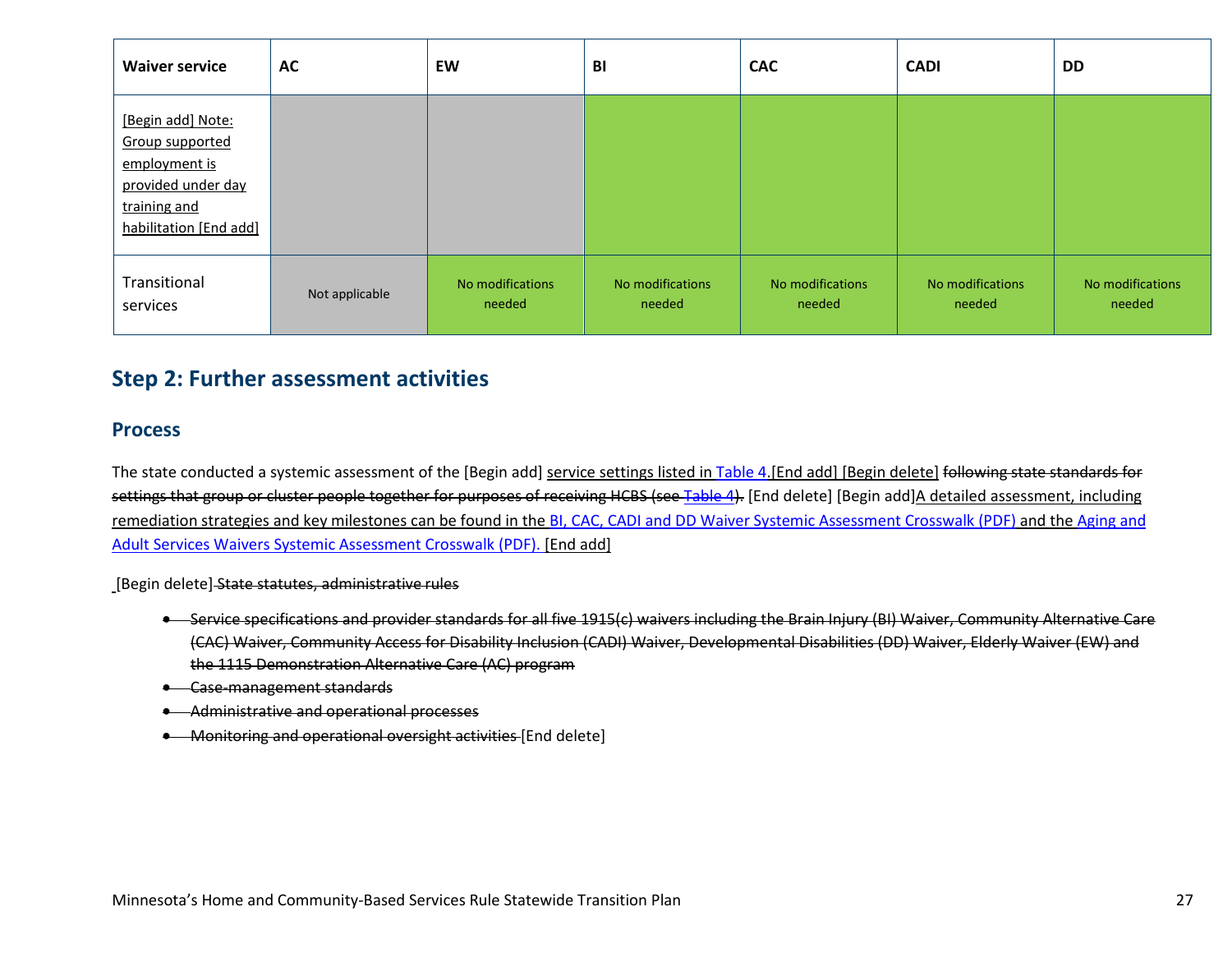| Waiver service | AC | EW | BI | CAC | CADI | DD |
|---|---|---|---|---|---|---|
| [Begin add] Note: Group supported employment is provided under day training and habilitation [End add] | | | | | | |
| Transitional services | Not applicable | No modifications needed | No modifications needed | No modifications needed | No modifications needed | No modifications needed |

## Step 2: Further assessment activities

### Process

The state conducted a systemic assessment of the [Begin add] service settings listed in Table 4.[End add] [Begin delete] ~~following state standards for settings that group or cluster people together for purposes of receiving HCBS (see Table 4).~~ [End delete] [Begin add]A detailed assessment, including remediation strategies and key milestones can be found in the BI, CAC, CADI and DD Waiver Systemic Assessment Crosswalk (PDF) and the Aging and Adult Services Waivers Systemic Assessment Crosswalk (PDF). [End add]

[Begin delete] ~~State statutes, administrative rules~~

- ~~Service specifications and provider standards for all five 1915(c) waivers including the Brain Injury (BI) Waiver, Community Alternative Care (CAC) Waiver, Community Access for Disability Inclusion (CADI) Waiver, Developmental Disabilities (DD) Waiver, Elderly Waiver (EW) and the 1115 Demonstration Alternative Care (AC) program~~
- ~~Case-management standards~~
- ~~Administrative and operational processes~~
- ~~Monitoring and operational oversight activities~~ [End delete]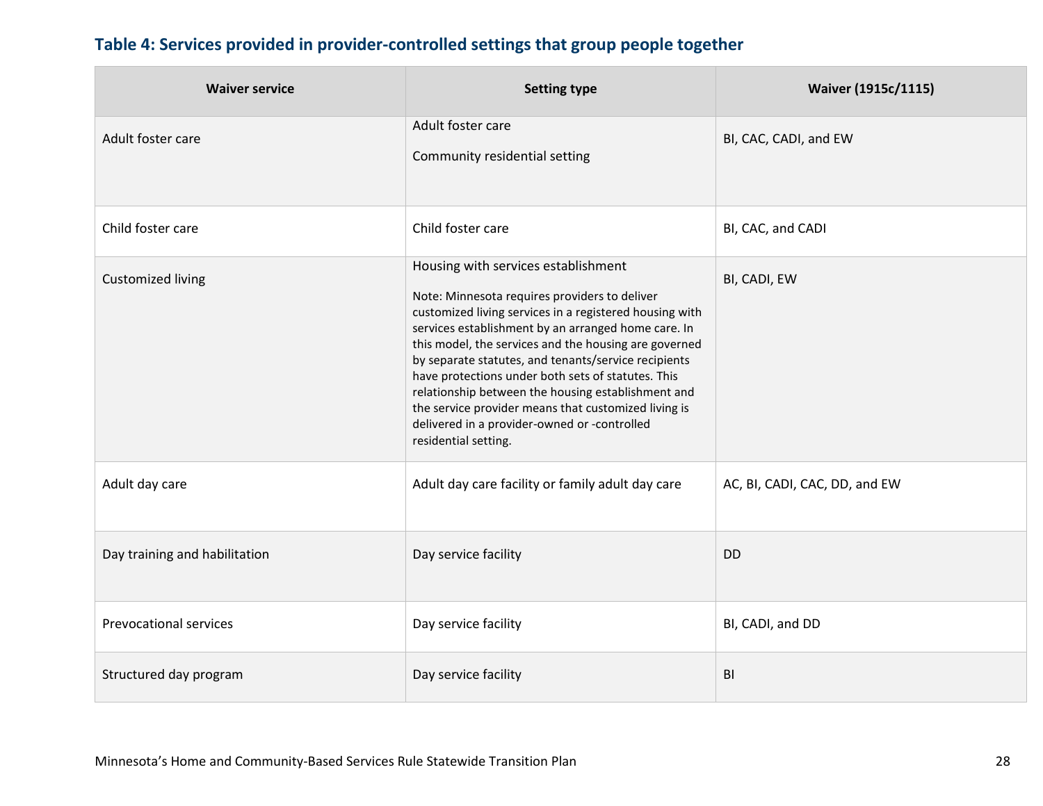### Table 4: Services provided in provider-controlled settings that group people together

| Waiver service | Setting type | Waiver (1915c/1115) |
| --- | --- | --- |
| Adult foster care | Adult foster care<br><br>Community residential setting | BI, CAC, CADI, and EW |
| Child foster care | Child foster care | BI, CAC, and CADI |
| Customized living | Housing with services establishment<br><br>Note: Minnesota requires providers to deliver customized living services in a registered housing with services establishment by an arranged home care. In this model, the services and the housing are governed by separate statutes, and tenants/service recipients have protections under both sets of statutes. This relationship between the housing establishment and the service provider means that customized living is delivered in a provider-owned or -controlled residential setting. | BI, CADI, EW |
| Adult day care | Adult day care facility or family adult day care | AC, BI, CADI, CAC, DD, and EW |
| Day training and habilitation | Day service facility | DD |
| Prevocational services | Day service facility | BI, CADI, and DD |
| Structured day program | Day service facility | BI |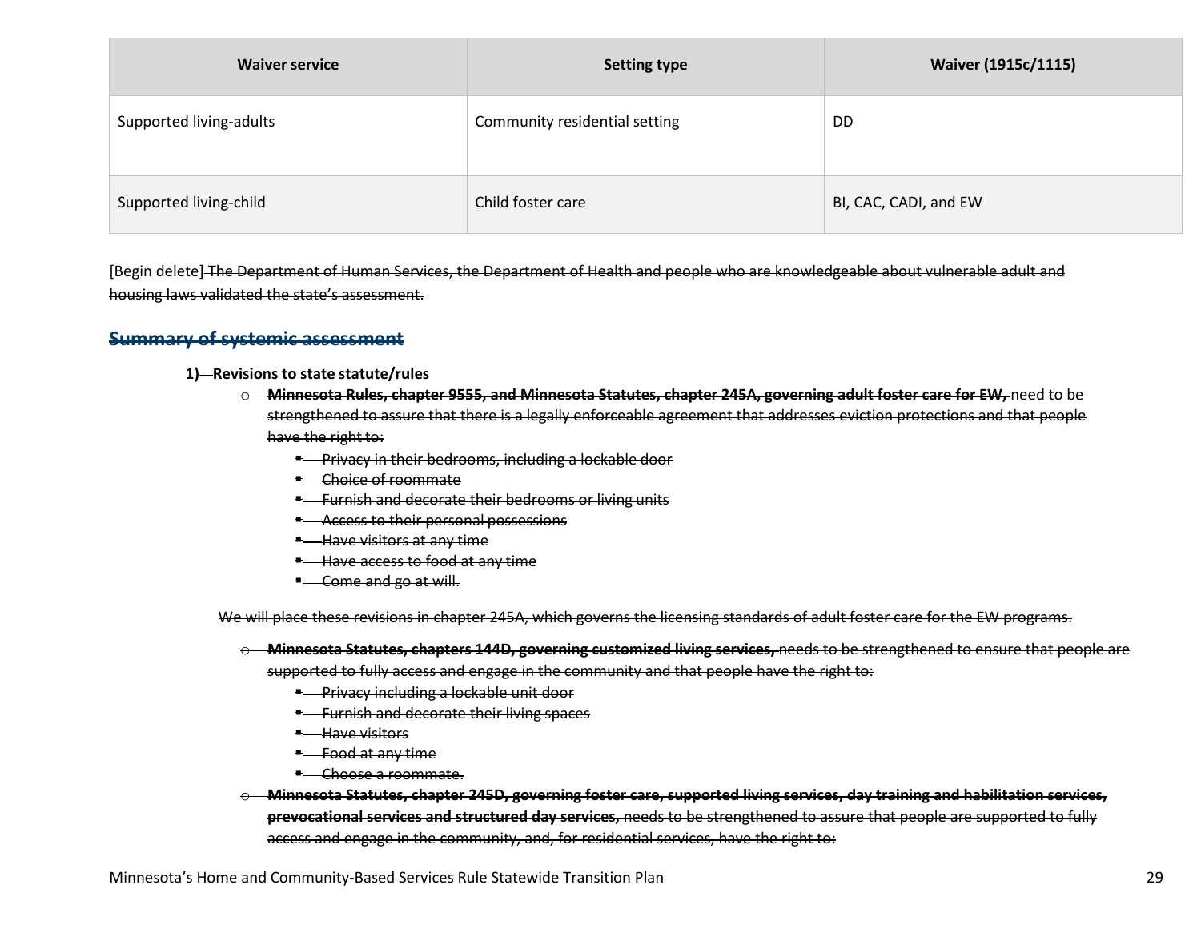| Waiver service | Setting type | Waiver (1915c/1115) |
|---|---|---|
| Supported living-adults | Community residential setting | DD |
| Supported living-child | Child foster care | BI, CAC, CADI, and EW |

[Begin delete] ~~The Department of Human Services, the Department of Health and people who are knowledgeable about vulnerable adult and housing laws validated the state's assessment.~~

## ~~Summary of systemic assessment~~

~~**1) Revisions to state statute/rules**~~

- ~~**Minnesota Rules, chapter 9555, and Minnesota Statutes, chapter 245A, governing adult foster care for EW,** need to be strengthened to assure that there is a legally enforceable agreement that addresses eviction protections and that people have the right to:~~
  - ~~Privacy in their bedrooms, including a lockable door~~
  - ~~Choice of roommate~~
  - ~~Furnish and decorate their bedrooms or living units~~
  - ~~Access to their personal possessions~~
  - ~~Have visitors at any time~~
  - ~~Have access to food at any time~~
  - ~~Come and go at will.~~

~~We will place these revisions in chapter 245A, which governs the licensing standards of adult foster care for the EW programs.~~

- ~~**Minnesota Statutes, chapters 144D, governing customized living services,** needs to be strengthened to ensure that people are supported to fully access and engage in the community and that people have the right to:~~
  - ~~Privacy including a lockable unit door~~
  - ~~Furnish and decorate their living spaces~~
  - ~~Have visitors~~
  - ~~Food at any time~~
  - ~~Choose a roommate.~~
- ~~**Minnesota Statutes, chapter 245D, governing foster care, supported living services, day training and habilitation services, prevocational services and structured day services,** needs to be strengthened to assure that people are supported to fully access and engage in the community, and, for residential services, have the right to:~~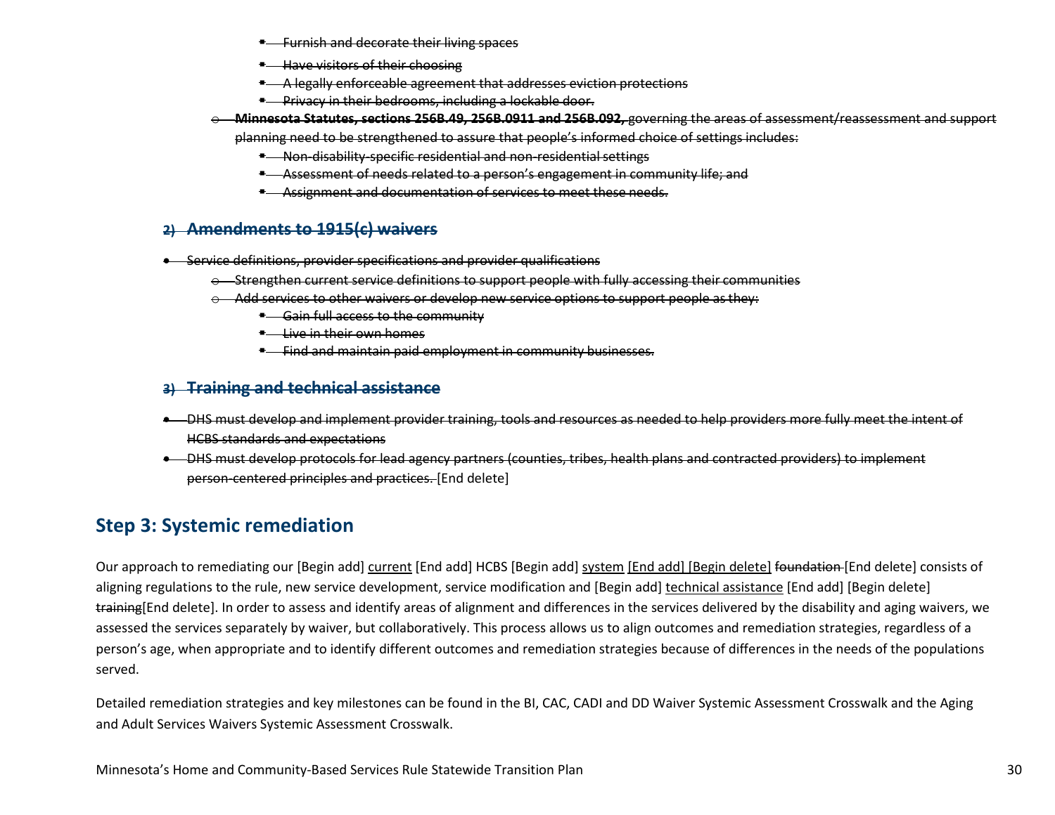- ~~Furnish and decorate their living spaces~~
        - ~~Have visitors of their choosing~~
        - ~~A legally enforceable agreement that addresses eviction protections~~
        - ~~Privacy in their bedrooms, including a lockable door.~~
    - ~~**Minnesota Statutes, sections 256B.49, 256B.0911 and 256B.092,** governing the areas of assessment/reassessment and support planning need to be strengthened to assure that people's informed choice of settings includes:~~
        - ~~Non-disability-specific residential and non-residential settings~~
        - ~~Assessment of needs related to a person's engagement in community life; and~~
        - ~~Assignment and documentation of services to meet these needs.~~

### ~~2) Amendments to 1915(c) waivers~~

- ~~Service definitions, provider specifications and provider qualifications~~
    - ~~Strengthen current service definitions to support people with fully accessing their communities~~
    - ~~Add services to other waivers or develop new service options to support people as they:~~
        - ~~Gain full access to the community~~
        - ~~Live in their own homes~~
        - ~~Find and maintain paid employment in community businesses.~~

### ~~3) Training and technical assistance~~

- ~~DHS must develop and implement provider training, tools and resources as needed to help providers more fully meet the intent of HCBS standards and expectations~~
- ~~DHS must develop protocols for lead agency partners (counties, tribes, health plans and contracted providers) to implement person-centered principles and practices.~~ [End delete]

## Step 3: Systemic remediation

Our approach to remediating our [Begin add] current [End add] HCBS [Begin add] system [End add] [Begin delete] ~~foundation~~ [End delete] consists of aligning regulations to the rule, new service development, service modification and [Begin add] technical assistance [End add] [Begin delete] ~~training~~[End delete]. In order to assess and identify areas of alignment and differences in the services delivered by the disability and aging waivers, we assessed the services separately by waiver, but collaboratively. This process allows us to align outcomes and remediation strategies, regardless of a person's age, when appropriate and to identify different outcomes and remediation strategies because of differences in the needs of the populations served.

Detailed remediation strategies and key milestones can be found in the BI, CAC, CADI and DD Waiver Systemic Assessment Crosswalk and the Aging and Adult Services Waivers Systemic Assessment Crosswalk.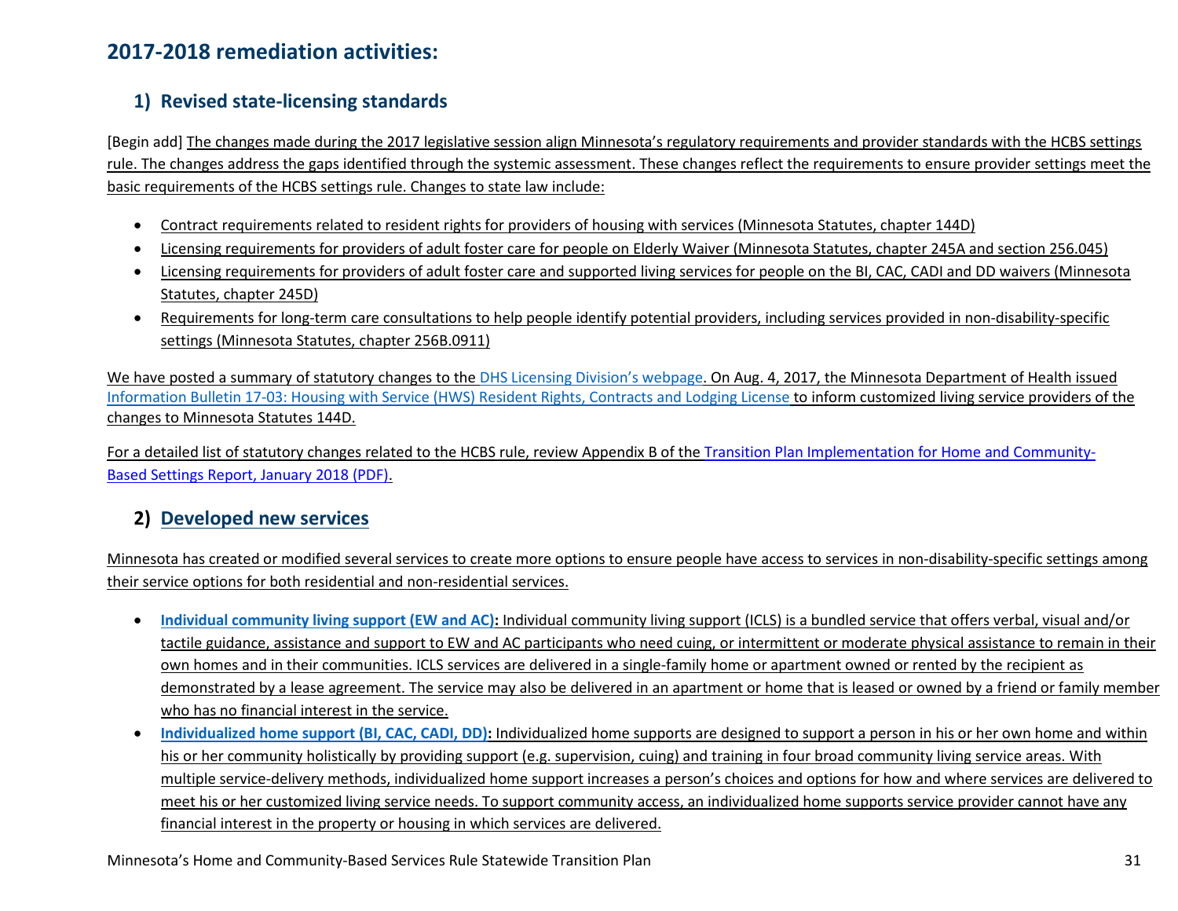## 2017-2018 remediation activities:

### 1) Revised state-licensing standards

[Begin add] The changes made during the 2017 legislative session align Minnesota's regulatory requirements and provider standards with the HCBS settings rule. The changes address the gaps identified through the systemic assessment. These changes reflect the requirements to ensure provider settings meet the basic requirements of the HCBS settings rule. Changes to state law include:

- Contract requirements related to resident rights for providers of housing with services (Minnesota Statutes, chapter 144D)
- Licensing requirements for providers of adult foster care for people on Elderly Waiver (Minnesota Statutes, chapter 245A and section 256.045)
- Licensing requirements for providers of adult foster care and supported living services for people on the BI, CAC, CADI and DD waivers (Minnesota Statutes, chapter 245D)
- Requirements for long-term care consultations to help people identify potential providers, including services provided in non-disability-specific settings (Minnesota Statutes, chapter 256B.0911)

We have posted a summary of statutory changes to the DHS Licensing Division's webpage. On Aug. 4, 2017, the Minnesota Department of Health issued Information Bulletin 17-03: Housing with Service (HWS) Resident Rights, Contracts and Lodging License to inform customized living service providers of the changes to Minnesota Statutes 144D.

For a detailed list of statutory changes related to the HCBS rule, review Appendix B of the Transition Plan Implementation for Home and Community-Based Settings Report, January 2018 (PDF).

### 2) Developed new services

Minnesota has created or modified several services to create more options to ensure people have access to services in non-disability-specific settings among their service options for both residential and non-residential services.

- **Individual community living support (EW and AC):** Individual community living support (ICLS) is a bundled service that offers verbal, visual and/or tactile guidance, assistance and support to EW and AC participants who need cuing, or intermittent or moderate physical assistance to remain in their own homes and in their communities. ICLS services are delivered in a single-family home or apartment owned or rented by the recipient as demonstrated by a lease agreement. The service may also be delivered in an apartment or home that is leased or owned by a friend or family member who has no financial interest in the service.
- **Individualized home support (BI, CAC, CADI, DD):** Individualized home supports are designed to support a person in his or her own home and within his or her community holistically by providing support (e.g. supervision, cuing) and training in four broad community living service areas. With multiple service-delivery methods, individualized home support increases a person's choices and options for how and where services are delivered to meet his or her customized living service needs. To support community access, an individualized home supports service provider cannot have any financial interest in the property or housing in which services are delivered.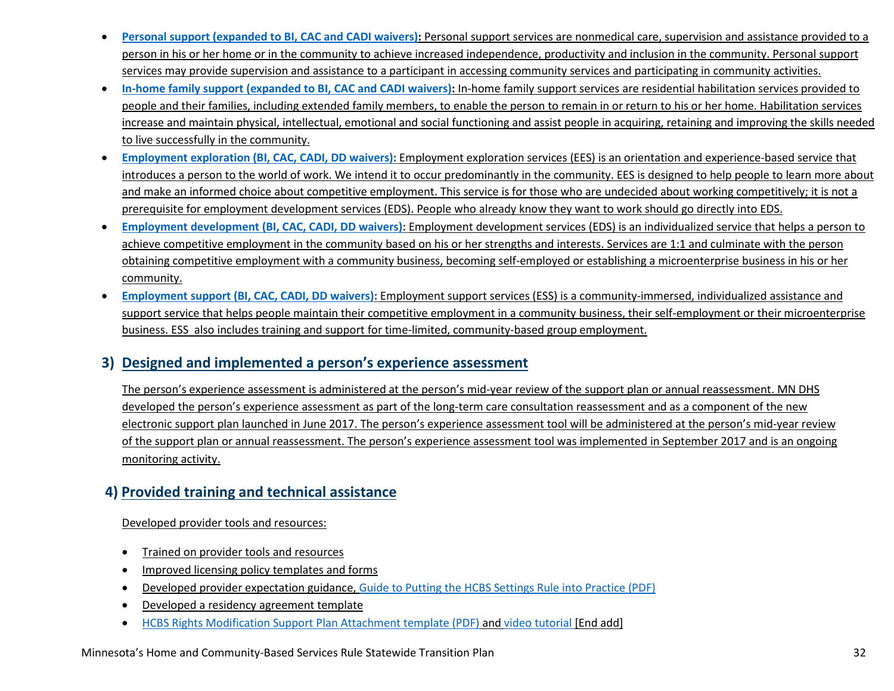- **Personal support (expanded to BI, CAC and CADI waivers):** Personal support services are nonmedical care, supervision and assistance provided to a person in his or her home or in the community to achieve increased independence, productivity and inclusion in the community. Personal support services may provide supervision and assistance to a participant in accessing community services and participating in community activities.
- **In-home family support (expanded to BI, CAC and CADI waivers):** In-home family support services are residential habilitation services provided to people and their families, including extended family members, to enable the person to remain in or return to his or her home. Habilitation services increase and maintain physical, intellectual, emotional and social functioning and assist people in acquiring, retaining and improving the skills needed to live successfully in the community.
- **Employment exploration (BI, CAC, CADI, DD waivers):** Employment exploration services (EES) is an orientation and experience-based service that introduces a person to the world of work. We intend it to occur predominantly in the community. EES is designed to help people to learn more about and make an informed choice about competitive employment. This service is for those who are undecided about working competitively; it is not a prerequisite for employment development services (EDS). People who already know they want to work should go directly into EDS.
- **Employment development (BI, CAC, CADI, DD waivers):** Employment development services (EDS) is an individualized service that helps a person to achieve competitive employment in the community based on his or her strengths and interests. Services are 1:1 and culminate with the person obtaining competitive employment with a community business, becoming self-employed or establishing a microenterprise business in his or her community.
- **Employment support (BI, CAC, CADI, DD waivers):** Employment support services (ESS) is a community-immersed, individualized assistance and support service that helps people maintain their competitive employment in a community business, their self-employment or their microenterprise business. ESS also includes training and support for time-limited, community-based group employment.

## 3) Designed and implemented a person's experience assessment

The person's experience assessment is administered at the person's mid-year review of the support plan or annual reassessment. MN DHS developed the person's experience assessment as part of the long-term care consultation reassessment and as a component of the new electronic support plan launched in June 2017. The person's experience assessment tool will be administered at the person's mid-year review of the support plan or annual reassessment. The person's experience assessment tool was implemented in September 2017 and is an ongoing monitoring activity.

## 4) Provided training and technical assistance

Developed provider tools and resources:

- Trained on provider tools and resources
- Improved licensing policy templates and forms
- Developed provider expectation guidance, Guide to Putting the HCBS Settings Rule into Practice (PDF)
- Developed a residency agreement template
- HCBS Rights Modification Support Plan Attachment template (PDF) and video tutorial [End add]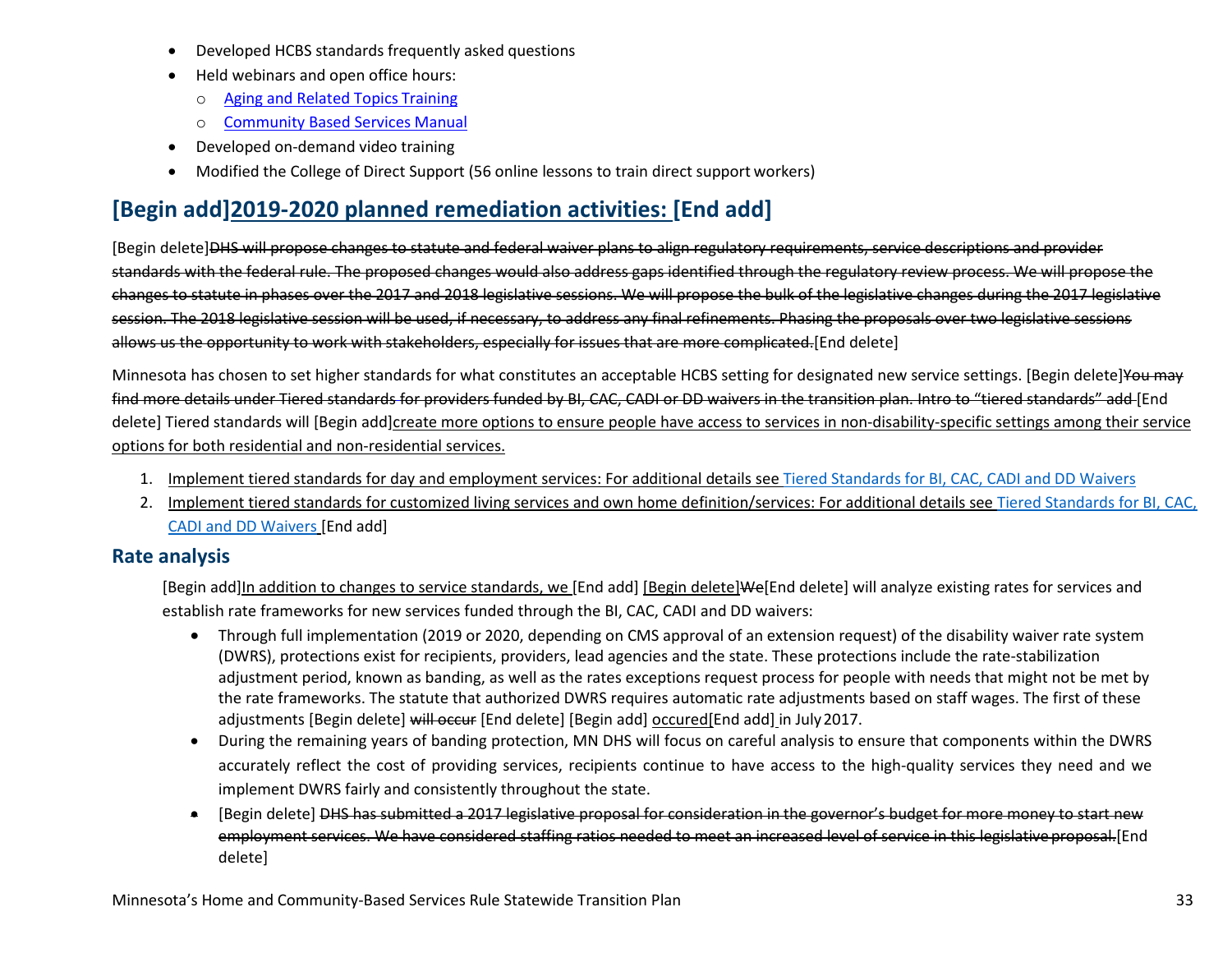- Developed HCBS standards frequently asked questions
- Held webinars and open office hours:
  - Aging and Related Topics Training
  - Community Based Services Manual
- Developed on-demand video training
- Modified the College of Direct Support (56 online lessons to train direct support workers)

## [Begin add]2019-2020 planned remediation activities: [End add]

[Begin delete]~~DHS will propose changes to statute and federal waiver plans to align regulatory requirements, service descriptions and provider standards with the federal rule. The proposed changes would also address gaps identified through the regulatory review process. We will propose the changes to statute in phases over the 2017 and 2018 legislative sessions. We will propose the bulk of the legislative changes during the 2017 legislative session. The 2018 legislative session will be used, if necessary, to address any final refinements. Phasing the proposals over two legislative sessions allows us the opportunity to work with stakeholders, especially for issues that are more complicated.~~[End delete]

Minnesota has chosen to set higher standards for what constitutes an acceptable HCBS setting for designated new service settings. [Begin delete]~~You may find more details under Tiered standards for providers funded by BI, CAC, CADI or DD waivers in the transition plan. Intro to "tiered standards" add~~ [End delete] Tiered standards will [Begin add]create more options to ensure people have access to services in non-disability-specific settings among their service options for both residential and non-residential services.

1. Implement tiered standards for day and employment services: For additional details see Tiered Standards for BI, CAC, CADI and DD Waivers
2. Implement tiered standards for customized living services and own home definition/services: For additional details see Tiered Standards for BI, CAC, CADI and DD Waivers [End add]

### Rate analysis

[Begin add]In addition to changes to service standards, we [End add] [Begin delete]~~We~~[End delete] will analyze existing rates for services and establish rate frameworks for new services funded through the BI, CAC, CADI and DD waivers:

- Through full implementation (2019 or 2020, depending on CMS approval of an extension request) of the disability waiver rate system (DWRS), protections exist for recipients, providers, lead agencies and the state. These protections include the rate-stabilization adjustment period, known as banding, as well as the rates exceptions request process for people with needs that might not be met by the rate frameworks. The statute that authorized DWRS requires automatic rate adjustments based on staff wages. The first of these adjustments [Begin delete] ~~will occur~~ [End delete] [Begin add] occured[End add] in July 2017.
- During the remaining years of banding protection, MN DHS will focus on careful analysis to ensure that components within the DWRS accurately reflect the cost of providing services, recipients continue to have access to the high-quality services they need and we implement DWRS fairly and consistently throughout the state.
- [Begin delete] ~~DHS has submitted a 2017 legislative proposal for consideration in the governor's budget for more money to start new employment services. We have considered staffing ratios needed to meet an increased level of service in this legislative proposal.~~[End delete]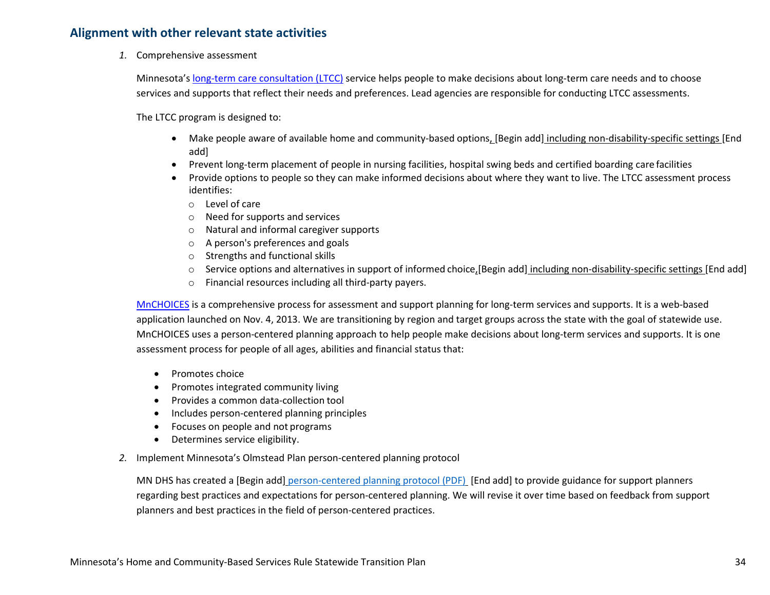## Alignment with other relevant state activities

*1.* Comprehensive assessment

Minnesota's long-term care consultation (LTCC) service helps people to make decisions about long-term care needs and to choose services and supports that reflect their needs and preferences. Lead agencies are responsible for conducting LTCC assessments.

The LTCC program is designed to:

- Make people aware of available home and community-based options, [Begin add] including non-disability-specific settings [End add]
- Prevent long-term placement of people in nursing facilities, hospital swing beds and certified boarding care facilities
- Provide options to people so they can make informed decisions about where they want to live. The LTCC assessment process identifies:
  - Level of care
  - Need for supports and services
  - Natural and informal caregiver supports
  - A person's preferences and goals
  - Strengths and functional skills
  - Service options and alternatives in support of informed choice,[Begin add] including non-disability-specific settings [End add]
  - Financial resources including all third-party payers.

MnCHOICES is a comprehensive process for assessment and support planning for long-term services and supports. It is a web-based application launched on Nov. 4, 2013. We are transitioning by region and target groups across the state with the goal of statewide use. MnCHOICES uses a person-centered planning approach to help people make decisions about long-term services and supports. It is one assessment process for people of all ages, abilities and financial status that:

- Promotes choice
- Promotes integrated community living
- Provides a common data-collection tool
- Includes person-centered planning principles
- Focuses on people and not programs
- Determines service eligibility.

*2.* Implement Minnesota's Olmstead Plan person-centered planning protocol

MN DHS has created a [Begin add] person-centered planning protocol (PDF) [End add] to provide guidance for support planners regarding best practices and expectations for person-centered planning. We will revise it over time based on feedback from support planners and best practices in the field of person-centered practices.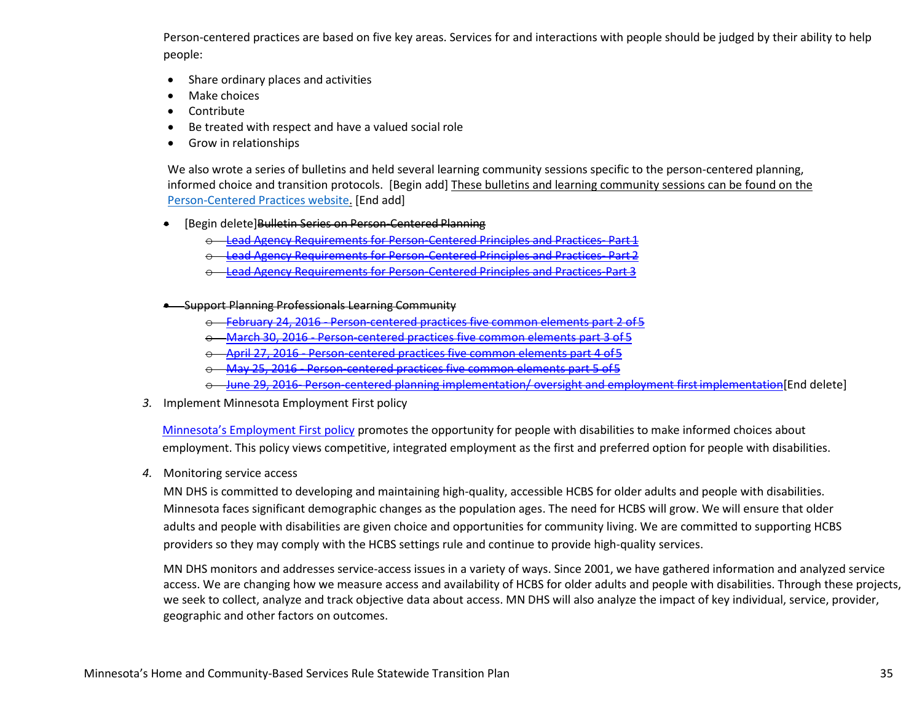Person-centered practices are based on five key areas. Services for and interactions with people should be judged by their ability to help people:

- Share ordinary places and activities
- Make choices
- Contribute
- Be treated with respect and have a valued social role
- Grow in relationships

We also wrote a series of bulletins and held several learning community sessions specific to the person-centered planning, informed choice and transition protocols. [Begin add] These bulletins and learning community sessions can be found on the Person-Centered Practices website. [End add]

- [Begin delete]~~Bulletin Series on Person-Centered Planning~~
    - ~~Lead Agency Requirements for Person-Centered Principles and Practices- Part 1~~
    - ~~Lead Agency Requirements for Person-Centered Principles and Practices- Part 2~~
    - ~~Lead Agency Requirements for Person-Centered Principles and Practices-Part 3~~
- ~~Support Planning Professionals Learning Community~~
    - ~~February 24, 2016 - Person-centered practices five common elements part 2 of 5~~
    - ~~March 30, 2016 - Person-centered practices five common elements part 3 of 5~~
    - ~~April 27, 2016 - Person-centered practices five common elements part 4 of 5~~
    - ~~May 25, 2016 - Person-centered practices five common elements part 5 of 5~~
    - ~~June 29, 2016- Person-centered planning implementation/ oversight and employment first implementation~~[End delete]

3. Implement Minnesota Employment First policy

Minnesota's Employment First policy promotes the opportunity for people with disabilities to make informed choices about employment. This policy views competitive, integrated employment as the first and preferred option for people with disabilities.

4. Monitoring service access

MN DHS is committed to developing and maintaining high-quality, accessible HCBS for older adults and people with disabilities. Minnesota faces significant demographic changes as the population ages. The need for HCBS will grow. We will ensure that older adults and people with disabilities are given choice and opportunities for community living. We are committed to supporting HCBS providers so they may comply with the HCBS settings rule and continue to provide high-quality services.

MN DHS monitors and addresses service-access issues in a variety of ways. Since 2001, we have gathered information and analyzed service access. We are changing how we measure access and availability of HCBS for older adults and people with disabilities. Through these projects, we seek to collect, analyze and track objective data about access. MN DHS will also analyze the impact of key individual, service, provider, geographic and other factors on outcomes.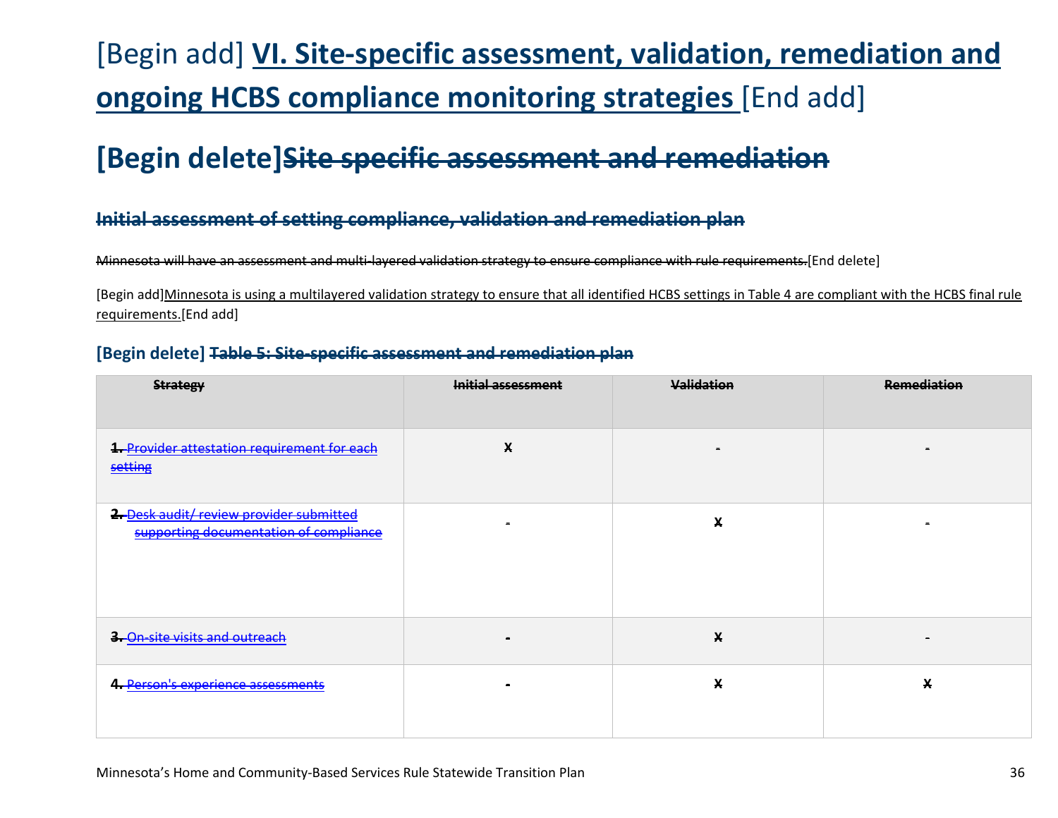# [Begin add] VI. Site-specific assessment, validation, remediation and ongoing HCBS compliance monitoring strategies [End add]

## [Begin delete]~~Site specific assessment and remediation~~

### ~~Initial assessment of setting compliance, validation and remediation plan~~

~~Minnesota will have an assessment and multi-layered validation strategy to ensure compliance with rule requirements.~~[End delete]

[Begin add]Minnesota is using a multilayered validation strategy to ensure that all identified HCBS settings in Table 4 are compliant with the HCBS final rule requirements.[End add]

**[Begin delete] ~~Table 5: Site-specific assessment and remediation plan~~**

| ~~Strategy~~ | ~~Initial assessment~~ | ~~Validation~~ | ~~Remediation~~ |
|---|---|---|---|
| ~~1. Provider attestation requirement for each setting~~ | ~~X~~ | ~~-~~ | ~~-~~ |
| ~~2. Desk audit/ review provider submitted supporting documentation of compliance~~ | ~~-~~ | ~~X~~ | ~~-~~ |
| ~~3. On-site visits and outreach~~ | - | ~~X~~ | - |
| ~~4. Person's experience assessments~~ | - | ~~X~~ | ~~X~~ |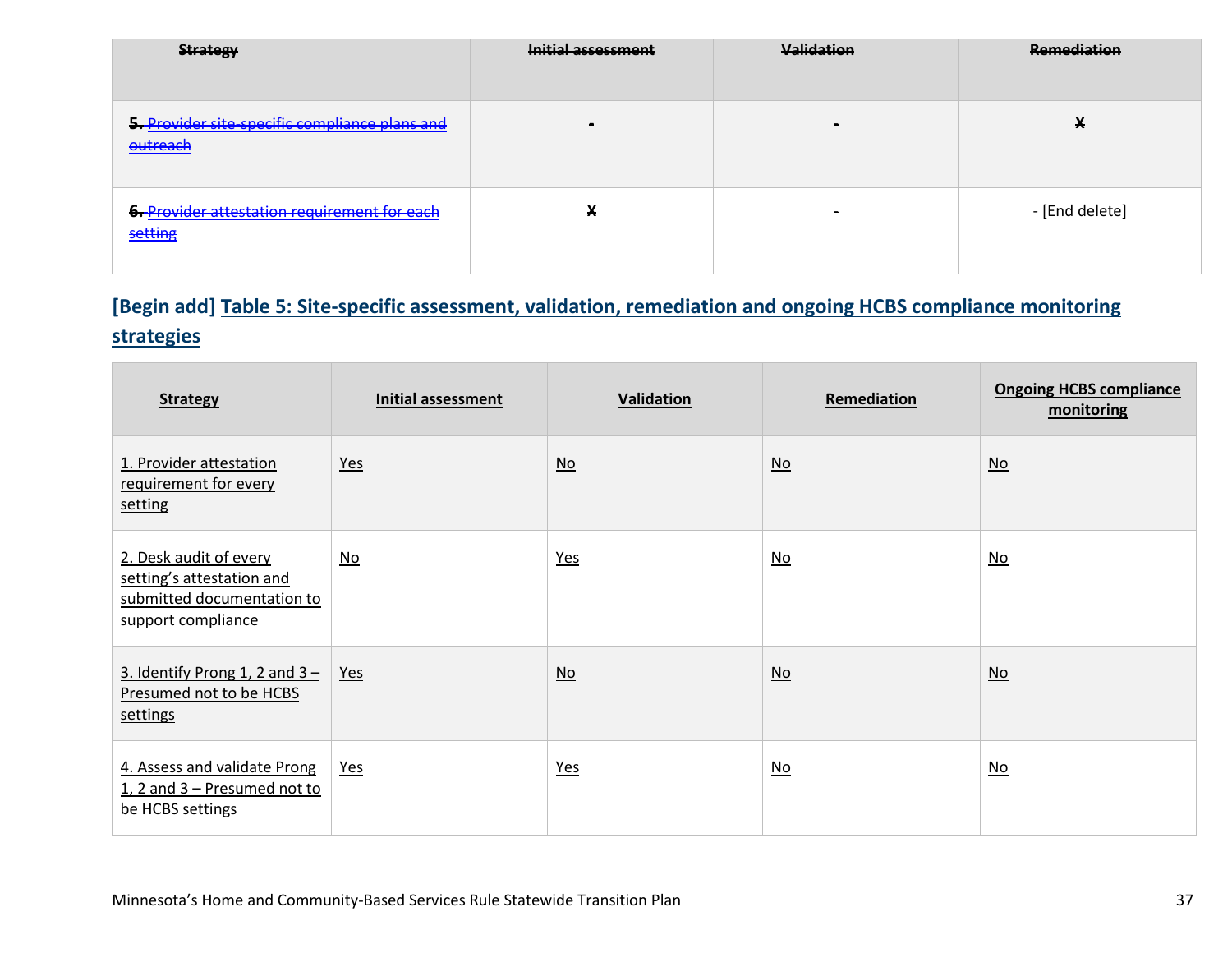| ~~Strategy~~ | ~~Initial assessment~~ | ~~Validation~~ | ~~Remediation~~ |
|---|---|---|---|
| ~~5. Provider site-specific compliance plans and outreach~~ | ~~-~~ | ~~-~~ | ~~X~~ |
| ~~6. Provider attestation requirement for each setting~~ | ~~X~~ | - | - [End delete] |

## [Begin add] Table 5: Site-specific assessment, validation, remediation and ongoing HCBS compliance monitoring strategies

| Strategy | Initial assessment | Validation | Remediation | Ongoing HCBS compliance monitoring |
|---|---|---|---|---|
| 1. Provider attestation requirement for every setting | Yes | No | No | No |
| 2. Desk audit of every setting's attestation and submitted documentation to support compliance | No | Yes | No | No |
| 3. Identify Prong 1, 2 and 3 – Presumed not to be HCBS settings | Yes | No | No | No |
| 4. Assess and validate Prong 1, 2 and 3 – Presumed not to be HCBS settings | Yes | Yes | No | No |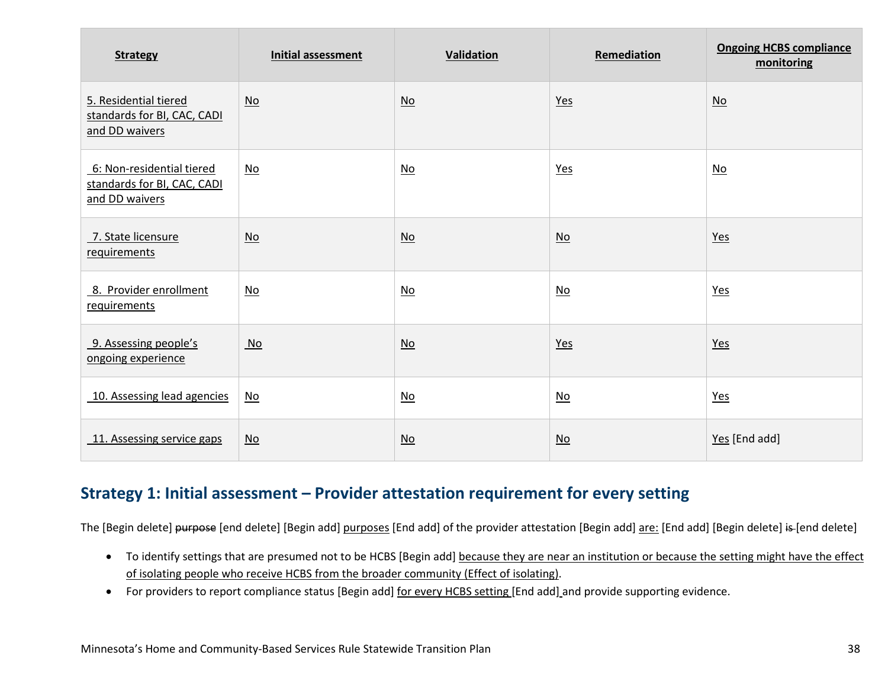| Strategy | Initial assessment | Validation | Remediation | Ongoing HCBS compliance monitoring |
|---|---|---|---|---|
| 5. Residential tiered standards for BI, CAC, CADI and DD waivers | No | No | Yes | No |
| 6: Non-residential tiered standards for BI, CAC, CADI and DD waivers | No | No | Yes | No |
| 7. State licensure requirements | No | No | No | Yes |
| 8. Provider enrollment requirements | No | No | No | Yes |
| 9. Assessing people's ongoing experience | No | No | Yes | Yes |
| 10. Assessing lead agencies | No | No | No | Yes |
| 11. Assessing service gaps | No | No | No | Yes [End add] |

## Strategy 1: Initial assessment – Provider attestation requirement for every setting

The [Begin delete] ~~purpose~~ [end delete] [Begin add] purposes [End add] of the provider attestation [Begin add] are: [End add] [Begin delete] ~~is~~ [end delete]

- To identify settings that are presumed not to be HCBS [Begin add] because they are near an institution or because the setting might have the effect of isolating people who receive HCBS from the broader community (Effect of isolating).
- For providers to report compliance status [Begin add] for every HCBS setting [End add] and provide supporting evidence.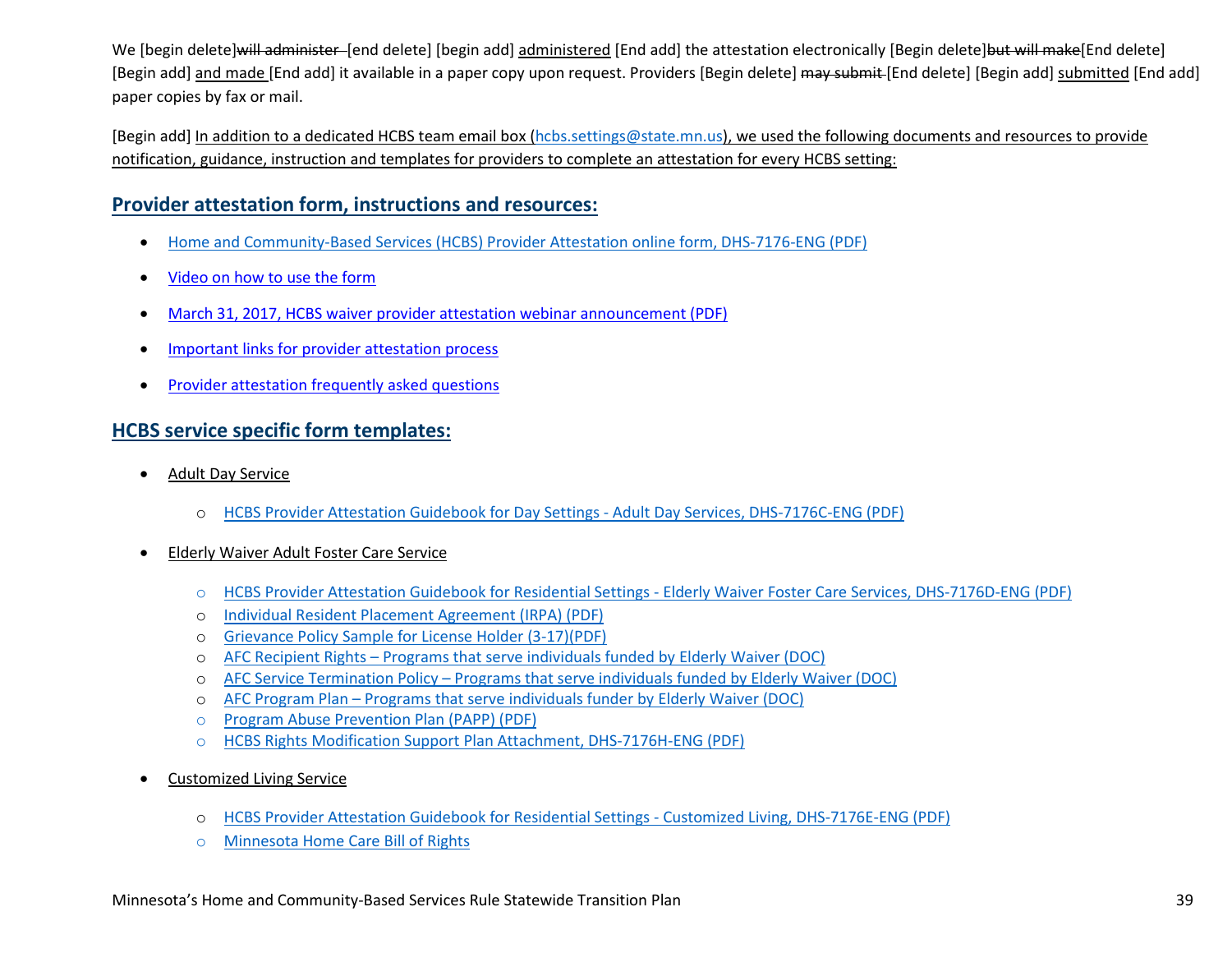We [begin delete]~~will administer~~ [end delete] [begin add] <u>administered</u> [End add] the attestation electronically [Begin delete]~~but will make~~[End delete] [Begin add] <u>and made</u> [End add] it available in a paper copy upon request. Providers [Begin delete] ~~may submit~~ [End delete] [Begin add] <u>submitted</u> [End add] paper copies by fax or mail.

[Begin add] <u>In addition to a dedicated HCBS team email box (hcbs.settings@state.mn.us), we used the following documents and resources to provide notification, guidance, instruction and templates for providers to complete an attestation for every HCBS setting:</u>

## Provider attestation form, instructions and resources:

- Home and Community-Based Services (HCBS) Provider Attestation online form, DHS-7176-ENG (PDF)
- Video on how to use the form
- March 31, 2017, HCBS waiver provider attestation webinar announcement (PDF)
- Important links for provider attestation process
- Provider attestation frequently asked questions

## HCBS service specific form templates:

- Adult Day Service
  - HCBS Provider Attestation Guidebook for Day Settings - Adult Day Services, DHS-7176C-ENG (PDF)
- Elderly Waiver Adult Foster Care Service
  - HCBS Provider Attestation Guidebook for Residential Settings - Elderly Waiver Foster Care Services, DHS-7176D-ENG (PDF)
  - Individual Resident Placement Agreement (IRPA) (PDF)
  - Grievance Policy Sample for License Holder (3-17)(PDF)
  - AFC Recipient Rights – Programs that serve individuals funded by Elderly Waiver (DOC)
  - AFC Service Termination Policy – Programs that serve individuals funded by Elderly Waiver (DOC)
  - AFC Program Plan – Programs that serve individuals funder by Elderly Waiver (DOC)
  - Program Abuse Prevention Plan (PAPP) (PDF)
  - HCBS Rights Modification Support Plan Attachment, DHS-7176H-ENG (PDF)
- Customized Living Service
  - HCBS Provider Attestation Guidebook for Residential Settings - Customized Living, DHS-7176E-ENG (PDF)
  - Minnesota Home Care Bill of Rights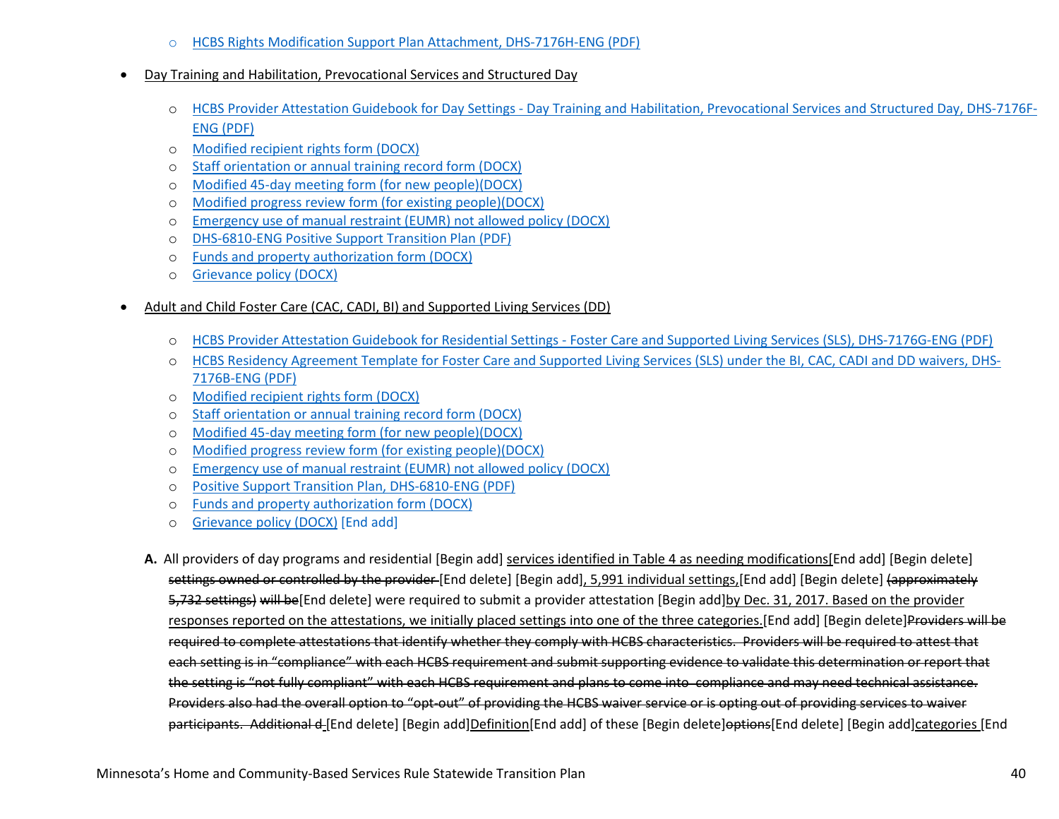- [HCBS Rights Modification Support Plan Attachment, DHS-7176H-ENG (PDF)]

- Day Training and Habilitation, Prevocational Services and Structured Day
  - HCBS Provider Attestation Guidebook for Day Settings - Day Training and Habilitation, Prevocational Services and Structured Day, DHS-7176F-ENG (PDF)
  - Modified recipient rights form (DOCX)
  - Staff orientation or annual training record form (DOCX)
  - Modified 45-day meeting form (for new people)(DOCX)
  - Modified progress review form (for existing people)(DOCX)
  - Emergency use of manual restraint (EUMR) not allowed policy (DOCX)
  - DHS-6810-ENG Positive Support Transition Plan (PDF)
  - Funds and property authorization form (DOCX)
  - Grievance policy (DOCX)

- Adult and Child Foster Care (CAC, CADI, BI) and Supported Living Services (DD)
  - HCBS Provider Attestation Guidebook for Residential Settings - Foster Care and Supported Living Services (SLS), DHS-7176G-ENG (PDF)
  - HCBS Residency Agreement Template for Foster Care and Supported Living Services (SLS) under the BI, CAC, CADI and DD waivers, DHS-7176B-ENG (PDF)
  - Modified recipient rights form (DOCX)
  - Staff orientation or annual training record form (DOCX)
  - Modified 45-day meeting form (for new people)(DOCX)
  - Modified progress review form (for existing people)(DOCX)
  - Emergency use of manual restraint (EUMR) not allowed policy (DOCX)
  - Positive Support Transition Plan, DHS-6810-ENG (PDF)
  - Funds and property authorization form (DOCX)
  - Grievance policy (DOCX) [End add]

**A.** All providers of day programs and residential [Begin add] services identified in Table 4 as needing modifications[End add] [Begin delete] ~~settings owned or controlled by the provider~~ [End delete] [Begin add], 5,991 individual settings,[End add] [Begin delete] ~~(approximately 5,732 settings) will be~~[End delete] were required to submit a provider attestation [Begin add]by Dec. 31, 2017. Based on the provider responses reported on the attestations, we initially placed settings into one of the three categories.[End add] [Begin delete]~~Providers will be required to complete attestations that identify whether they comply with HCBS characteristics. Providers will be required to attest that each setting is in "compliance" with each HCBS requirement and submit supporting evidence to validate this determination or report that the setting is "not fully compliant" with each HCBS requirement and plans to come into compliance and may need technical assistance. Providers also had the overall option to "opt-out" of providing the HCBS waiver service or is opting out of providing services to waiver participants. Additional d~~ [End delete] [Begin add]Definition[End add] of these [Begin delete]~~options~~[End delete] [Begin add]categories [End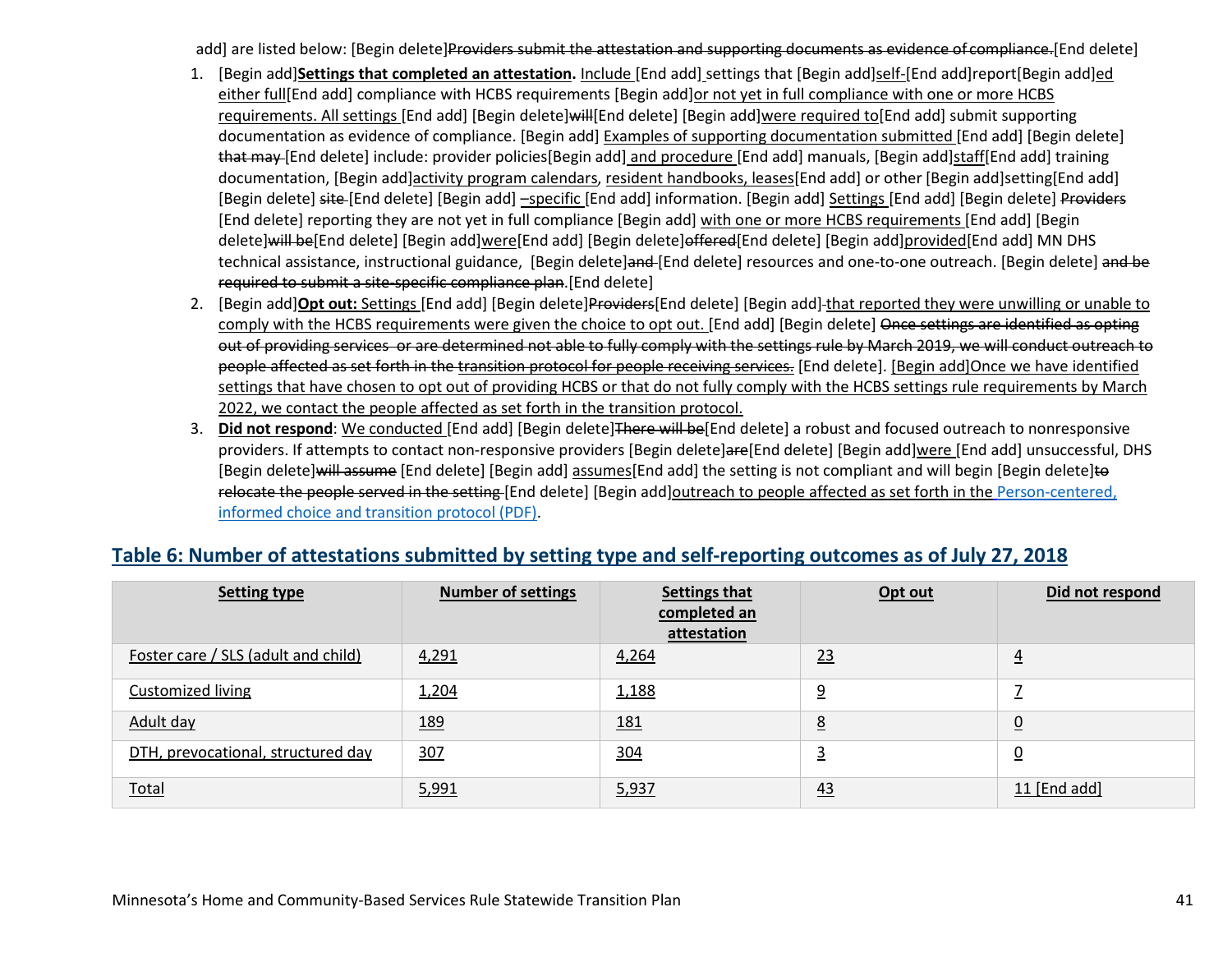add] are listed below: [Begin delete]~~Providers submit the attestation and supporting documents as evidence of compliance.~~[End delete]

1. [Begin add]**Settings that completed an attestation.** Include [End add] settings that [Begin add]self-[End add]report[Begin add]ed either full[End add] compliance with HCBS requirements [Begin add]or not yet in full compliance with one or more HCBS requirements. All settings [End add] [Begin delete]~~will~~[End delete] [Begin add]were required to[End add] submit supporting documentation as evidence of compliance. [Begin add] Examples of supporting documentation submitted [End add] [Begin delete] ~~that may~~ [End delete] include: provider policies[Begin add] and procedure [End add] manuals, [Begin add]staff[End add] training documentation, [Begin add]activity program calendars, resident handbooks, leases[End add] or other [Begin add]setting[End add] [Begin delete] ~~site~~ [End delete] [Begin add] –specific [End add] information. [Begin add] Settings [End add] [Begin delete] ~~Providers~~ [End delete] reporting they are not yet in full compliance [Begin add] with one or more HCBS requirements [End add] [Begin delete]~~will be~~[End delete] [Begin add]were[End add] [Begin delete]~~offered~~[End delete] [Begin add]provided[End add] MN DHS technical assistance, instructional guidance, [Begin delete]~~and~~ [End delete] resources and one-to-one outreach. [Begin delete] ~~and be required to submit a site-specific compliance plan.~~[End delete]
2. [Begin add]**Opt out:** Settings [End add] [Begin delete]~~Providers~~[End delete] [Begin add] that reported they were unwilling or unable to comply with the HCBS requirements were given the choice to opt out. [End add] [Begin delete] ~~Once settings are identified as opting out of providing services or are determined not able to fully comply with the settings rule by March 2019, we will conduct outreach to people affected as set forth in the transition protocol for people receiving services.~~ [End delete]. [Begin add]Once we have identified settings that have chosen to opt out of providing HCBS or that do not fully comply with the HCBS settings rule requirements by March 2022, we contact the people affected as set forth in the transition protocol.
3. **Did not respond**: We conducted [End add] [Begin delete]~~There will be~~[End delete] a robust and focused outreach to nonresponsive providers. If attempts to contact non-responsive providers [Begin delete]~~are~~[End delete] [Begin add]were [End add] unsuccessful, DHS [Begin delete]~~will assume~~ [End delete] [Begin add] assumes[End add] the setting is not compliant and will begin [Begin delete]~~to relocate the people served in the setting~~ [End delete] [Begin add]outreach to people affected as set forth in the Person-centered, informed choice and transition protocol (PDF).

## Table 6: Number of attestations submitted by setting type and self-reporting outcomes as of July 27, 2018

| Setting type | Number of settings | Settings that completed an attestation | Opt out | Did not respond |
|---|---|---|---|---|
| Foster care / SLS (adult and child) | 4,291 | 4,264 | 23 | 4 |
| Customized living | 1,204 | 1,188 | 9 | 7 |
| Adult day | 189 | 181 | 8 | 0 |
| DTH, prevocational, structured day | 307 | 304 | 3 | 0 |
| Total | 5,991 | 5,937 | 43 | 11 [End add] |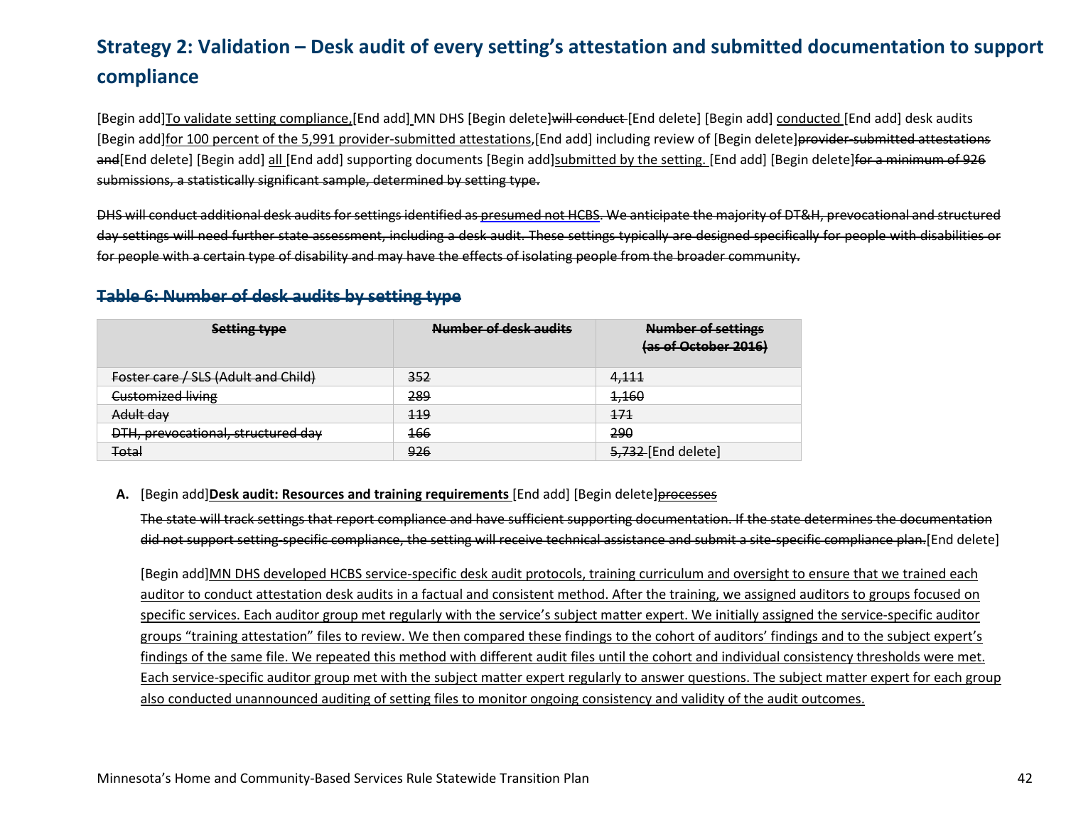## Strategy 2: Validation – Desk audit of every setting's attestation and submitted documentation to support compliance

[Begin add]To validate setting compliance,[End add] MN DHS [Begin delete]will conduct [End delete] [Begin add] conducted [End add] desk audits [Begin add]for 100 percent of the 5,991 provider-submitted attestations,[End add] including review of [Begin delete]provider-submitted attestations and[End delete] [Begin add] all [End add] supporting documents [Begin add]submitted by the setting. [End add] [Begin delete]for a minimum of 926 submissions, a statistically significant sample, determined by setting type.

DHS will conduct additional desk audits for settings identified as presumed not HCBS. We anticipate the majority of DT&H, prevocational and structured day settings will need further state assessment, including a desk audit. These settings typically are designed specifically for people with disabilities or for people with a certain type of disability and may have the effects of isolating people from the broader community.

### Table 6: Number of desk audits by setting type

| Setting type | Number of desk audits | Number of settings (as of October 2016) |
|---|---|---|
| Foster care / SLS (Adult and Child) | 352 | 4,111 |
| Customized living | 289 | 1,160 |
| Adult day | 119 | 171 |
| DTH, prevocational, structured day | 166 | 290 |
| Total | 926 | 5,732 [End delete] |

**A.** [Begin add]**Desk audit: Resources and training requirements** [End add] [Begin delete]processes

The state will track settings that report compliance and have sufficient supporting documentation. If the state determines the documentation did not support setting-specific compliance, the setting will receive technical assistance and submit a site-specific compliance plan.[End delete]

[Begin add]MN DHS developed HCBS service-specific desk audit protocols, training curriculum and oversight to ensure that we trained each auditor to conduct attestation desk audits in a factual and consistent method. After the training, we assigned auditors to groups focused on specific services. Each auditor group met regularly with the service's subject matter expert. We initially assigned the service-specific auditor groups "training attestation" files to review. We then compared these findings to the cohort of auditors' findings and to the subject expert's findings of the same file. We repeated this method with different audit files until the cohort and individual consistency thresholds were met. Each service-specific auditor group met with the subject matter expert regularly to answer questions. The subject matter expert for each group also conducted unannounced auditing of setting files to monitor ongoing consistency and validity of the audit outcomes.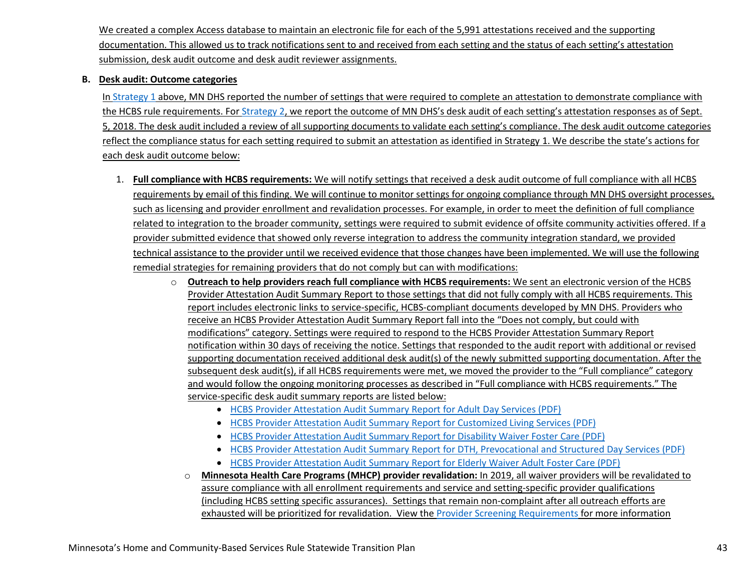We created a complex Access database to maintain an electronic file for each of the 5,991 attestations received and the supporting documentation. This allowed us to track notifications sent to and received from each setting and the status of each setting's attestation submission, desk audit outcome and desk audit reviewer assignments.

**B. Desk audit: Outcome categories**

In Strategy 1 above, MN DHS reported the number of settings that were required to complete an attestation to demonstrate compliance with the HCBS rule requirements. For Strategy 2, we report the outcome of MN DHS's desk audit of each setting's attestation responses as of Sept. 5, 2018. The desk audit included a review of all supporting documents to validate each setting's compliance. The desk audit outcome categories reflect the compliance status for each setting required to submit an attestation as identified in Strategy 1. We describe the state's actions for each desk audit outcome below:

1. **Full compliance with HCBS requirements:** We will notify settings that received a desk audit outcome of full compliance with all HCBS requirements by email of this finding. We will continue to monitor settings for ongoing compliance through MN DHS oversight processes, such as licensing and provider enrollment and revalidation processes. For example, in order to meet the definition of full compliance related to integration to the broader community, settings were required to submit evidence of offsite community activities offered. If a provider submitted evidence that showed only reverse integration to address the community integration standard, we provided technical assistance to the provider until we received evidence that those changes have been implemented. We will use the following remedial strategies for remaining providers that do not comply but can with modifications:
   - **Outreach to help providers reach full compliance with HCBS requirements:** We sent an electronic version of the HCBS Provider Attestation Audit Summary Report to those settings that did not fully comply with all HCBS requirements. This report includes electronic links to service-specific, HCBS-compliant documents developed by MN DHS. Providers who receive an HCBS Provider Attestation Audit Summary Report fall into the "Does not comply, but could with modifications" category. Settings were required to respond to the HCBS Provider Attestation Summary Report notification within 30 days of receiving the notice. Settings that responded to the audit report with additional or revised supporting documentation received additional desk audit(s) of the newly submitted supporting documentation. After the subsequent desk audit(s), if all HCBS requirements were met, we moved the provider to the "Full compliance" category and would follow the ongoing monitoring processes as described in "Full compliance with HCBS requirements." The service-specific desk audit summary reports are listed below:
     - HCBS Provider Attestation Audit Summary Report for Adult Day Services (PDF)
     - HCBS Provider Attestation Audit Summary Report for Customized Living Services (PDF)
     - HCBS Provider Attestation Audit Summary Report for Disability Waiver Foster Care (PDF)
     - HCBS Provider Attestation Audit Summary Report for DTH, Prevocational and Structured Day Services (PDF)
     - HCBS Provider Attestation Audit Summary Report for Elderly Waiver Adult Foster Care (PDF)
   - **Minnesota Health Care Programs (MHCP) provider revalidation:** In 2019, all waiver providers will be revalidated to assure compliance with all enrollment requirements and service and setting-specific provider qualifications (including HCBS setting specific assurances). Settings that remain non-complaint after all outreach efforts are exhausted will be prioritized for revalidation. View the Provider Screening Requirements for more information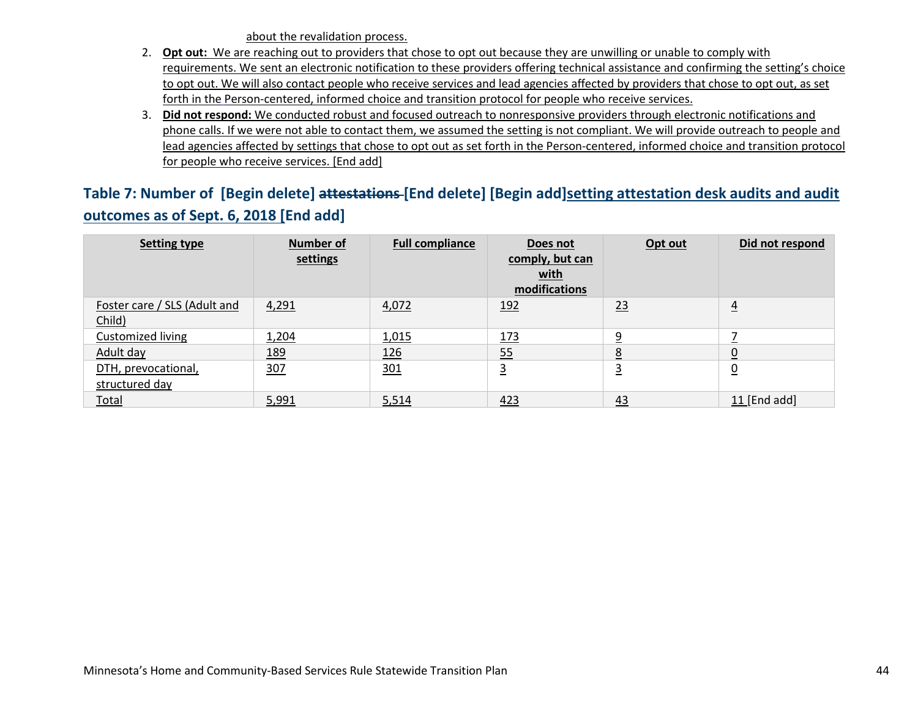about the revalidation process.

2. **Opt out:** We are reaching out to providers that chose to opt out because they are unwilling or unable to comply with requirements. We sent an electronic notification to these providers offering technical assistance and confirming the setting's choice to opt out. We will also contact people who receive services and lead agencies affected by providers that chose to opt out, as set forth in the Person-centered, informed choice and transition protocol for people who receive services.
3. **Did not respond:** We conducted robust and focused outreach to nonresponsive providers through electronic notifications and phone calls. If we were not able to contact them, we assumed the setting is not compliant. We will provide outreach to people and lead agencies affected by settings that chose to opt out as set forth in the Person-centered, informed choice and transition protocol for people who receive services. [End add]

## Table 7: Number of [Begin delete] ~~attestations~~ [End delete] [Begin add]setting attestation desk audits and audit outcomes as of Sept. 6, 2018 [End add]

| Setting type | Number of settings | Full compliance | Does not comply, but can with modifications | Opt out | Did not respond |
|---|---|---|---|---|---|
| Foster care / SLS (Adult and Child) | 4,291 | 4,072 | 192 | 23 | 4 |
| Customized living | 1,204 | 1,015 | 173 | 9 | 7 |
| Adult day | 189 | 126 | 55 | 8 | 0 |
| DTH, prevocational, structured day | 307 | 301 | 3 | 3 | 0 |
| Total | 5,991 | 5,514 | 423 | 43 | 11 [End add] |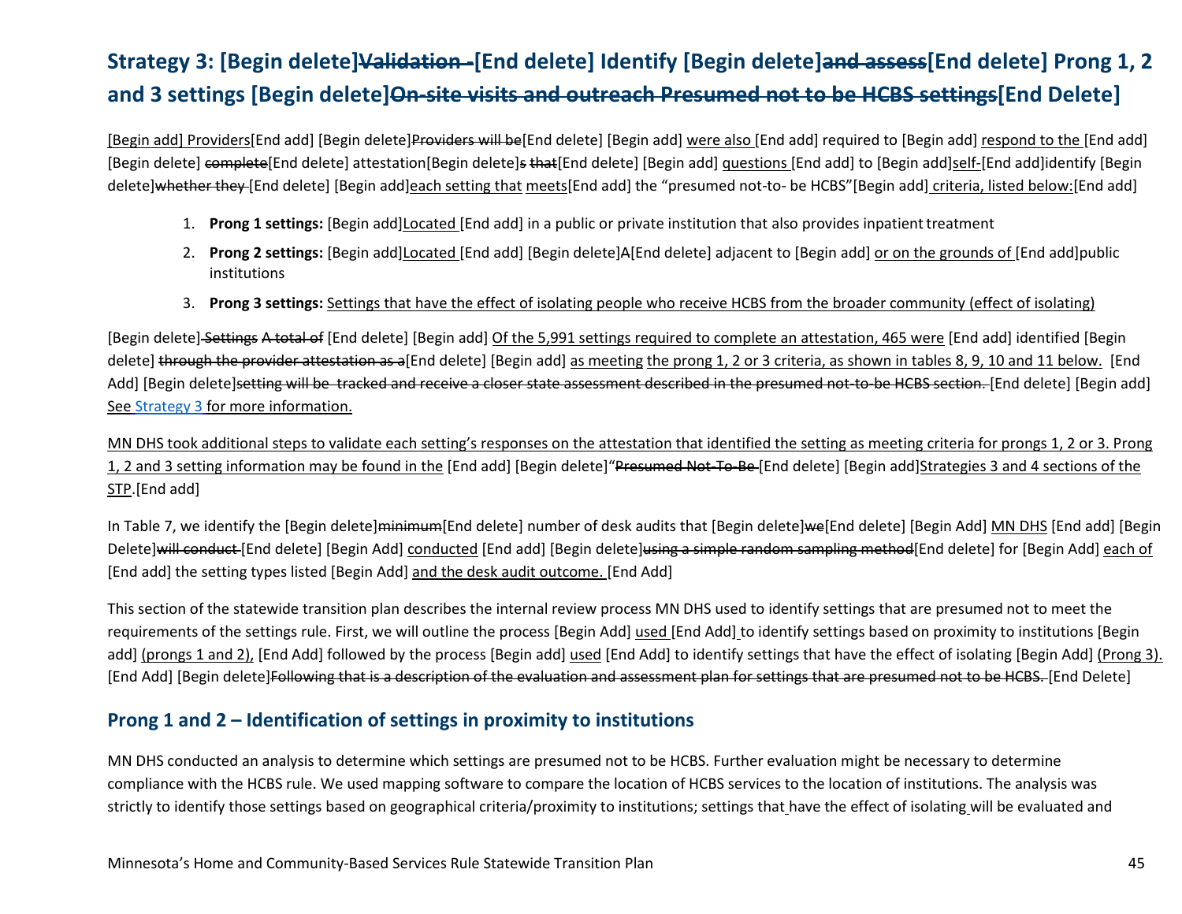## Strategy 3: [Begin delete]~~Validation -~~[End delete] Identify [Begin delete]~~and assess~~[End delete] Prong 1, 2 and 3 settings [Begin delete]~~On-site visits and outreach Presumed not to be HCBS settings~~[End Delete]

[Begin add] Providers[End add] [Begin delete]~~Providers will be~~[End delete] [Begin add] were also [End add] required to [Begin add] respond to the [End add] [Begin delete] ~~complete~~[End delete] attestation[Begin delete]~~s that~~[End delete] [Begin add] questions [End add] to [Begin add]self-[End add]identify [Begin delete]~~whether they~~ [End delete] [Begin add]each setting that meets[End add] the "presumed not-to- be HCBS"[Begin add] criteria, listed below:[End add]

1. **Prong 1 settings:** [Begin add]Located [End add] in a public or private institution that also provides inpatient treatment
2. **Prong 2 settings:** [Begin add]Located [End add] [Begin delete]~~A~~[End delete] adjacent to [Begin add] or on the grounds of [End add]public institutions
3. **Prong 3 settings:** Settings that have the effect of isolating people who receive HCBS from the broader community (effect of isolating)

[Begin delete] ~~Settings A total of~~ [End delete] [Begin add] Of the 5,991 settings required to complete an attestation, 465 were [End add] identified [Begin delete] ~~through the provider attestation as a~~[End delete] [Begin add] as meeting the prong 1, 2 or 3 criteria, as shown in tables 8, 9, 10 and 11 below. [End Add] [Begin delete]~~setting will be tracked and receive a closer state assessment described in the presumed not-to-be HCBS section.~~ [End delete] [Begin add] See Strategy 3 for more information.

MN DHS took additional steps to validate each setting's responses on the attestation that identified the setting as meeting criteria for prongs 1, 2 or 3. Prong 1, 2 and 3 setting information may be found in the [End add] [Begin delete]"~~Presumed Not-To-Be~~ [End delete] [Begin add]Strategies 3 and 4 sections of the STP.[End add]

In Table 7, we identify the [Begin delete]~~minimum~~[End delete] number of desk audits that [Begin delete]~~we~~[End delete] [Begin Add] MN DHS [End add] [Begin Delete]~~will conduct~~ [End delete] [Begin Add] conducted [End add] [Begin delete]~~using a simple random sampling method~~[End delete] for [Begin Add] each of [End add] the setting types listed [Begin Add] and the desk audit outcome. [End Add]

This section of the statewide transition plan describes the internal review process MN DHS used to identify settings that are presumed not to meet the requirements of the settings rule. First, we will outline the process [Begin Add] used [End Add] to identify settings based on proximity to institutions [Begin add] (prongs 1 and 2), [End Add] followed by the process [Begin add] used [End Add] to identify settings that have the effect of isolating [Begin Add] (Prong 3). [End Add] [Begin delete]~~Following that is a description of the evaluation and assessment plan for settings that are presumed not to be HCBS.~~ [End Delete]

### Prong 1 and 2 – Identification of settings in proximity to institutions

MN DHS conducted an analysis to determine which settings are presumed not to be HCBS. Further evaluation might be necessary to determine compliance with the HCBS rule. We used mapping software to compare the location of HCBS services to the location of institutions. The analysis was strictly to identify those settings based on geographical criteria/proximity to institutions; settings that have the effect of isolating will be evaluated and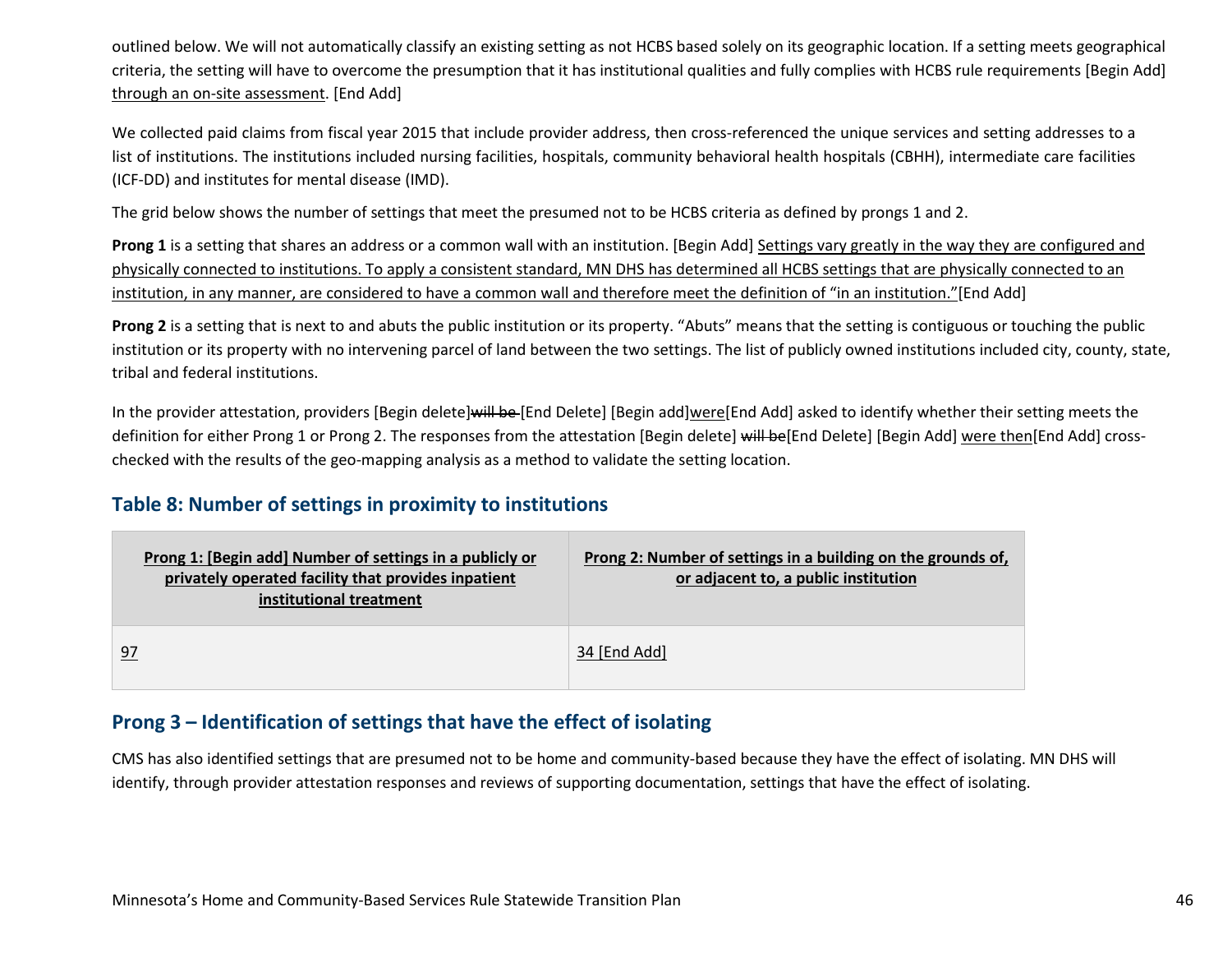outlined below. We will not automatically classify an existing setting as not HCBS based solely on its geographic location. If a setting meets geographical criteria, the setting will have to overcome the presumption that it has institutional qualities and fully complies with HCBS rule requirements [Begin Add] through an on-site assessment. [End Add]

We collected paid claims from fiscal year 2015 that include provider address, then cross-referenced the unique services and setting addresses to a list of institutions. The institutions included nursing facilities, hospitals, community behavioral health hospitals (CBHH), intermediate care facilities (ICF-DD) and institutes for mental disease (IMD).

The grid below shows the number of settings that meet the presumed not to be HCBS criteria as defined by prongs 1 and 2.

**Prong 1** is a setting that shares an address or a common wall with an institution. [Begin Add] Settings vary greatly in the way they are configured and physically connected to institutions. To apply a consistent standard, MN DHS has determined all HCBS settings that are physically connected to an institution, in any manner, are considered to have a common wall and therefore meet the definition of "in an institution."[End Add]

**Prong 2** is a setting that is next to and abuts the public institution or its property. "Abuts" means that the setting is contiguous or touching the public institution or its property with no intervening parcel of land between the two settings. The list of publicly owned institutions included city, county, state, tribal and federal institutions.

In the provider attestation, providers [Begin delete]~~will be~~ [End Delete] [Begin add]were[End Add] asked to identify whether their setting meets the definition for either Prong 1 or Prong 2. The responses from the attestation [Begin delete] ~~will be~~[End Delete] [Begin Add] were then[End Add] cross-checked with the results of the geo-mapping analysis as a method to validate the setting location.

## Table 8: Number of settings in proximity to institutions

| Prong 1: [Begin add] Number of settings in a publicly or privately operated facility that provides inpatient institutional treatment | Prong 2: Number of settings in a building on the grounds of, or adjacent to, a public institution |
|---|---|
| 97 | 34 [End Add] |

## Prong 3 – Identification of settings that have the effect of isolating

CMS has also identified settings that are presumed not to be home and community-based because they have the effect of isolating. MN DHS will identify, through provider attestation responses and reviews of supporting documentation, settings that have the effect of isolating.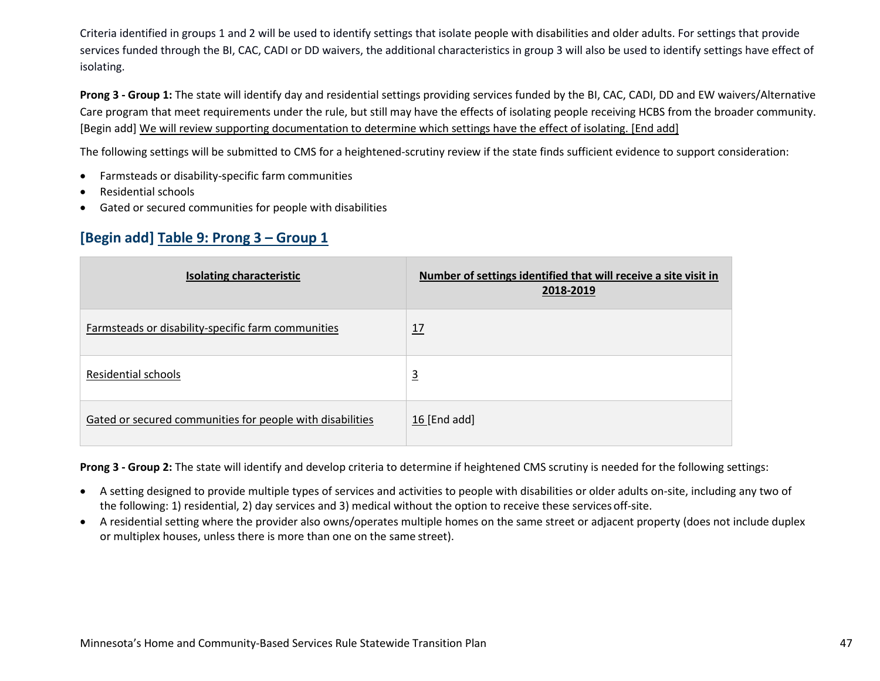Criteria identified in groups 1 and 2 will be used to identify settings that isolate people with disabilities and older adults. For settings that provide services funded through the BI, CAC, CADI or DD waivers, the additional characteristics in group 3 will also be used to identify settings have effect of isolating.

**Prong 3 - Group 1:** The state will identify day and residential settings providing services funded by the BI, CAC, CADI, DD and EW waivers/Alternative Care program that meet requirements under the rule, but still may have the effects of isolating people receiving HCBS from the broader community. [Begin add] We will review supporting documentation to determine which settings have the effect of isolating. [End add]

The following settings will be submitted to CMS for a heightened-scrutiny review if the state finds sufficient evidence to support consideration:

- Farmsteads or disability-specific farm communities
- Residential schools
- Gated or secured communities for people with disabilities

## [Begin add] Table 9: Prong 3 – Group 1

| Isolating characteristic | Number of settings identified that will receive a site visit in 2018-2019 |
|---|---|
| Farmsteads or disability-specific farm communities | 17 |
| Residential schools | 3 |
| Gated or secured communities for people with disabilities | 16 [End add] |

**Prong 3 - Group 2:** The state will identify and develop criteria to determine if heightened CMS scrutiny is needed for the following settings:

- A setting designed to provide multiple types of services and activities to people with disabilities or older adults on-site, including any two of the following: 1) residential, 2) day services and 3) medical without the option to receive these services off-site.
- A residential setting where the provider also owns/operates multiple homes on the same street or adjacent property (does not include duplex or multiplex houses, unless there is more than one on the same street).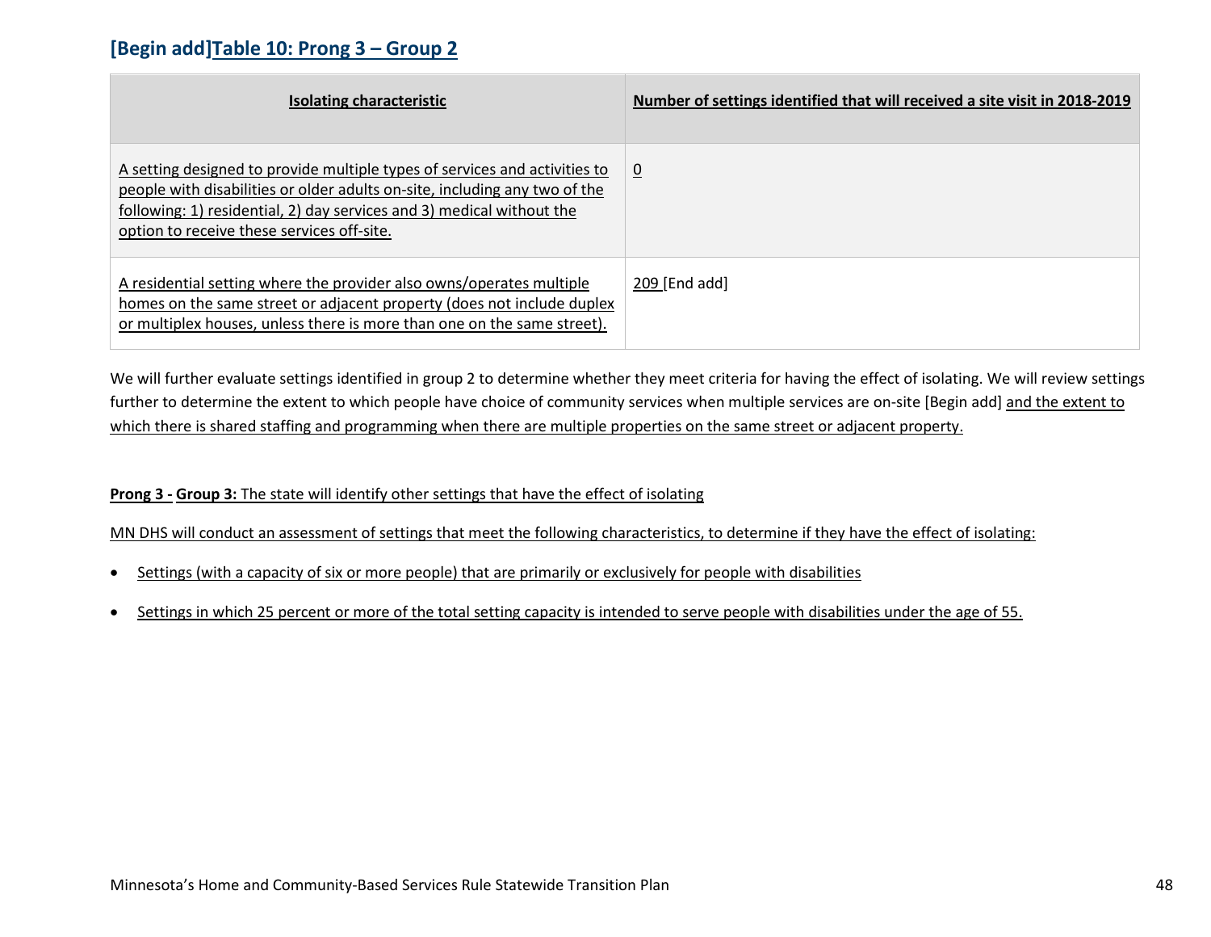## [Begin add]Table 10: Prong 3 – Group 2

| Isolating characteristic | Number of settings identified that will received a site visit in 2018-2019 |
|---|---|
| A setting designed to provide multiple types of services and activities to people with disabilities or older adults on-site, including any two of the following: 1) residential, 2) day services and 3) medical without the option to receive these services off-site. | 0 |
| A residential setting where the provider also owns/operates multiple homes on the same street or adjacent property (does not include duplex or multiplex houses, unless there is more than one on the same street). | 209 [End add] |

We will further evaluate settings identified in group 2 to determine whether they meet criteria for having the effect of isolating. We will review settings further to determine the extent to which people have choice of community services when multiple services are on-site [Begin add] and the extent to which there is shared staffing and programming when there are multiple properties on the same street or adjacent property.

**Prong 3 - Group 3:** The state will identify other settings that have the effect of isolating

MN DHS will conduct an assessment of settings that meet the following characteristics, to determine if they have the effect of isolating:

- Settings (with a capacity of six or more people) that are primarily or exclusively for people with disabilities
- Settings in which 25 percent or more of the total setting capacity is intended to serve people with disabilities under the age of 55.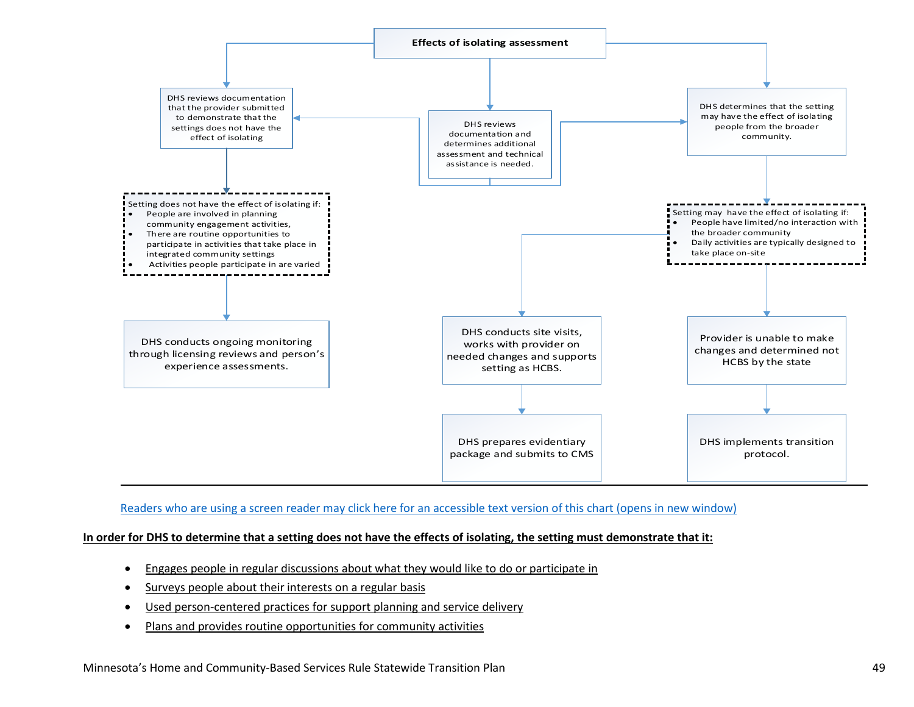Effects of isolating assessment

DHS reviews documentation that the provider submitted to demonstrate that the settings does not have the effect of isolating

DHS reviews documentation and determines additional assessment and technical assistance is needed.

DHS determines that the setting may have the effect of isolating people from the broader community.

Setting does not have the effect of isolating if:

- People are involved in planning community engagement activities,
- There are routine opportunities to participate in activities that take place in integrated community settings
- Activities people participate in are varied

Setting may have the effect of isolating if:

- People have limited/no interaction with the broader community
- Daily activities are typically designed to take place on-site

DHS conducts ongoing monitoring through licensing reviews and person's experience assessments.

DHS conducts site visits, works with provider on needed changes and supports setting as HCBS.

Provider is unable to make changes and determined not HCBS by the state

DHS prepares evidentiary package and submits to CMS

DHS implements transition protocol.

Readers who are using a screen reader may click here for an accessible text version of this chart (opens in new window)

**In order for DHS to determine that a setting does not have the effects of isolating, the setting must demonstrate that it:**

- Engages people in regular discussions about what they would like to do or participate in
- Surveys people about their interests on a regular basis
- Used person-centered practices for support planning and service delivery
- Plans and provides routine opportunities for community activities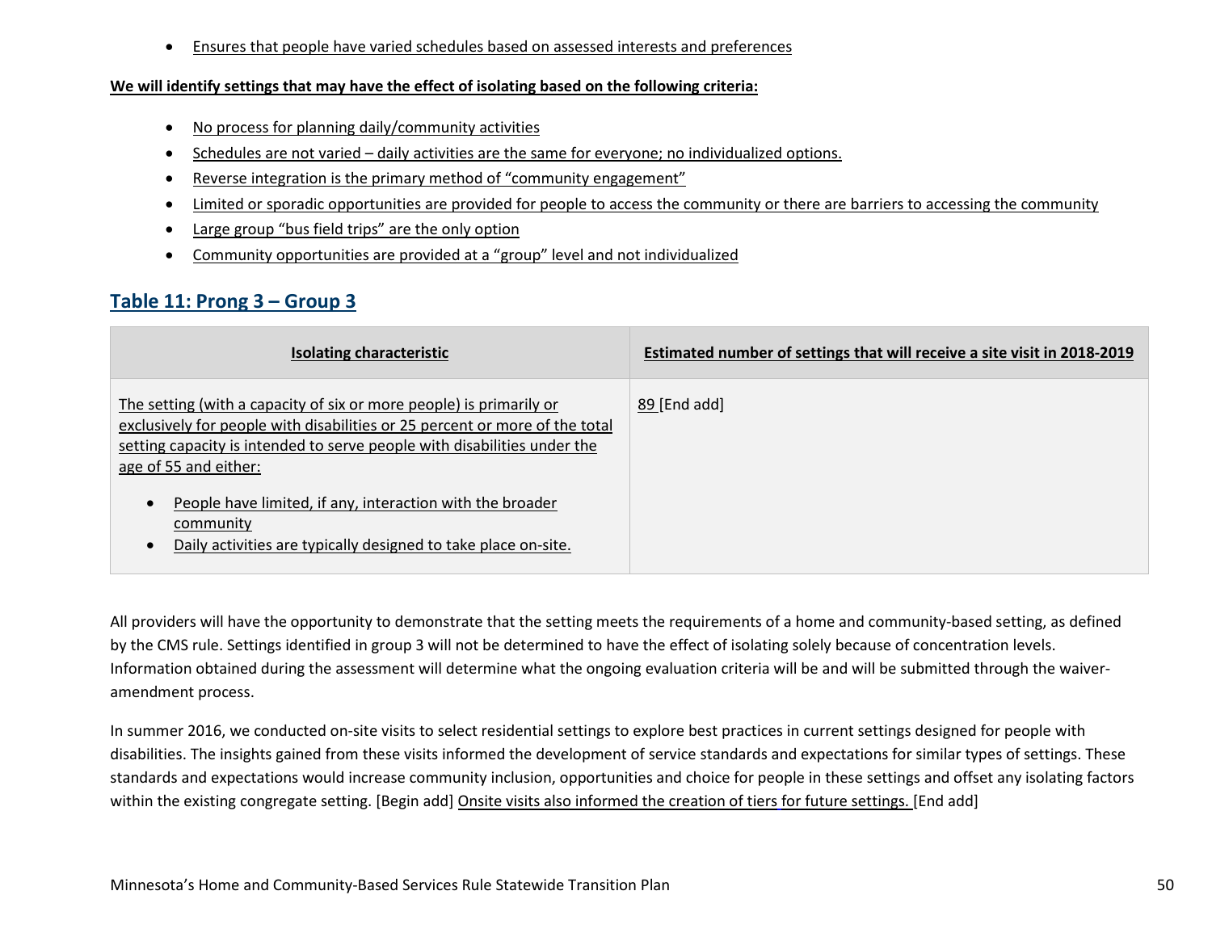- Ensures that people have varied schedules based on assessed interests and preferences

**We will identify settings that may have the effect of isolating based on the following criteria:**

- No process for planning daily/community activities
- Schedules are not varied – daily activities are the same for everyone; no individualized options.
- Reverse integration is the primary method of "community engagement"
- Limited or sporadic opportunities are provided for people to access the community or there are barriers to accessing the community
- Large group "bus field trips" are the only option
- Community opportunities are provided at a "group" level and not individualized

## Table 11: Prong 3 – Group 3

| Isolating characteristic | Estimated number of settings that will receive a site visit in 2018-2019 |
| --- | --- |
| The setting (with a capacity of six or more people) is primarily or exclusively for people with disabilities or 25 percent or more of the total setting capacity is intended to serve people with disabilities under the age of 55 and either:<br>• People have limited, if any, interaction with the broader community<br>• Daily activities are typically designed to take place on-site. | 89 [End add] |

All providers will have the opportunity to demonstrate that the setting meets the requirements of a home and community-based setting, as defined by the CMS rule. Settings identified in group 3 will not be determined to have the effect of isolating solely because of concentration levels. Information obtained during the assessment will determine what the ongoing evaluation criteria will be and will be submitted through the waiver-amendment process.

In summer 2016, we conducted on-site visits to select residential settings to explore best practices in current settings designed for people with disabilities. The insights gained from these visits informed the development of service standards and expectations for similar types of settings. These standards and expectations would increase community inclusion, opportunities and choice for people in these settings and offset any isolating factors within the existing congregate setting. [Begin add] Onsite visits also informed the creation of tiers for future settings. [End add]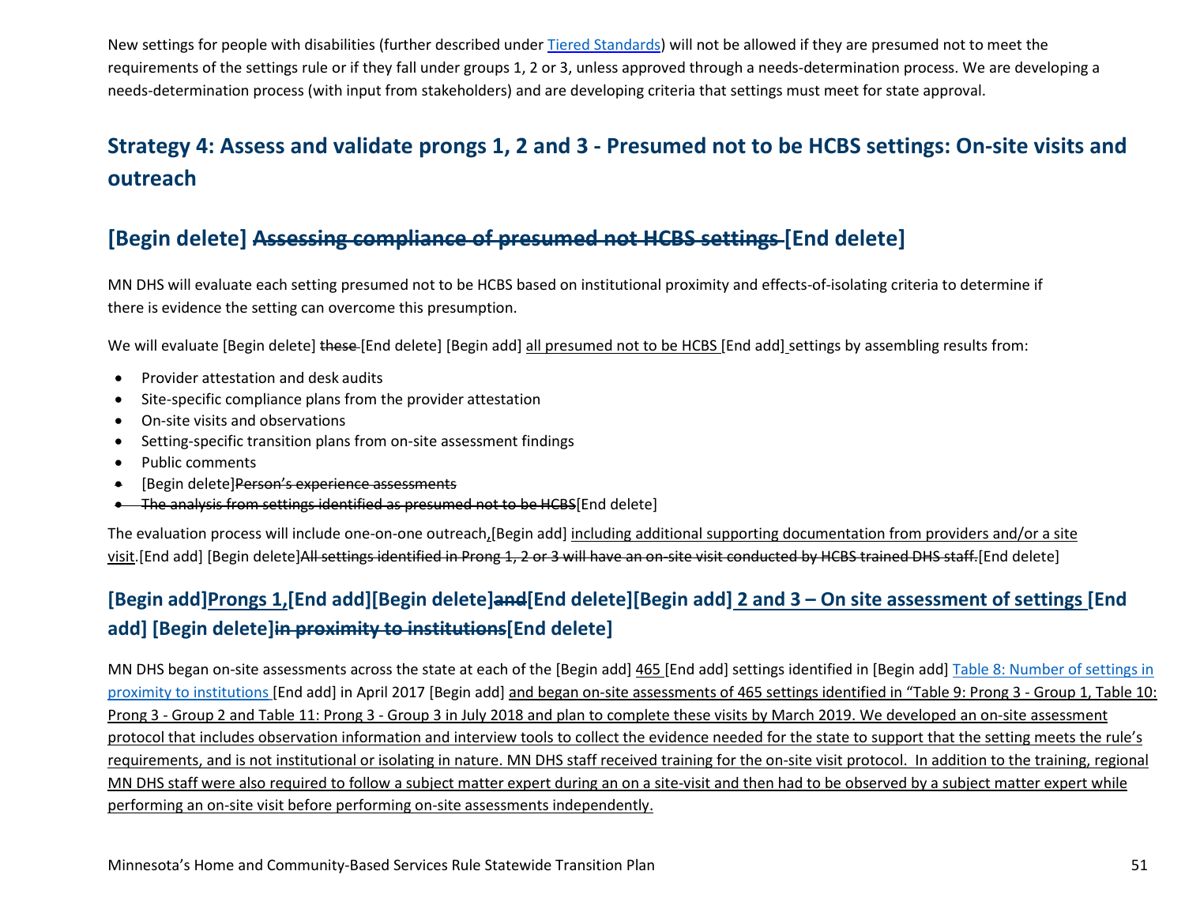New settings for people with disabilities (further described under Tiered Standards) will not be allowed if they are presumed not to meet the requirements of the settings rule or if they fall under groups 1, 2 or 3, unless approved through a needs-determination process. We are developing a needs-determination process (with input from stakeholders) and are developing criteria that settings must meet for state approval.

## Strategy 4: Assess and validate prongs 1, 2 and 3 - Presumed not to be HCBS settings: On-site visits and outreach

### [Begin delete] ~~Assessing compliance of presumed not HCBS settings~~ [End delete]

MN DHS will evaluate each setting presumed not to be HCBS based on institutional proximity and effects-of-isolating criteria to determine if there is evidence the setting can overcome this presumption.

We will evaluate [Begin delete] ~~these~~ [End delete] [Begin add] <u>all presumed not to be HCBS</u> [End add] settings by assembling results from:

- Provider attestation and desk audits
- Site-specific compliance plans from the provider attestation
- On-site visits and observations
- Setting-specific transition plans from on-site assessment findings
- Public comments
- [Begin delete]~~Person's experience assessments~~
- ~~The analysis from settings identified as presumed not to be HCBS~~[End delete]

The evaluation process will include one-on-one outreach,[Begin add] <u>including additional supporting documentation from providers and/or a site visit</u>.[End add] [Begin delete]~~All settings identified in Prong 1, 2 or 3 will have an on-site visit conducted by HCBS trained DHS staff.~~[End delete]

### [Begin add]<u>Prongs 1,</u>[End add][Begin delete]~~and~~[End delete][Begin add] <u>2 and 3 – On site assessment of settings</u> [End add] [Begin delete]~~in proximity to institutions~~[End delete]

MN DHS began on-site assessments across the state at each of the [Begin add] <u>465</u> [End add] settings identified in [Begin add] Table 8: Number of settings in proximity to institutions [End add] in April 2017 [Begin add] <u>and began on-site assessments of 465 settings identified in "Table 9: Prong 3 - Group 1, Table 10: Prong 3 - Group 2 and Table 11: Prong 3 - Group 3 in July 2018 and plan to complete these visits by March 2019. We developed an on-site assessment protocol that includes observation information and interview tools to collect the evidence needed for the state to support that the setting meets the rule's requirements, and is not institutional or isolating in nature. MN DHS staff received training for the on-site visit protocol. In addition to the training, regional MN DHS staff were also required to follow a subject matter expert during an on a site-visit and then had to be observed by a subject matter expert while performing an on-site visit before performing on-site assessments independently.</u>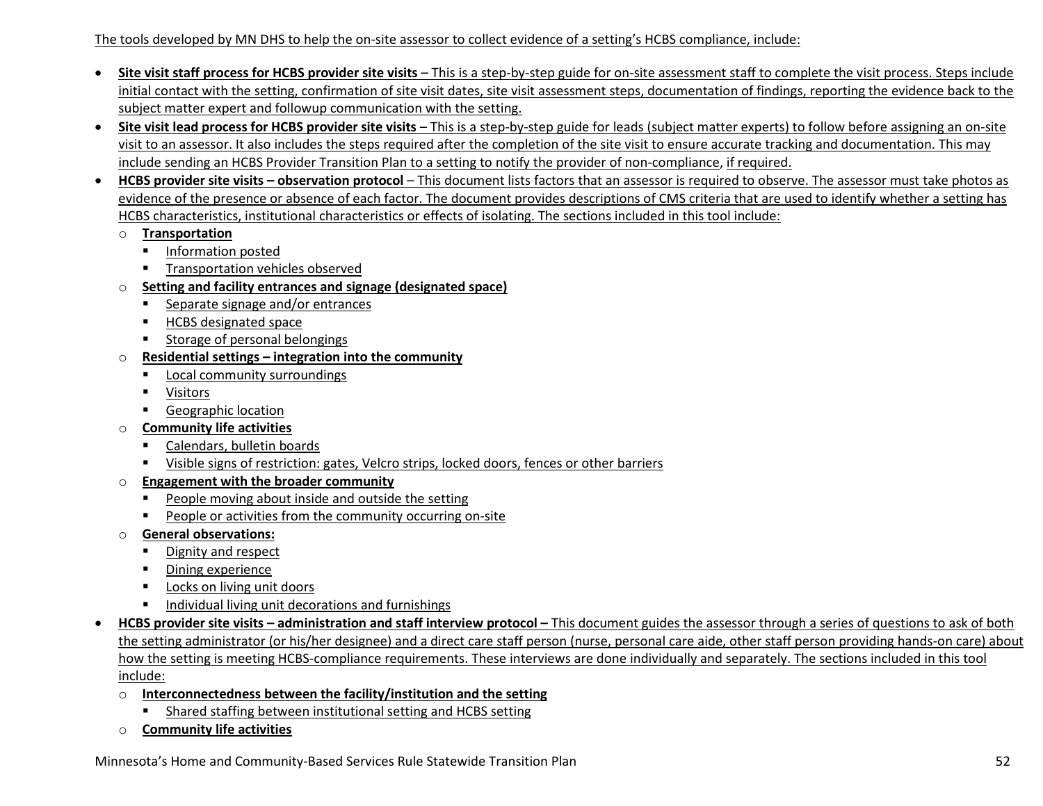The tools developed by MN DHS to help the on-site assessor to collect evidence of a setting's HCBS compliance, include:

- **Site visit staff process for HCBS provider site visits** – This is a step-by-step guide for on-site assessment staff to complete the visit process. Steps include initial contact with the setting, confirmation of site visit dates, site visit assessment steps, documentation of findings, reporting the evidence back to the subject matter expert and followup communication with the setting.
- **Site visit lead process for HCBS provider site visits** – This is a step-by-step guide for leads (subject matter experts) to follow before assigning an on-site visit to an assessor. It also includes the steps required after the completion of the site visit to ensure accurate tracking and documentation. This may include sending an HCBS Provider Transition Plan to a setting to notify the provider of non-compliance, if required.
- **HCBS provider site visits – observation protocol** – This document lists factors that an assessor is required to observe. The assessor must take photos as evidence of the presence or absence of each factor. The document provides descriptions of CMS criteria that are used to identify whether a setting has HCBS characteristics, institutional characteristics or effects of isolating. The sections included in this tool include:
  - **Transportation**
    - Information posted
    - Transportation vehicles observed
  - **Setting and facility entrances and signage (designated space)**
    - Separate signage and/or entrances
    - HCBS designated space
    - Storage of personal belongings
  - **Residential settings – integration into the community**
    - Local community surroundings
    - Visitors
    - Geographic location
  - **Community life activities**
    - Calendars, bulletin boards
    - Visible signs of restriction: gates, Velcro strips, locked doors, fences or other barriers
  - **Engagement with the broader community**
    - People moving about inside and outside the setting
    - People or activities from the community occurring on-site
  - **General observations:**
    - Dignity and respect
    - Dining experience
    - Locks on living unit doors
    - Individual living unit decorations and furnishings
- **HCBS provider site visits – administration and staff interview protocol –** This document guides the assessor through a series of questions to ask of both the setting administrator (or his/her designee) and a direct care staff person (nurse, personal care aide, other staff person providing hands-on care) about how the setting is meeting HCBS-compliance requirements. These interviews are done individually and separately. The sections included in this tool include:
  - **Interconnectedness between the facility/institution and the setting**
    - Shared staffing between institutional setting and HCBS setting
  - **Community life activities**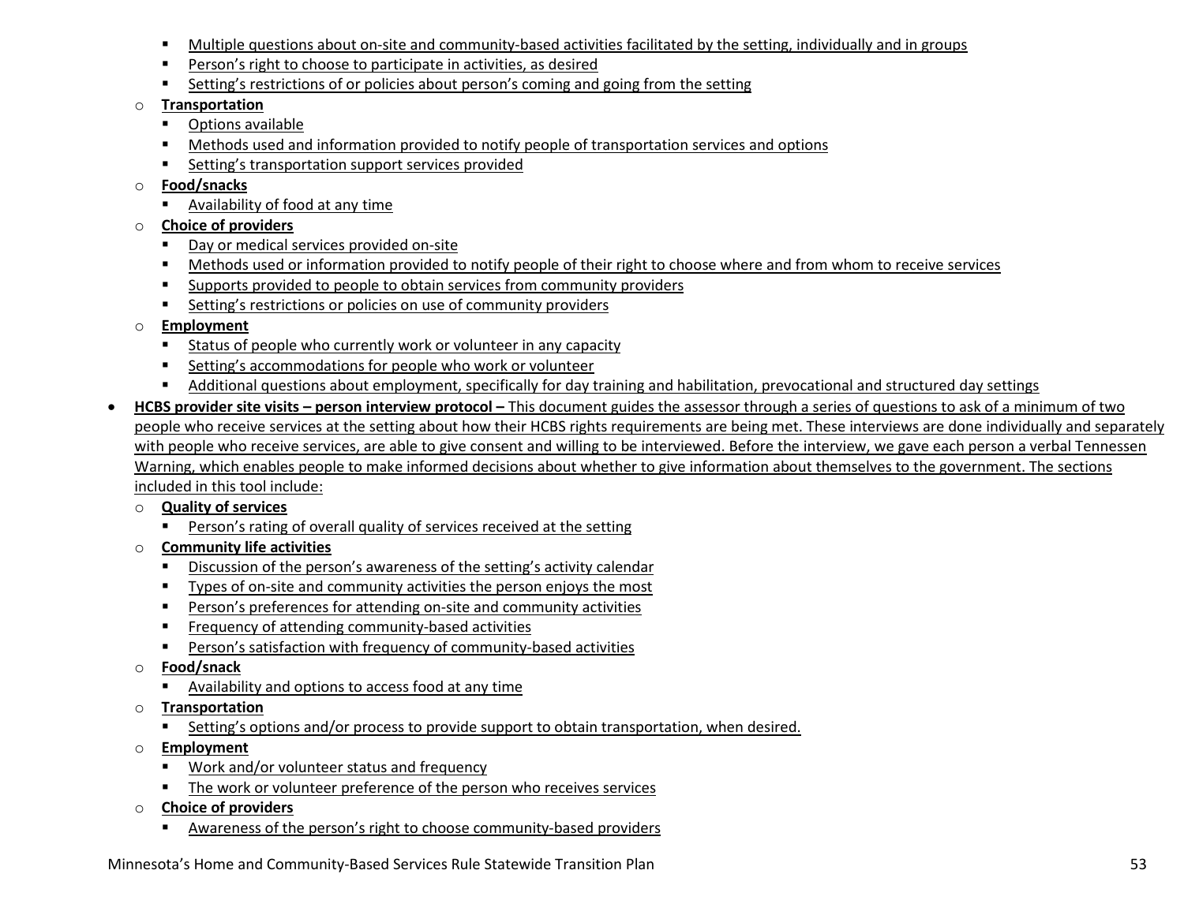- Multiple questions about on-site and community-based activities facilitated by the setting, individually and in groups
        - Person's right to choose to participate in activities, as desired
        - Setting's restrictions of or policies about person's coming and going from the setting
    - **Transportation**
        - Options available
        - Methods used and information provided to notify people of transportation services and options
        - Setting's transportation support services provided
    - **Food/snacks**
        - Availability of food at any time
    - **Choice of providers**
        - Day or medical services provided on-site
        - Methods used or information provided to notify people of their right to choose where and from whom to receive services
        - Supports provided to people to obtain services from community providers
        - Setting's restrictions or policies on use of community providers
    - **Employment**
        - Status of people who currently work or volunteer in any capacity
        - Setting's accommodations for people who work or volunteer
        - Additional questions about employment, specifically for day training and habilitation, prevocational and structured day settings
- **HCBS provider site visits – person interview protocol –** This document guides the assessor through a series of questions to ask of a minimum of two people who receive services at the setting about how their HCBS rights requirements are being met. These interviews are done individually and separately with people who receive services, are able to give consent and willing to be interviewed. Before the interview, we gave each person a verbal Tennessen Warning, which enables people to make informed decisions about whether to give information about themselves to the government. The sections included in this tool include:
    - **Quality of services**
        - Person's rating of overall quality of services received at the setting
    - **Community life activities**
        - Discussion of the person's awareness of the setting's activity calendar
        - Types of on-site and community activities the person enjoys the most
        - Person's preferences for attending on-site and community activities
        - Frequency of attending community-based activities
        - Person's satisfaction with frequency of community-based activities
    - **Food/snack**
        - Availability and options to access food at any time
    - **Transportation**
        - Setting's options and/or process to provide support to obtain transportation, when desired.
    - **Employment**
        - Work and/or volunteer status and frequency
        - The work or volunteer preference of the person who receives services
    - **Choice of providers**
        - Awareness of the person's right to choose community-based providers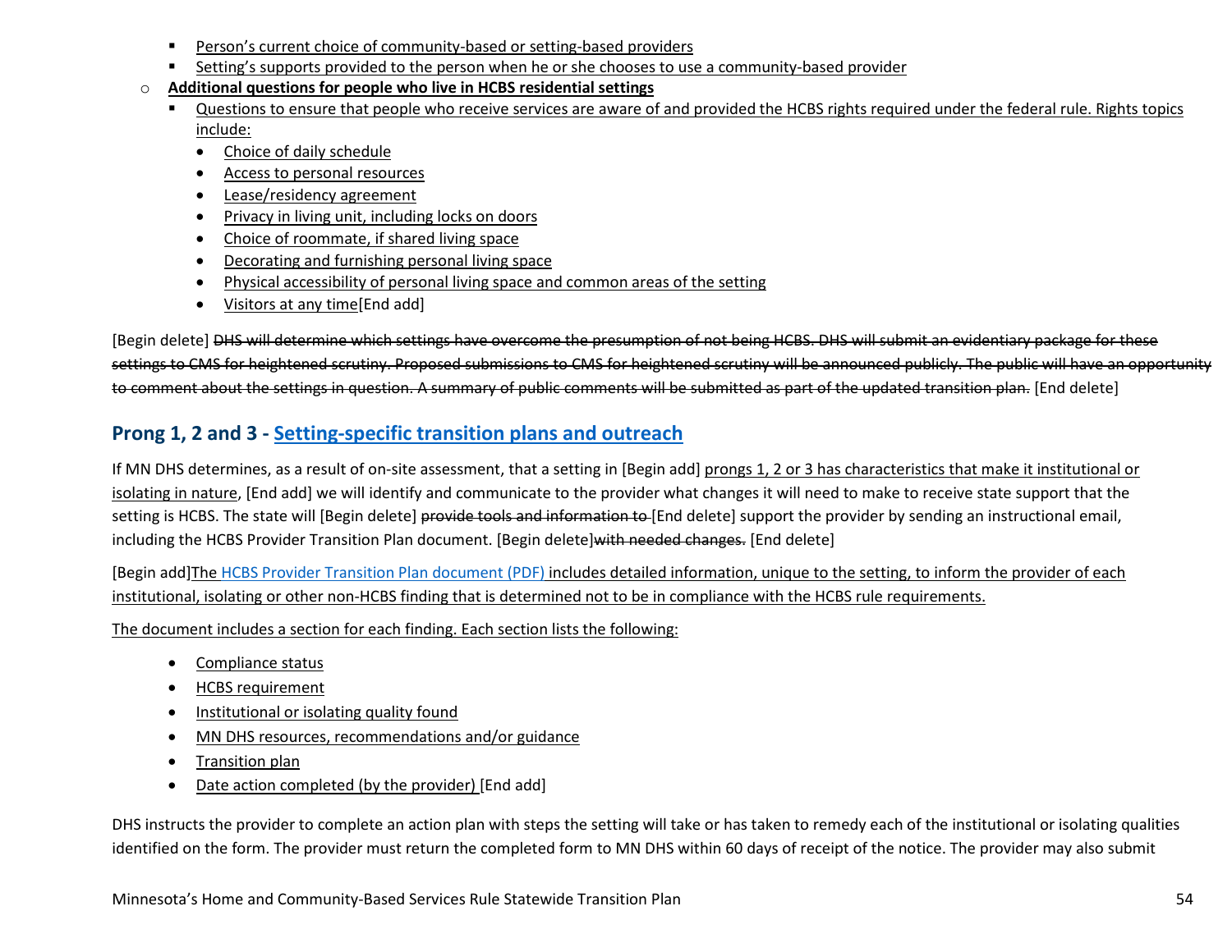- Person's current choice of community-based or setting-based providers
    - Setting's supports provided to the person when he or she chooses to use a community-based provider
  - **Additional questions for people who live in HCBS residential settings**
    - Questions to ensure that people who receive services are aware of and provided the HCBS rights required under the federal rule. Rights topics include:
      - Choice of daily schedule
      - Access to personal resources
      - Lease/residency agreement
      - Privacy in living unit, including locks on doors
      - Choice of roommate, if shared living space
      - Decorating and furnishing personal living space
      - Physical accessibility of personal living space and common areas of the setting
      - Visitors at any time[End add]

[Begin delete] ~~DHS will determine which settings have overcome the presumption of not being HCBS. DHS will submit an evidentiary package for these settings to CMS for heightened scrutiny. Proposed submissions to CMS for heightened scrutiny will be announced publicly. The public will have an opportunity to comment about the settings in question. A summary of public comments will be submitted as part of the updated transition plan.~~ [End delete]

## Prong 1, 2 and 3 - Setting-specific transition plans and outreach

If MN DHS determines, as a result of on-site assessment, that a setting in [Begin add] prongs 1, 2 or 3 has characteristics that make it institutional or isolating in nature, [End add] we will identify and communicate to the provider what changes it will need to make to receive state support that the setting is HCBS. The state will [Begin delete] ~~provide tools and information to~~ [End delete] support the provider by sending an instructional email, including the HCBS Provider Transition Plan document. [Begin delete]~~with needed changes.~~ [End delete]

[Begin add]The HCBS Provider Transition Plan document (PDF) includes detailed information, unique to the setting, to inform the provider of each institutional, isolating or other non-HCBS finding that is determined not to be in compliance with the HCBS rule requirements.

The document includes a section for each finding. Each section lists the following:

- Compliance status
- HCBS requirement
- Institutional or isolating quality found
- MN DHS resources, recommendations and/or guidance
- Transition plan
- Date action completed (by the provider) [End add]

DHS instructs the provider to complete an action plan with steps the setting will take or has taken to remedy each of the institutional or isolating qualities identified on the form. The provider must return the completed form to MN DHS within 60 days of receipt of the notice. The provider may also submit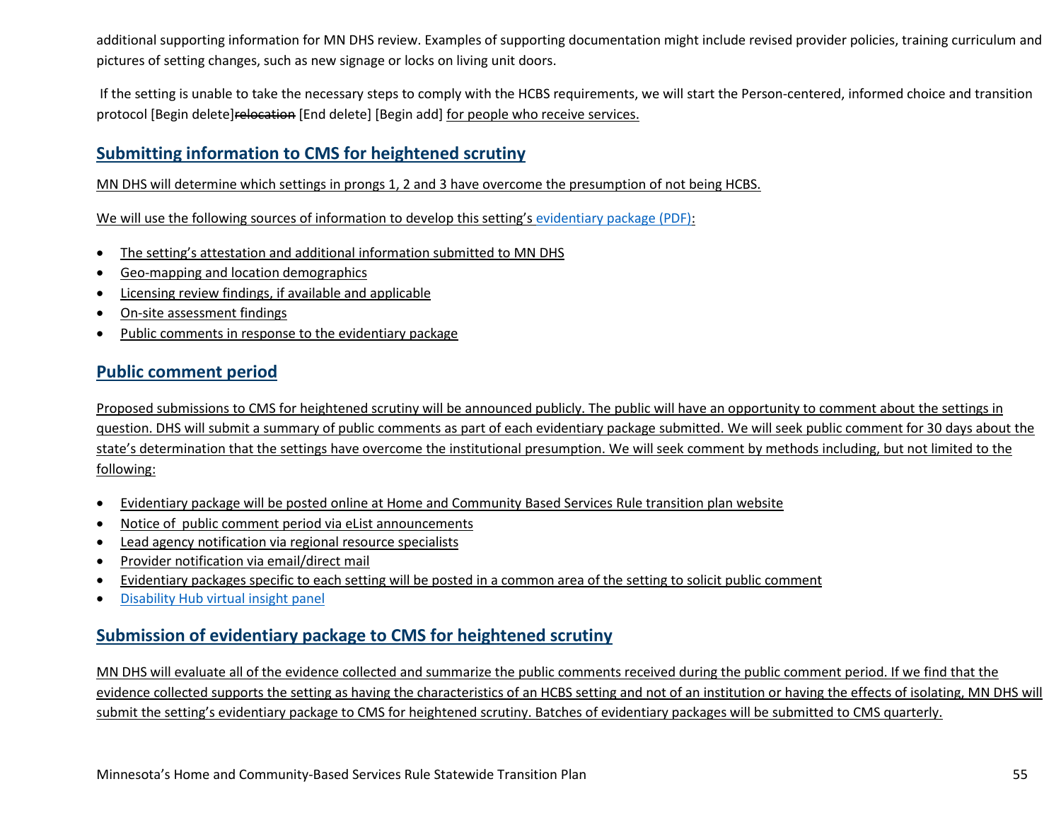additional supporting information for MN DHS review. Examples of supporting documentation might include revised provider policies, training curriculum and pictures of setting changes, such as new signage or locks on living unit doors.

If the setting is unable to take the necessary steps to comply with the HCBS requirements, we will start the Person-centered, informed choice and transition protocol [Begin delete]~~relocation~~ [End delete] [Begin add] for people who receive services.

## Submitting information to CMS for heightened scrutiny

MN DHS will determine which settings in prongs 1, 2 and 3 have overcome the presumption of not being HCBS.

We will use the following sources of information to develop this setting's evidentiary package (PDF):

- The setting's attestation and additional information submitted to MN DHS
- Geo-mapping and location demographics
- Licensing review findings, if available and applicable
- On-site assessment findings
- Public comments in response to the evidentiary package

## Public comment period

Proposed submissions to CMS for heightened scrutiny will be announced publicly. The public will have an opportunity to comment about the settings in question. DHS will submit a summary of public comments as part of each evidentiary package submitted. We will seek public comment for 30 days about the state's determination that the settings have overcome the institutional presumption. We will seek comment by methods including, but not limited to the following:

- Evidentiary package will be posted online at Home and Community Based Services Rule transition plan website
- Notice of public comment period via eList announcements
- Lead agency notification via regional resource specialists
- Provider notification via email/direct mail
- Evidentiary packages specific to each setting will be posted in a common area of the setting to solicit public comment
- Disability Hub virtual insight panel

## Submission of evidentiary package to CMS for heightened scrutiny

MN DHS will evaluate all of the evidence collected and summarize the public comments received during the public comment period. If we find that the evidence collected supports the setting as having the characteristics of an HCBS setting and not of an institution or having the effects of isolating, MN DHS will submit the setting's evidentiary package to CMS for heightened scrutiny. Batches of evidentiary packages will be submitted to CMS quarterly.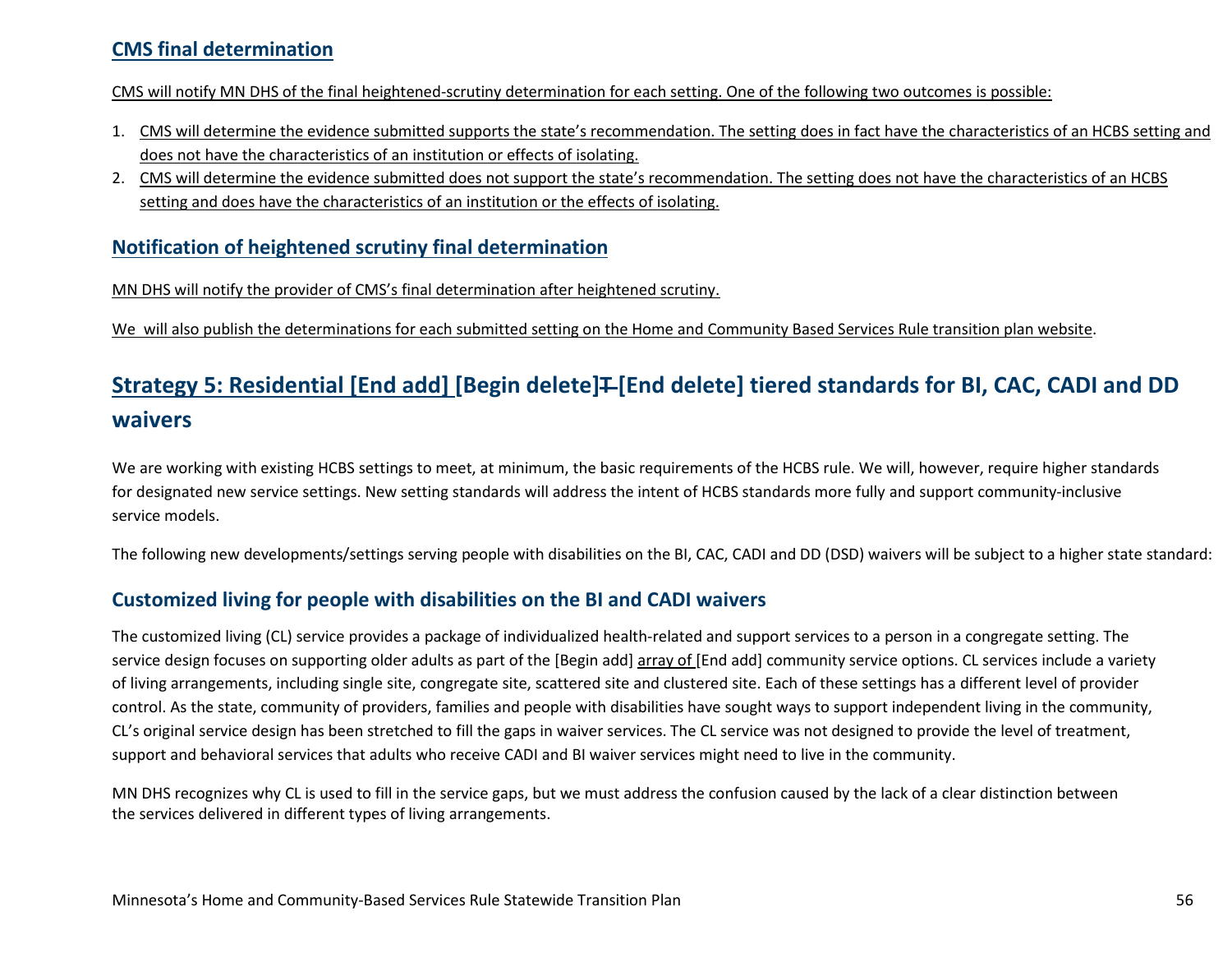## CMS final determination

CMS will notify MN DHS of the final heightened-scrutiny determination for each setting. One of the following two outcomes is possible:

1. CMS will determine the evidence submitted supports the state's recommendation. The setting does in fact have the characteristics of an HCBS setting and does not have the characteristics of an institution or effects of isolating.
2. CMS will determine the evidence submitted does not support the state's recommendation. The setting does not have the characteristics of an HCBS setting and does have the characteristics of an institution or the effects of isolating.

## Notification of heightened scrutiny final determination

MN DHS will notify the provider of CMS's final determination after heightened scrutiny.

We will also publish the determinations for each submitted setting on the Home and Community Based Services Rule transition plan website.

# Strategy 5: Residential [End add] [Begin delete]T [End delete] tiered standards for BI, CAC, CADI and DD waivers

We are working with existing HCBS settings to meet, at minimum, the basic requirements of the HCBS rule. We will, however, require higher standards for designated new service settings. New setting standards will address the intent of HCBS standards more fully and support community-inclusive service models.

The following new developments/settings serving people with disabilities on the BI, CAC, CADI and DD (DSD) waivers will be subject to a higher state standard:

## Customized living for people with disabilities on the BI and CADI waivers

The customized living (CL) service provides a package of individualized health-related and support services to a person in a congregate setting. The service design focuses on supporting older adults as part of the [Begin add] array of [End add] community service options. CL services include a variety of living arrangements, including single site, congregate site, scattered site and clustered site. Each of these settings has a different level of provider control. As the state, community of providers, families and people with disabilities have sought ways to support independent living in the community, CL's original service design has been stretched to fill the gaps in waiver services. The CL service was not designed to provide the level of treatment, support and behavioral services that adults who receive CADI and BI waiver services might need to live in the community.

MN DHS recognizes why CL is used to fill in the service gaps, but we must address the confusion caused by the lack of a clear distinction between the services delivered in different types of living arrangements.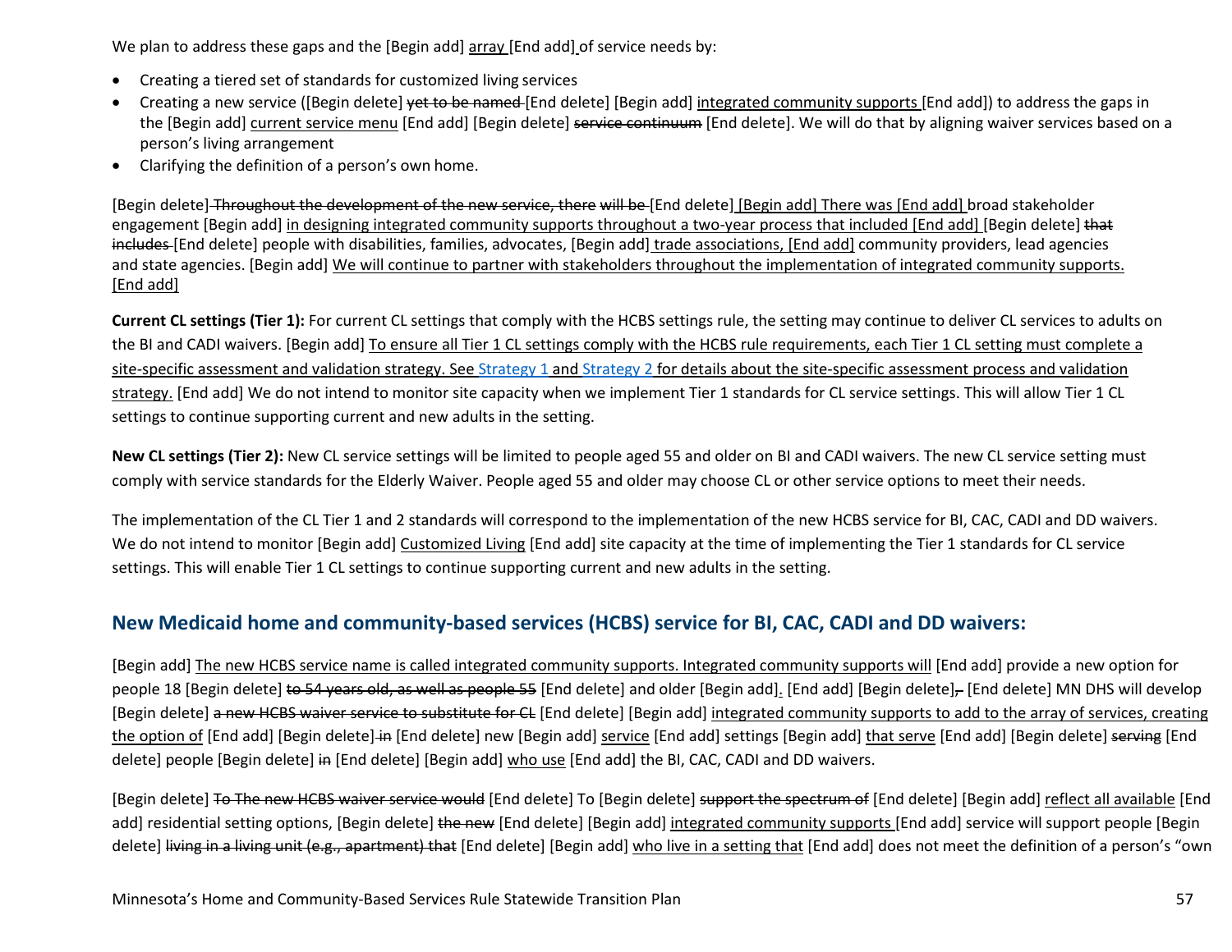We plan to address these gaps and the [Begin add] array [End add] of service needs by:

- Creating a tiered set of standards for customized living services
- Creating a new service ([Begin delete] yet to be named [End delete] [Begin add] integrated community supports [End add]) to address the gaps in the [Begin add] current service menu [End add] [Begin delete] service continuum [End delete]. We will do that by aligning waiver services based on a person's living arrangement
- Clarifying the definition of a person's own home.

[Begin delete] Throughout the development of the new service, there will be [End delete] [Begin add] There was [End add] broad stakeholder engagement [Begin add] in designing integrated community supports throughout a two-year process that included [End add] [Begin delete] that includes [End delete] people with disabilities, families, advocates, [Begin add] trade associations, [End add] community providers, lead agencies and state agencies. [Begin add] We will continue to partner with stakeholders throughout the implementation of integrated community supports. [End add]

**Current CL settings (Tier 1):** For current CL settings that comply with the HCBS settings rule, the setting may continue to deliver CL services to adults on the BI and CADI waivers. [Begin add] To ensure all Tier 1 CL settings comply with the HCBS rule requirements, each Tier 1 CL setting must complete a site-specific assessment and validation strategy. See Strategy 1 and Strategy 2 for details about the site-specific assessment process and validation strategy. [End add] We do not intend to monitor site capacity when we implement Tier 1 standards for CL service settings. This will allow Tier 1 CL settings to continue supporting current and new adults in the setting.

**New CL settings (Tier 2):** New CL service settings will be limited to people aged 55 and older on BI and CADI waivers. The new CL service setting must comply with service standards for the Elderly Waiver. People aged 55 and older may choose CL or other service options to meet their needs.

The implementation of the CL Tier 1 and 2 standards will correspond to the implementation of the new HCBS service for BI, CAC, CADI and DD waivers. We do not intend to monitor [Begin add] Customized Living [End add] site capacity at the time of implementing the Tier 1 standards for CL service settings. This will enable Tier 1 CL settings to continue supporting current and new adults in the setting.

## New Medicaid home and community-based services (HCBS) service for BI, CAC, CADI and DD waivers:

[Begin add] The new HCBS service name is called integrated community supports. Integrated community supports will [End add] provide a new option for people 18 [Begin delete] to 54 years old, as well as people 55 [End delete] and older [Begin add]. [End add] [Begin delete], [End delete] MN DHS will develop [Begin delete] a new HCBS waiver service to substitute for CL [End delete] [Begin add] integrated community supports to add to the array of services, creating the option of [End add] [Begin delete] in [End delete] new [Begin add] service [End add] settings [Begin add] that serve [End add] [Begin delete] serving [End delete] people [Begin delete] in [End delete] [Begin add] who use [End add] the BI, CAC, CADI and DD waivers.

[Begin delete] To The new HCBS waiver service would [End delete] To [Begin delete] support the spectrum of [End delete] [Begin add] reflect all available [End add] residential setting options, [Begin delete] the new [End delete] [Begin add] integrated community supports [End add] service will support people [Begin delete] living in a living unit (e.g., apartment) that [End delete] [Begin add] who live in a setting that [End add] does not meet the definition of a person's "own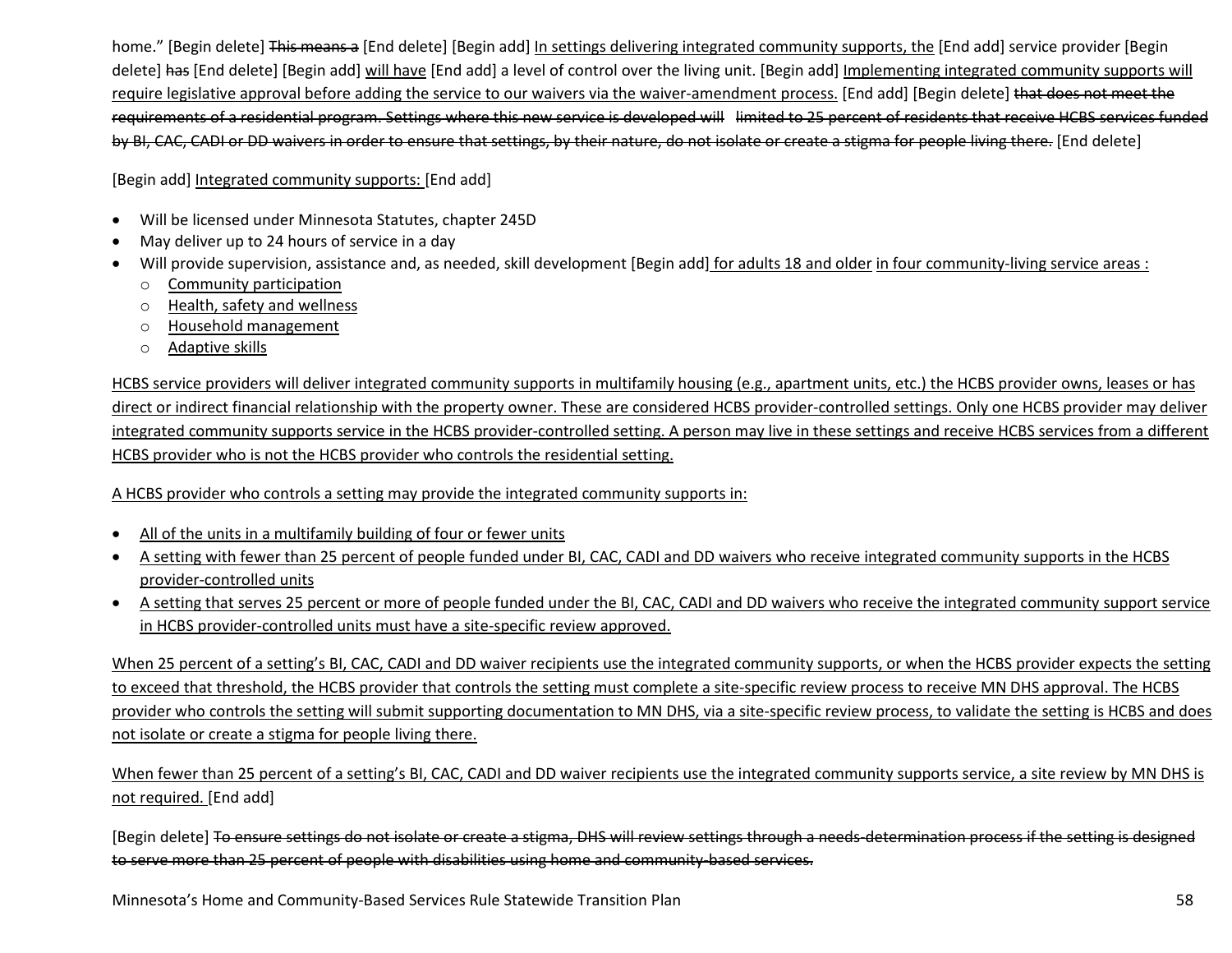home.” [Begin delete] ~~This means a~~ [End delete] [Begin add] <u>In settings delivering integrated community supports, the</u> [End add] service provider [Begin delete] ~~has~~ [End delete] [Begin add] <u>will have</u> [End add] a level of control over the living unit. [Begin add] <u>Implementing integrated community supports will require legislative approval before adding the service to our waivers via the waiver-amendment process.</u> [End add] [Begin delete] ~~that does not meet the requirements of a residential program. Settings where this new service is developed will limited to 25 percent of residents that receive HCBS services funded by BI, CAC, CADI or DD waivers in order to ensure that settings, by their nature, do not isolate or create a stigma for people living there.~~ [End delete]

[Begin add] <u>Integrated community supports:</u> [End add]

- Will be licensed under Minnesota Statutes, chapter 245D
- May deliver up to 24 hours of service in a day
- Will provide supervision, assistance and, as needed, skill development [Begin add] <u>for adults 18 and older</u> <u>in four community-living service areas :</u>
  - <u>Community participation</u>
  - <u>Health, safety and wellness</u>
  - <u>Household management</u>
  - <u>Adaptive skills</u>

<u>HCBS service providers will deliver integrated community supports in multifamily housing (e.g., apartment units, etc.) the HCBS provider owns, leases or has direct or indirect financial relationship with the property owner. These are considered HCBS provider-controlled settings. Only one HCBS provider may deliver integrated community supports service in the HCBS provider-controlled setting. A person may live in these settings and receive HCBS services from a different HCBS provider who is not the HCBS provider who controls the residential setting.</u>

<u>A HCBS provider who controls a setting may provide the integrated community supports in:</u>

- <u>All of the units in a multifamily building of four or fewer units</u>
- <u>A setting with fewer than 25 percent of people funded under BI, CAC, CADI and DD waivers who receive integrated community supports in the HCBS provider-controlled units</u>
- <u>A setting that serves 25 percent or more of people funded under the BI, CAC, CADI and DD waivers who receive the integrated community support service in HCBS provider-controlled units must have a site-specific review approved.</u>

<u>When 25 percent of a setting’s BI, CAC, CADI and DD waiver recipients use the integrated community supports, or when the HCBS provider expects the setting to exceed that threshold, the HCBS provider that controls the setting must complete a site-specific review process to receive MN DHS approval. The HCBS provider who controls the setting will submit supporting documentation to MN DHS, via a site-specific review process, to validate the setting is HCBS and does not isolate or create a stigma for people living there.</u>

<u>When fewer than 25 percent of a setting’s BI, CAC, CADI and DD waiver recipients use the integrated community supports service, a site review by MN DHS is not required.</u> [End add]

[Begin delete] ~~To ensure settings do not isolate or create a stigma, DHS will review settings through a needs-determination process if the setting is designed to serve more than 25 percent of people with disabilities using home and community-based services.~~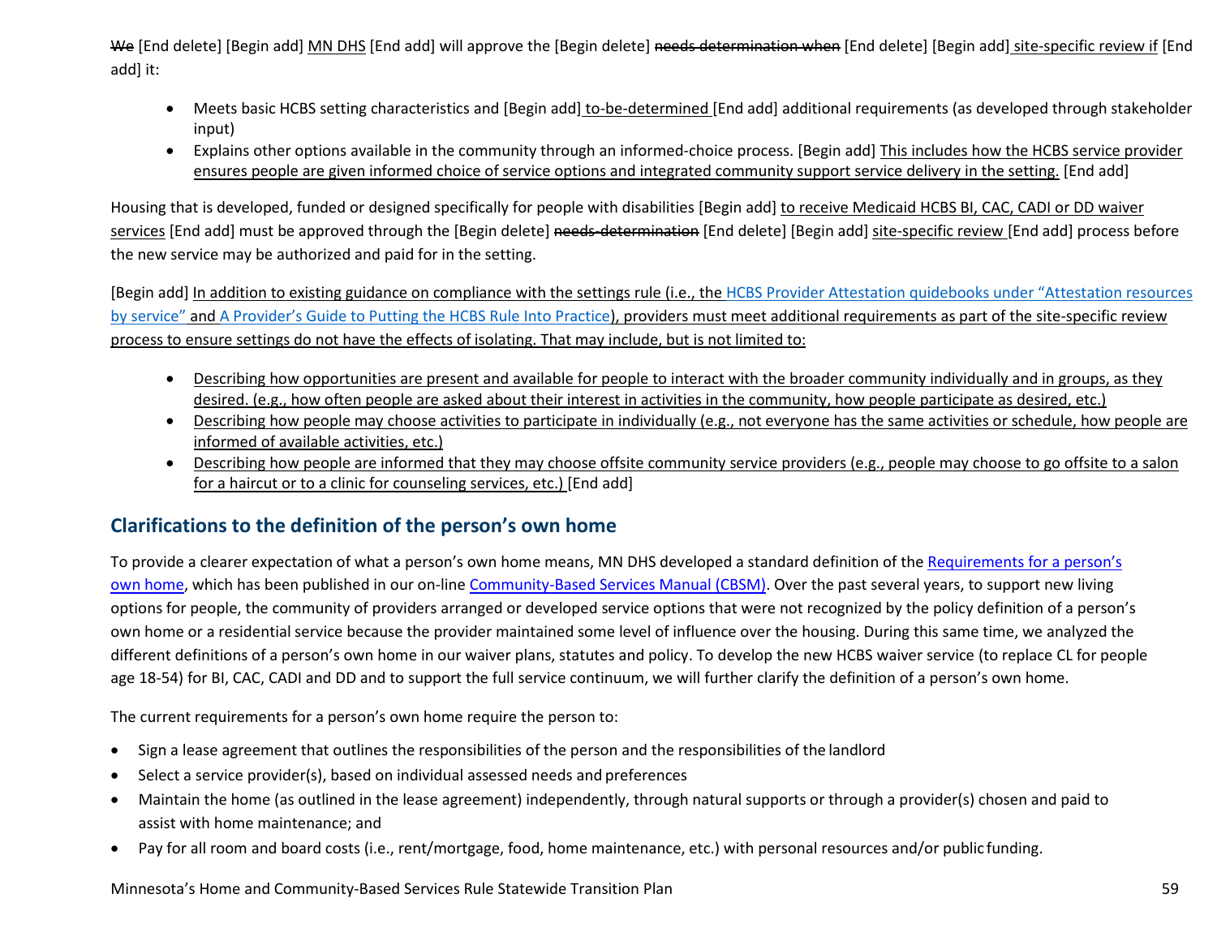~~We~~ [End delete] [Begin add] MN DHS [End add] will approve the [Begin delete] ~~needs determination when~~ [End delete] [Begin add] site-specific review if [End add] it:

- Meets basic HCBS setting characteristics and [Begin add] to-be-determined [End add] additional requirements (as developed through stakeholder input)
- Explains other options available in the community through an informed-choice process. [Begin add] This includes how the HCBS service provider ensures people are given informed choice of service options and integrated community support service delivery in the setting. [End add]

Housing that is developed, funded or designed specifically for people with disabilities [Begin add] to receive Medicaid HCBS BI, CAC, CADI or DD waiver services [End add] must be approved through the [Begin delete] ~~needs-determination~~ [End delete] [Begin add] site-specific review [End add] process before the new service may be authorized and paid for in the setting.

[Begin add] In addition to existing guidance on compliance with the settings rule (i.e., the HCBS Provider Attestation quidebooks under "Attestation resources by service" and A Provider's Guide to Putting the HCBS Rule Into Practice), providers must meet additional requirements as part of the site-specific review process to ensure settings do not have the effects of isolating. That may include, but is not limited to:

- Describing how opportunities are present and available for people to interact with the broader community individually and in groups, as they desired. (e.g., how often people are asked about their interest in activities in the community, how people participate as desired, etc.)
- Describing how people may choose activities to participate in individually (e.g., not everyone has the same activities or schedule, how people are informed of available activities, etc.)
- Describing how people are informed that they may choose offsite community service providers (e.g., people may choose to go offsite to a salon for a haircut or to a clinic for counseling services, etc.) [End add]

## Clarifications to the definition of the person's own home

To provide a clearer expectation of what a person's own home means, MN DHS developed a standard definition of the Requirements for a person's own home, which has been published in our on-line Community-Based Services Manual (CBSM). Over the past several years, to support new living options for people, the community of providers arranged or developed service options that were not recognized by the policy definition of a person's own home or a residential service because the provider maintained some level of influence over the housing. During this same time, we analyzed the different definitions of a person's own home in our waiver plans, statutes and policy. To develop the new HCBS waiver service (to replace CL for people age 18-54) for BI, CAC, CADI and DD and to support the full service continuum, we will further clarify the definition of a person's own home.

The current requirements for a person's own home require the person to:

- Sign a lease agreement that outlines the responsibilities of the person and the responsibilities of the landlord
- Select a service provider(s), based on individual assessed needs and preferences
- Maintain the home (as outlined in the lease agreement) independently, through natural supports or through a provider(s) chosen and paid to assist with home maintenance; and
- Pay for all room and board costs (i.e., rent/mortgage, food, home maintenance, etc.) with personal resources and/or public funding.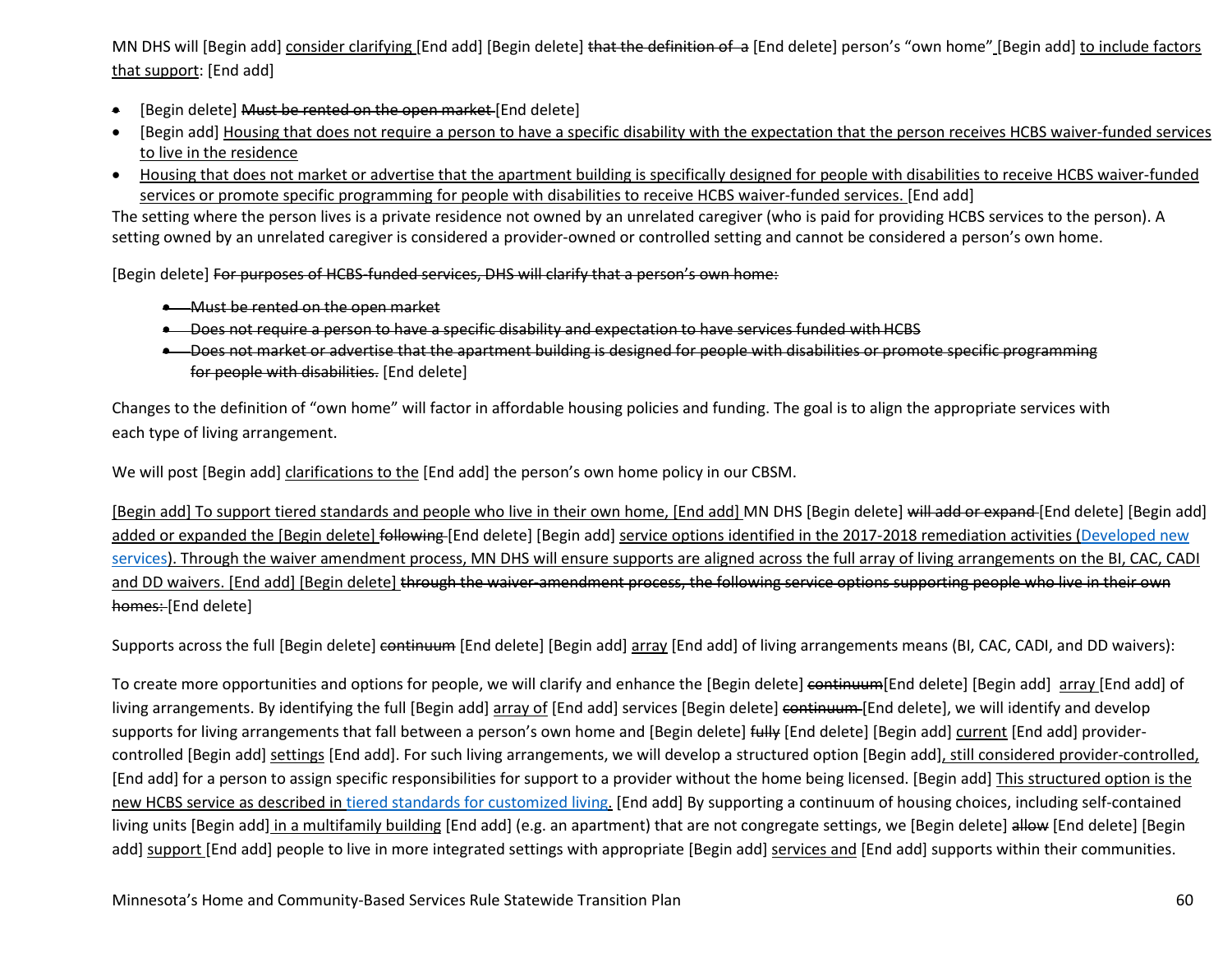MN DHS will [Begin add] consider clarifying [End add] [Begin delete] ~~that the definition of a~~ [End delete] person's "own home" [Begin add] to include factors that support: [End add]

- [Begin delete] ~~Must be rented on the open market~~ [End delete]
- [Begin add] Housing that does not require a person to have a specific disability with the expectation that the person receives HCBS waiver-funded services to live in the residence
- Housing that does not market or advertise that the apartment building is specifically designed for people with disabilities to receive HCBS waiver-funded services or promote specific programming for people with disabilities to receive HCBS waiver-funded services. [End add]

The setting where the person lives is a private residence not owned by an unrelated caregiver (who is paid for providing HCBS services to the person). A setting owned by an unrelated caregiver is considered a provider-owned or controlled setting and cannot be considered a person's own home.

[Begin delete] ~~For purposes of HCBS-funded services, DHS will clarify that a person's own home:~~

- ~~Must be rented on the open market~~
- ~~Does not require a person to have a specific disability and expectation to have services funded with HCBS~~
- ~~Does not market or advertise that the apartment building is designed for people with disabilities or promote specific programming for people with disabilities.~~ [End delete]

Changes to the definition of "own home" will factor in affordable housing policies and funding. The goal is to align the appropriate services with each type of living arrangement.

We will post [Begin add] clarifications to the [End add] the person's own home policy in our CBSM.

[Begin add] To support tiered standards and people who live in their own home, [End add] MN DHS [Begin delete] ~~will add or expand~~ [End delete] [Begin add] added or expanded the [Begin delete] ~~following~~ [End delete] [Begin add] service options identified in the 2017-2018 remediation activities (Developed new services). Through the waiver amendment process, MN DHS will ensure supports are aligned across the full array of living arrangements on the BI, CAC, CADI and DD waivers. [End add] [Begin delete] ~~through the waiver-amendment process, the following service options supporting people who live in their own homes:~~ [End delete]

Supports across the full [Begin delete] ~~continuum~~ [End delete] [Begin add] array [End add] of living arrangements means (BI, CAC, CADI, and DD waivers):

To create more opportunities and options for people, we will clarify and enhance the [Begin delete] ~~continuum~~[End delete] [Begin add] array [End add] of living arrangements. By identifying the full [Begin add] array of [End add] services [Begin delete] ~~continuum~~ [End delete], we will identify and develop supports for living arrangements that fall between a person's own home and [Begin delete] ~~fully~~ [End delete] [Begin add] current [End add] provider-controlled [Begin add] settings [End add]. For such living arrangements, we will develop a structured option [Begin add], still considered provider-controlled, [End add] for a person to assign specific responsibilities for support to a provider without the home being licensed. [Begin add] This structured option is the new HCBS service as described in tiered standards for customized living. [End add] By supporting a continuum of housing choices, including self-contained living units [Begin add] in a multifamily building [End add] (e.g. an apartment) that are not congregate settings, we [Begin delete] ~~allow~~ [End delete] [Begin add] support [End add] people to live in more integrated settings with appropriate [Begin add] services and [End add] supports within their communities.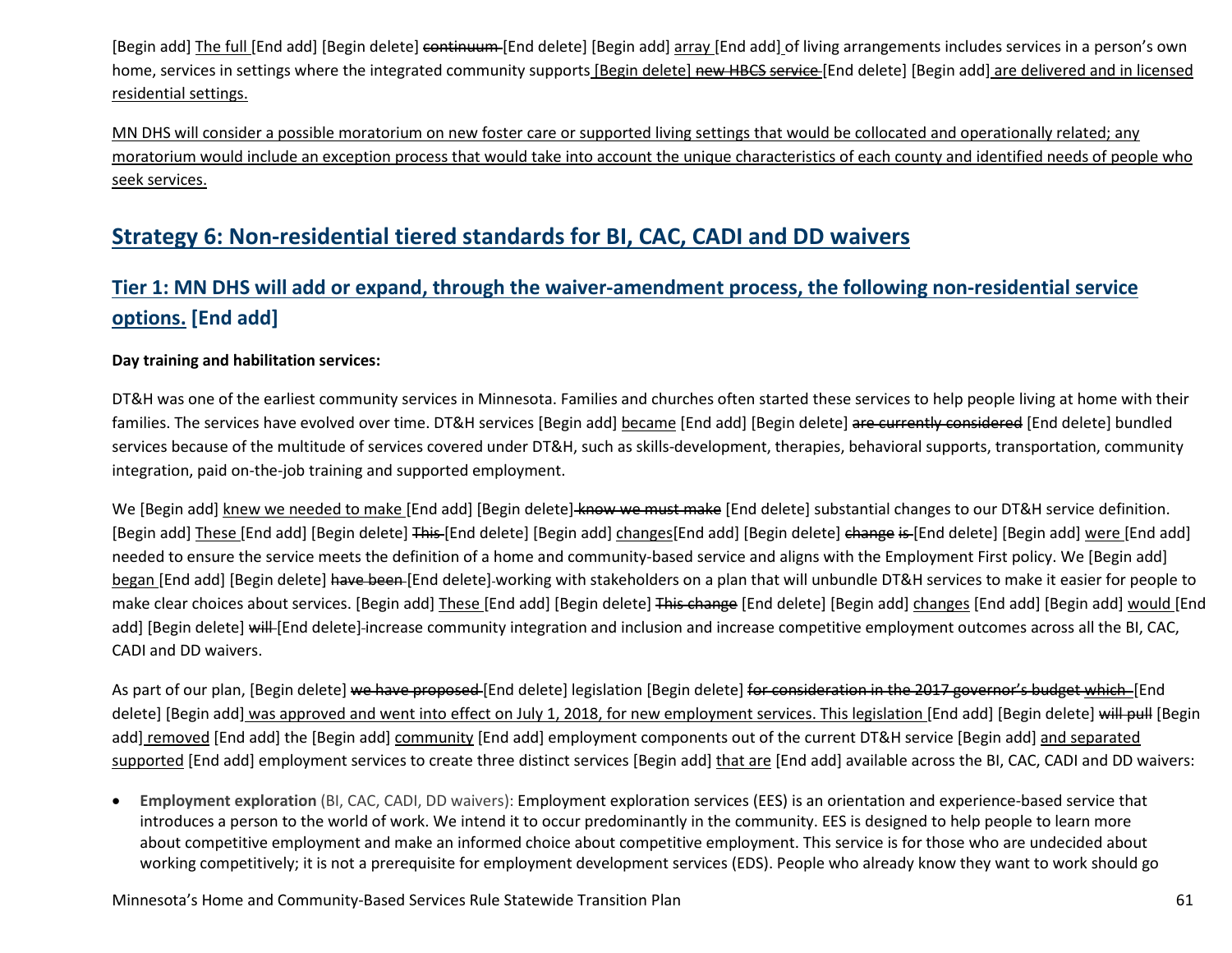[Begin add] The full [End add] [Begin delete] continuum [End delete] [Begin add] array [End add] of living arrangements includes services in a person's own home, services in settings where the integrated community supports [Begin delete] new HBCS service [End delete] [Begin add] are delivered and in licensed residential settings.

MN DHS will consider a possible moratorium on new foster care or supported living settings that would be collocated and operationally related; any moratorium would include an exception process that would take into account the unique characteristics of each county and identified needs of people who seek services.

## Strategy 6: Non-residential tiered standards for BI, CAC, CADI and DD waivers

### Tier 1: MN DHS will add or expand, through the waiver-amendment process, the following non-residential service options. [End add]

**Day training and habilitation services:**

DT&H was one of the earliest community services in Minnesota. Families and churches often started these services to help people living at home with their families. The services have evolved over time. DT&H services [Begin add] became [End add] [Begin delete] are currently considered [End delete] bundled services because of the multitude of services covered under DT&H, such as skills-development, therapies, behavioral supports, transportation, community integration, paid on-the-job training and supported employment.

We [Begin add] knew we needed to make [End add] [Begin delete] know we must make [End delete] substantial changes to our DT&H service definition. [Begin add] These [End add] [Begin delete] This [End delete] [Begin add] changes[End add] [Begin delete] change is [End delete] [Begin add] were [End add] needed to ensure the service meets the definition of a home and community-based service and aligns with the Employment First policy. We [Begin add] began [End add] [Begin delete] have been [End delete] working with stakeholders on a plan that will unbundle DT&H services to make it easier for people to make clear choices about services. [Begin add] These [End add] [Begin delete] This change [End delete] [Begin add] changes [End add] [Begin add] would [End add] [Begin delete] will [End delete] increase community integration and inclusion and increase competitive employment outcomes across all the BI, CAC, CADI and DD waivers.

As part of our plan, [Begin delete] we have proposed [End delete] legislation [Begin delete] for consideration in the 2017 governor's budget which [End delete] [Begin add] was approved and went into effect on July 1, 2018, for new employment services. This legislation [End add] [Begin delete] will pull [Begin add] removed [End add] the [Begin add] community [End add] employment components out of the current DT&H service [Begin add] and separated supported [End add] employment services to create three distinct services [Begin add] that are [End add] available across the BI, CAC, CADI and DD waivers:

- **Employment exploration** (BI, CAC, CADI, DD waivers): Employment exploration services (EES) is an orientation and experience-based service that introduces a person to the world of work. We intend it to occur predominantly in the community. EES is designed to help people to learn more about competitive employment and make an informed choice about competitive employment. This service is for those who are undecided about working competitively; it is not a prerequisite for employment development services (EDS). People who already know they want to work should go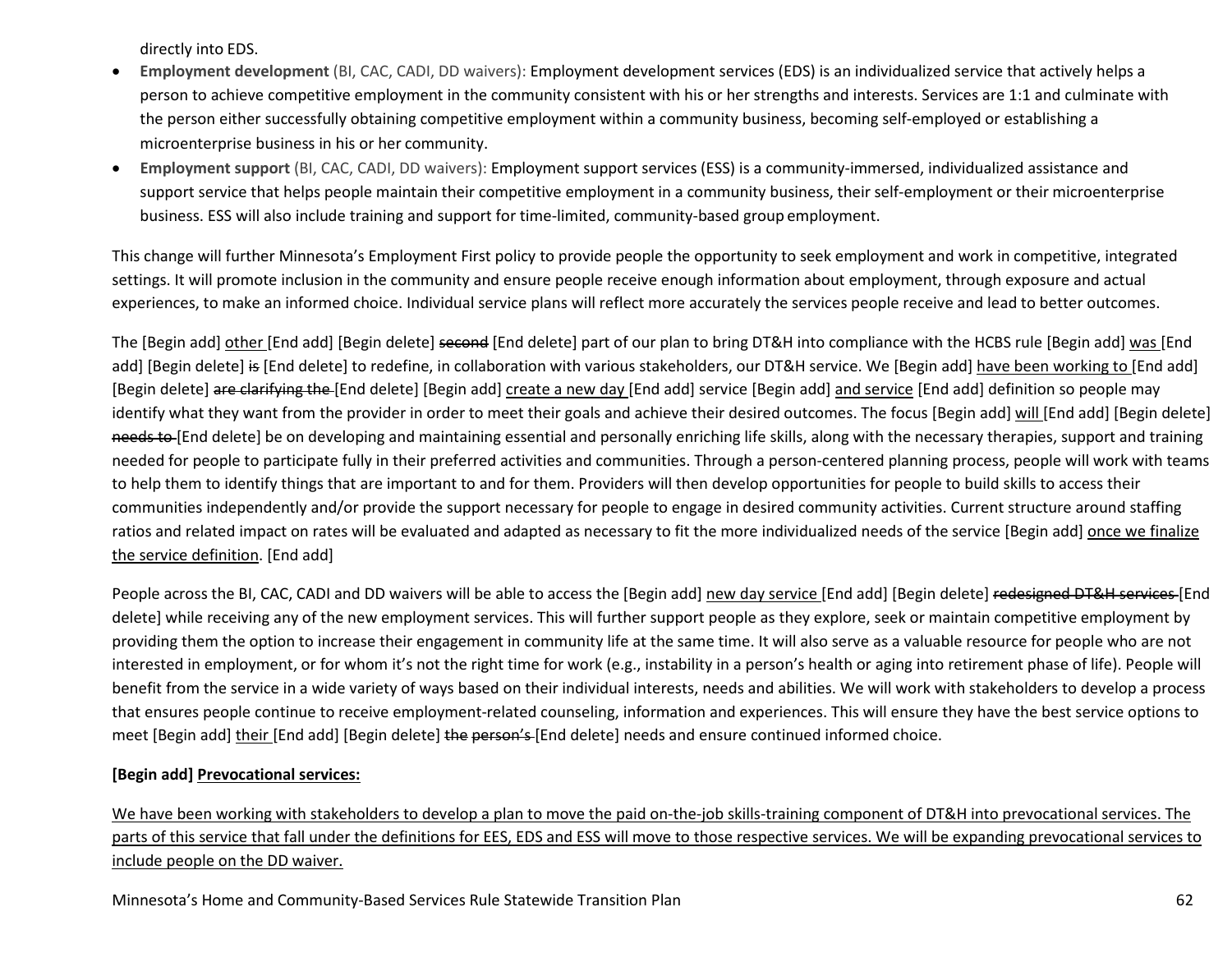directly into EDS.

- **Employment development** (BI, CAC, CADI, DD waivers): Employment development services (EDS) is an individualized service that actively helps a person to achieve competitive employment in the community consistent with his or her strengths and interests. Services are 1:1 and culminate with the person either successfully obtaining competitive employment within a community business, becoming self-employed or establishing a microenterprise business in his or her community.
- **Employment support** (BI, CAC, CADI, DD waivers): Employment support services (ESS) is a community-immersed, individualized assistance and support service that helps people maintain their competitive employment in a community business, their self-employment or their microenterprise business. ESS will also include training and support for time-limited, community-based group employment.

This change will further Minnesota's Employment First policy to provide people the opportunity to seek employment and work in competitive, integrated settings. It will promote inclusion in the community and ensure people receive enough information about employment, through exposure and actual experiences, to make an informed choice. Individual service plans will reflect more accurately the services people receive and lead to better outcomes.

The [Begin add] <u>other</u> [End add] [Begin delete] ~~second~~ [End delete] part of our plan to bring DT&H into compliance with the HCBS rule [Begin add] <u>was</u> [End add] [Begin delete] ~~is~~ [End delete] to redefine, in collaboration with various stakeholders, our DT&H service. We [Begin add] <u>have been working to</u> [End add] [Begin delete] ~~are clarifying the~~ [End delete] [Begin add] <u>create a new day</u> [End add] service [Begin add] <u>and service</u> [End add] definition so people may identify what they want from the provider in order to meet their goals and achieve their desired outcomes. The focus [Begin add] <u>will</u> [End add] [Begin delete] ~~needs to~~ [End delete] be on developing and maintaining essential and personally enriching life skills, along with the necessary therapies, support and training needed for people to participate fully in their preferred activities and communities. Through a person-centered planning process, people will work with teams to help them to identify things that are important to and for them. Providers will then develop opportunities for people to build skills to access their communities independently and/or provide the support necessary for people to engage in desired community activities. Current structure around staffing ratios and related impact on rates will be evaluated and adapted as necessary to fit the more individualized needs of the service [Begin add] <u>once we finalize the service definition</u>. [End add]

People across the BI, CAC, CADI and DD waivers will be able to access the [Begin add] <u>new day service</u> [End add] [Begin delete] ~~redesigned DT&H services~~ [End delete] while receiving any of the new employment services. This will further support people as they explore, seek or maintain competitive employment by providing them the option to increase their engagement in community life at the same time. It will also serve as a valuable resource for people who are not interested in employment, or for whom it's not the right time for work (e.g., instability in a person's health or aging into retirement phase of life). People will benefit from the service in a wide variety of ways based on their individual interests, needs and abilities. We will work with stakeholders to develop a process that ensures people continue to receive employment-related counseling, information and experiences. This will ensure they have the best service options to meet [Begin add] <u>their</u> [End add] [Begin delete] ~~the person's~~ [End delete] needs and ensure continued informed choice.

**[Begin add] <u>Prevocational services:</u>**

<u>We have been working with stakeholders to develop a plan to move the paid on-the-job skills-training component of DT&H into prevocational services. The parts of this service that fall under the definitions for EES, EDS and ESS will move to those respective services. We will be expanding prevocational services to include people on the DD waiver.</u>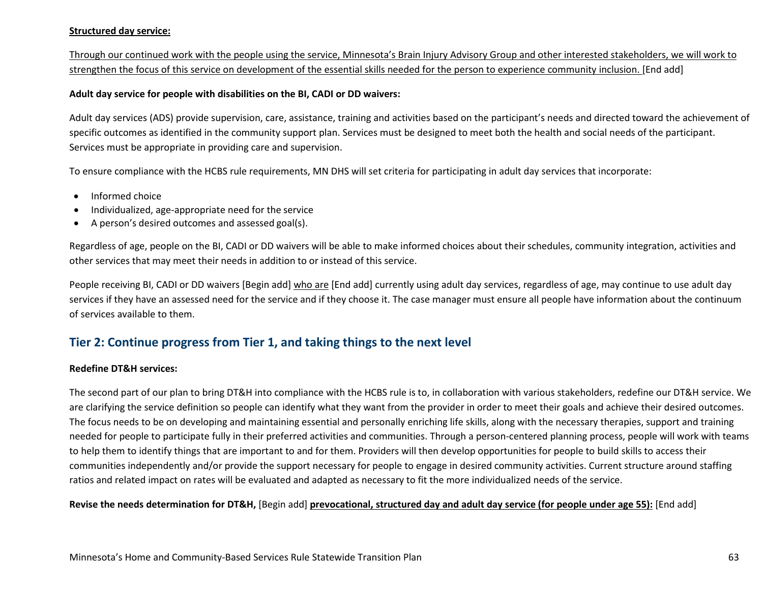<u>**Structured day service:**</u>

<u>Through our continued work with the people using the service, Minnesota's Brain Injury Advisory Group and other interested stakeholders, we will work to strengthen the focus of this service on development of the essential skills needed for the person to experience community inclusion.</u> [End add]

**Adult day service for people with disabilities on the BI, CADI or DD waivers:**

Adult day services (ADS) provide supervision, care, assistance, training and activities based on the participant's needs and directed toward the achievement of specific outcomes as identified in the community support plan. Services must be designed to meet both the health and social needs of the participant. Services must be appropriate in providing care and supervision.

To ensure compliance with the HCBS rule requirements, MN DHS will set criteria for participating in adult day services that incorporate:

- Informed choice
- Individualized, age-appropriate need for the service
- A person's desired outcomes and assessed goal(s).

Regardless of age, people on the BI, CADI or DD waivers will be able to make informed choices about their schedules, community integration, activities and other services that may meet their needs in addition to or instead of this service.

People receiving BI, CADI or DD waivers [Begin add] <u>who are</u> [End add] currently using adult day services, regardless of age, may continue to use adult day services if they have an assessed need for the service and if they choose it. The case manager must ensure all people have information about the continuum of services available to them.

## Tier 2: Continue progress from Tier 1, and taking things to the next level

**Redefine DT&H services:**

The second part of our plan to bring DT&H into compliance with the HCBS rule is to, in collaboration with various stakeholders, redefine our DT&H service. We are clarifying the service definition so people can identify what they want from the provider in order to meet their goals and achieve their desired outcomes. The focus needs to be on developing and maintaining essential and personally enriching life skills, along with the necessary therapies, support and training needed for people to participate fully in their preferred activities and communities. Through a person-centered planning process, people will work with teams to help them to identify things that are important to and for them. Providers will then develop opportunities for people to build skills to access their communities independently and/or provide the support necessary for people to engage in desired community activities. Current structure around staffing ratios and related impact on rates will be evaluated and adapted as necessary to fit the more individualized needs of the service.

**Revise the needs determination for DT&H,** [Begin add] <u>**prevocational, structured day and adult day service (for people under age 55):**</u> [End add]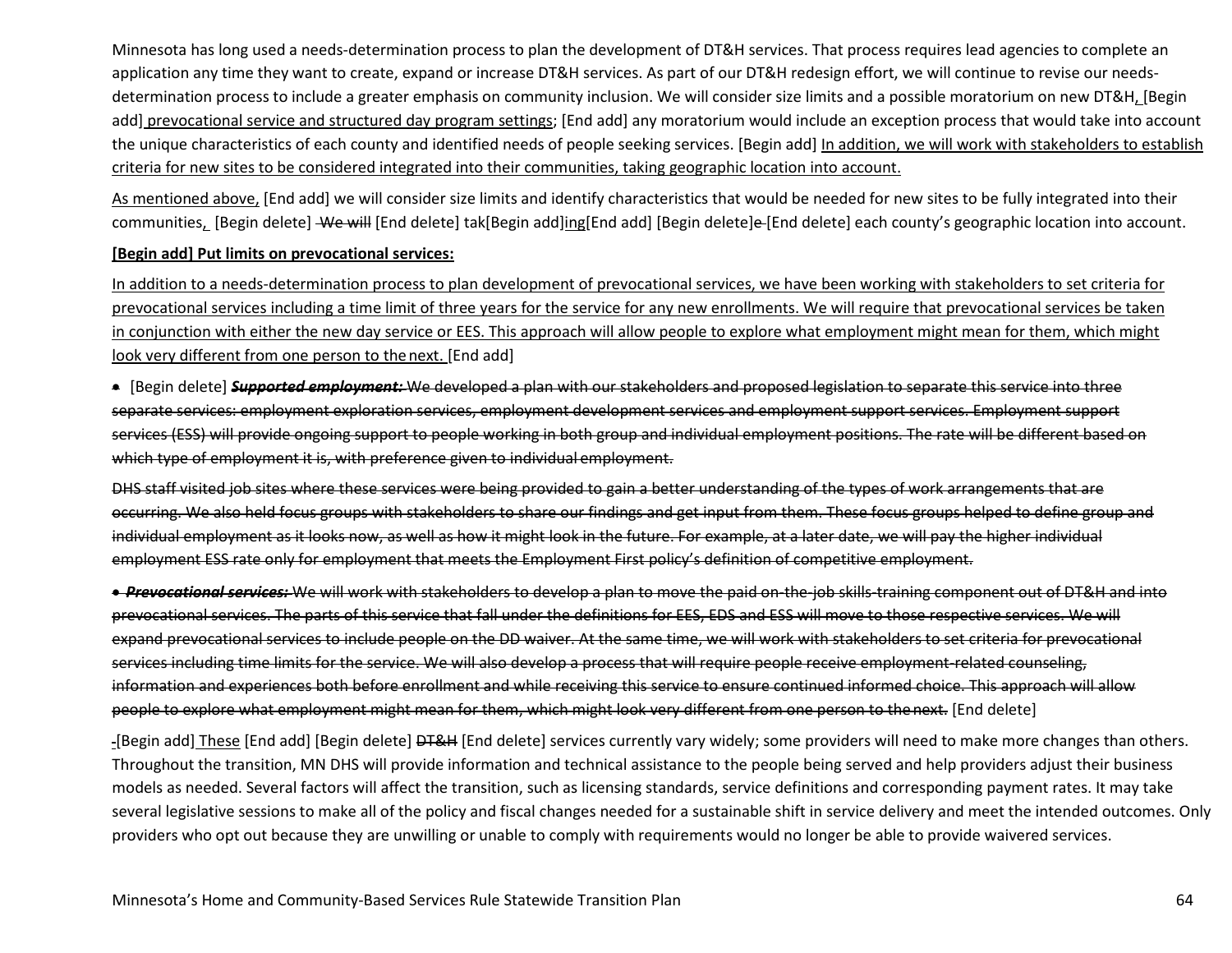Minnesota has long used a needs-determination process to plan the development of DT&H services. That process requires lead agencies to complete an application any time they want to create, expand or increase DT&H services. As part of our DT&H redesign effort, we will continue to revise our needs-determination process to include a greater emphasis on community inclusion. We will consider size limits and a possible moratorium on new DT&H, [Begin add] prevocational service and structured day program settings; [End add] any moratorium would include an exception process that would take into account the unique characteristics of each county and identified needs of people seeking services. [Begin add] In addition, we will work with stakeholders to establish criteria for new sites to be considered integrated into their communities, taking geographic location into account.

As mentioned above, [End add] we will consider size limits and identify characteristics that would be needed for new sites to be fully integrated into their communities, [Begin delete] We will [End delete] tak[Begin add]ing[End add] [Begin delete]e [End delete] each county's geographic location into account.

**[Begin add] Put limits on prevocational services:**

In addition to a needs-determination process to plan development of prevocational services, we have been working with stakeholders to set criteria for prevocational services including a time limit of three years for the service for any new enrollments. We will require that prevocational services be taken in conjunction with either the new day service or EES. This approach will allow people to explore what employment might mean for them, which might look very different from one person to the next. [End add]

- [Begin delete] ***Supported employment:*** ~~We developed a plan with our stakeholders and proposed legislation to separate this service into three separate services: employment exploration services, employment development services and employment support services. Employment support services (ESS) will provide ongoing support to people working in both group and individual employment positions. The rate will be different based on which type of employment it is, with preference given to individual employment.~~

~~DHS staff visited job sites where these services were being provided to gain a better understanding of the types of work arrangements that are occurring. We also held focus groups with stakeholders to share our findings and get input from them. These focus groups helped to define group and individual employment as it looks now, as well as how it might look in the future. For example, at a later date, we will pay the higher individual employment ESS rate only for employment that meets the Employment First policy's definition of competitive employment.~~

- ***Prevocational services:*** ~~We will work with stakeholders to develop a plan to move the paid on-the-job skills-training component out of DT&H and into prevocational services. The parts of this service that fall under the definitions for EES, EDS and ESS will move to those respective services. We will expand prevocational services to include people on the DD waiver. At the same time, we will work with stakeholders to set criteria for prevocational services including time limits for the service. We will also develop a process that will require people receive employment-related counseling, information and experiences both before enrollment and while receiving this service to ensure continued informed choice. This approach will allow people to explore what employment might mean for them, which might look very different from one person to the next.~~ [End delete]

[Begin add] These [End add] [Begin delete] ~~DT&H~~ [End delete] services currently vary widely; some providers will need to make more changes than others. Throughout the transition, MN DHS will provide information and technical assistance to the people being served and help providers adjust their business models as needed. Several factors will affect the transition, such as licensing standards, service definitions and corresponding payment rates. It may take several legislative sessions to make all of the policy and fiscal changes needed for a sustainable shift in service delivery and meet the intended outcomes. Only providers who opt out because they are unwilling or unable to comply with requirements would no longer be able to provide waivered services.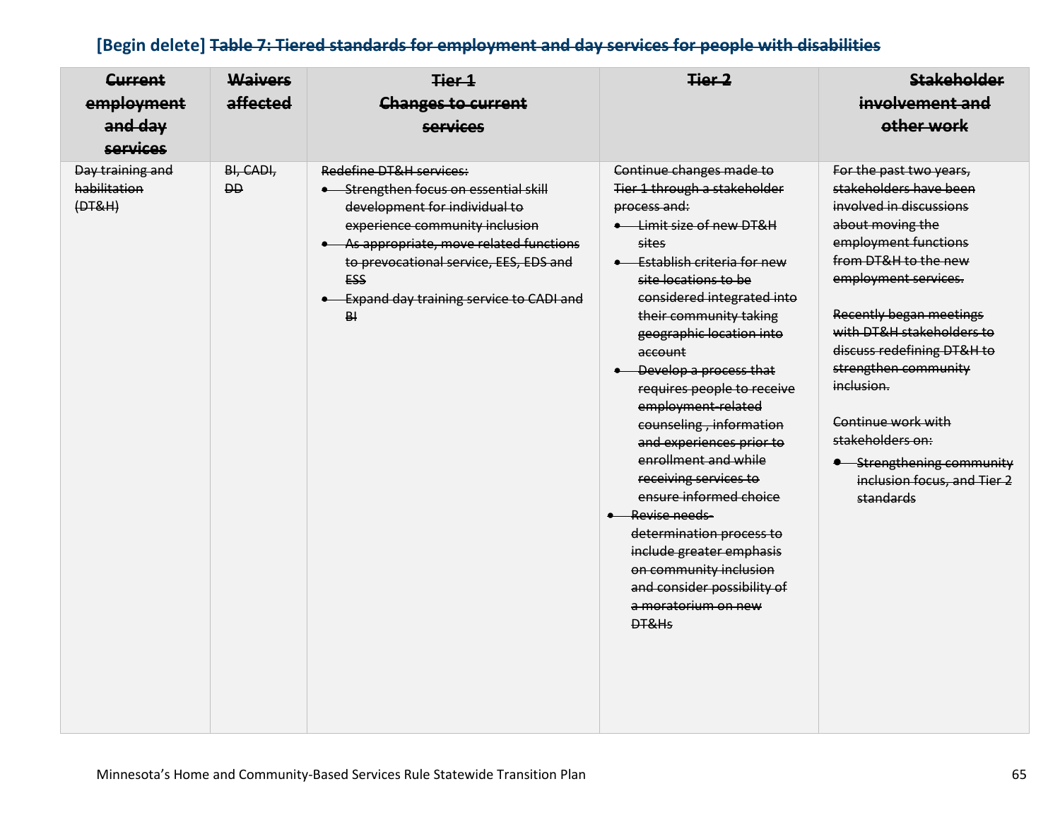**[Begin delete]** ~~Table 7: Tiered standards for employment and day services for people with disabilities~~

| ~~Current employment and day services~~ | ~~Waivers affected~~ | ~~Tier 1 Changes to current services~~ | ~~Tier 2~~ | ~~Stakeholder involvement and other work~~ |
|---|---|---|---|---|
| ~~Day training and habilitation (DT&H)~~ | ~~BI, CADI, DD~~ | ~~Redefine DT&H services:~~<br>• ~~Strengthen focus on essential skill development for individual to experience community inclusion~~<br>• ~~As appropriate, move related functions to prevocational service, EES, EDS and ESS~~<br>• ~~Expand day training service to CADI and BI~~ | ~~Continue changes made to Tier 1 through a stakeholder process and:~~<br>• ~~Limit size of new DT&H sites~~<br>• ~~Establish criteria for new site locations to be considered integrated into their community taking geographic location into account~~<br>• ~~Develop a process that requires people to receive employment-related counseling , information and experiences prior to enrollment and while receiving services to ensure informed choice~~<br>• ~~Revise needs-determination process to include greater emphasis on community inclusion and consider possibility of a moratorium on new DT&Hs~~ | ~~For the past two years, stakeholders have been involved in discussions about moving the employment functions from DT&H to the new employment services.~~<br><br>~~Recently began meetings with DT&H stakeholders to discuss redefining DT&H to strengthen community inclusion.~~<br><br>~~Continue work with stakeholders on:~~<br>• ~~Strengthening community inclusion focus, and Tier 2 standards~~ |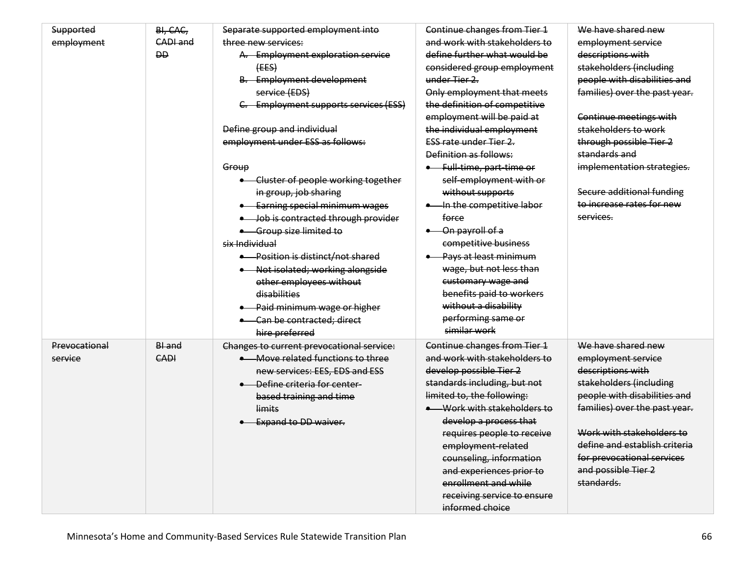| ~~Supported employment~~ | ~~BI, CAC, CADI and DD~~ | ~~Separate supported employment into three new services:~~<br>~~A. Employment exploration service (EES)~~<br>~~B. Employment development service (EDS)~~<br>~~C. Employment supports services (ESS)~~<br><br>~~Define group and individual employment under ESS as follows:~~<br><br>~~Group~~<br>~~• Cluster of people working together in group, job sharing~~<br>~~• Earning special minimum wages~~<br>~~• Job is contracted through provider~~<br>~~• Group size limited to six~~ ~~Individual~~<br>~~• Position is distinct/not shared~~<br>~~• Not isolated; working alongside other employees without disabilities~~<br>~~• Paid minimum wage or higher~~<br>~~• Can be contracted; direct hire preferred~~ | ~~Continue changes from Tier 1 and work with stakeholders to define further what would be considered group employment under Tier 2.~~<br>~~Only employment that meets the definition of competitive employment will be paid at the individual employment ESS rate under Tier 2.~~<br>~~Definition as follows:~~<br>~~• Full-time, part-time or self-employment with or without supports~~<br>~~• In the competitive labor force~~<br>~~• On payroll of a competitive business~~<br>~~• Pays at least minimum wage, but not less than customary wage and benefits paid to workers without a disability performing same or similar work~~ | ~~We have shared new employment service descriptions with stakeholders (including people with disabilities and families) over the past year.~~<br><br>~~Continue meetings with stakeholders to work through possible Tier 2 standards and implementation strategies.~~<br><br>~~Secure additional funding to increase rates for new services.~~ |
|---|---|---|---|---|
| ~~Prevocational service~~ | ~~BI and CADI~~ | ~~Changes to current prevocational service:~~<br>~~• Move related functions to three new services: EES, EDS and ESS~~<br>~~• Define criteria for center-based training and time limits~~<br>~~• Expand to DD waiver.~~ | ~~Continue changes from Tier 1 and work with stakeholders to develop possible Tier 2 standards including, but not limited to, the following:~~<br>~~• Work with stakeholders to develop a process that requires people to receive employment-related counseling, information and experiences prior to enrollment and while receiving service to ensure informed choice~~ | ~~We have shared new employment service descriptions with stakeholders (including people with disabilities and families) over the past year.~~<br><br>~~Work with stakeholders to define and establish criteria for prevocational services and possible Tier 2 standards.~~ |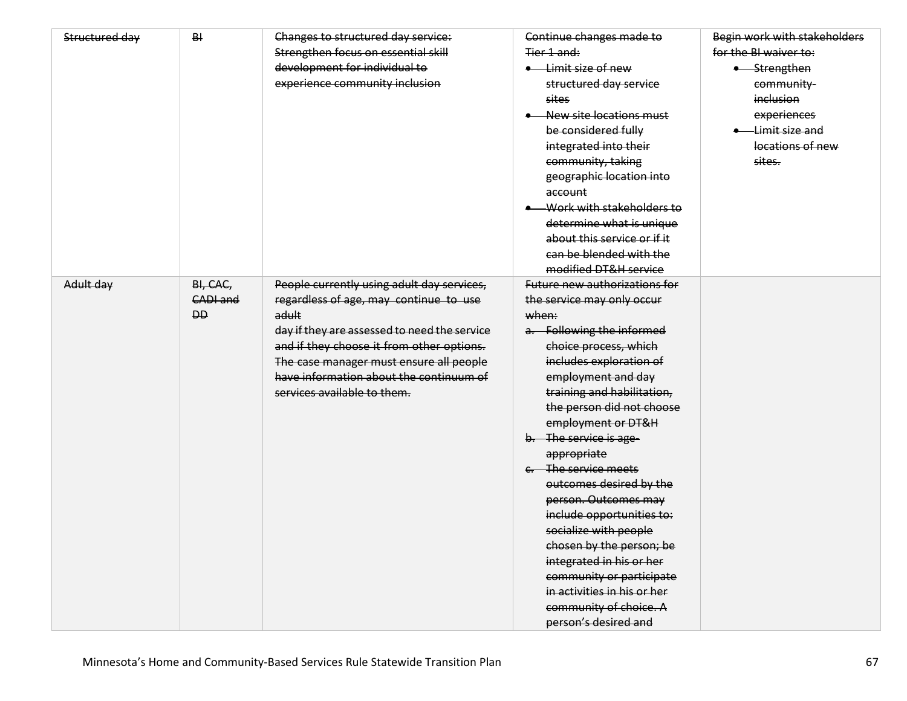| ~~Structured day~~ | ~~BI~~ | ~~Changes to structured day service: Strengthen focus on essential skill development for individual to experience community inclusion~~ | ~~Continue changes made to Tier 1 and:~~<br>• ~~Limit size of new structured day service sites~~<br>• ~~New site locations must be considered fully integrated into their community, taking geographic location into account~~<br>• ~~Work with stakeholders to determine what is unique about this service or if it can be blended with the modified DT&H service~~ | ~~Begin work with stakeholders for the BI waiver to:~~<br>• ~~Strengthen community-inclusion experiences~~<br>• ~~Limit size and locations of new sites.~~ |
|---|---|---|---|---|
| ~~Adult day~~ | ~~BI, CAC, CADI and DD~~ | ~~People currently using adult day services, regardless of age, may continue to use adult day if they are assessed to need the service and if they choose it from other options. The case manager must ensure all people have information about the continuum of services available to them.~~ | ~~Future new authorizations for the service may only occur when:~~<br>~~a. Following the informed choice process, which includes exploration of employment and day training and habilitation, the person did not choose employment or DT&H~~<br>~~b. The service is age-appropriate~~<br>~~c. The service meets outcomes desired by the person. Outcomes may include opportunities to: socialize with people chosen by the person; be integrated in his or her community or participate in activities in his or her community of choice. A person's desired and~~ | |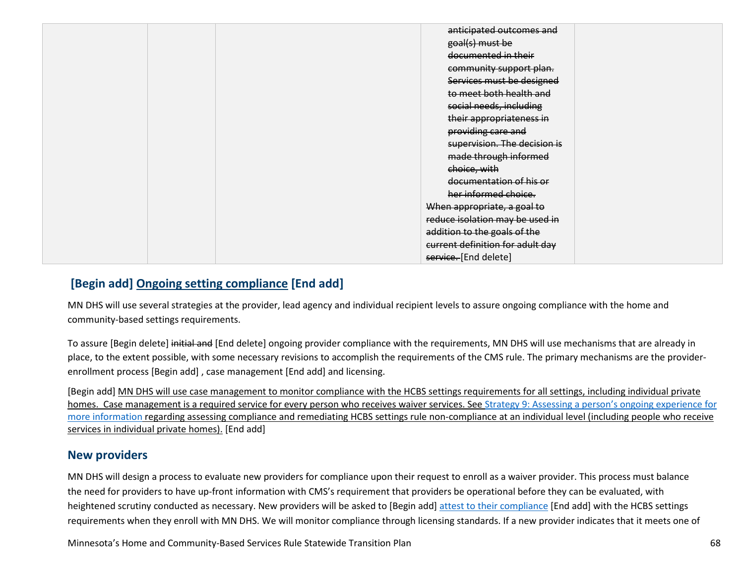| | | | ~~anticipated outcomes and goal(s) must be documented in their community support plan. Services must be designed to meet both health and social needs, including their appropriateness in providing care and supervision. The decision is made through informed choice, with documentation of his or her informed choice.~~ ~~When appropriate, a goal to reduce isolation may be used in addition to the goals of the current definition for adult day service.~~ [End delete] | |
|---|---|---|---|---|

## [Begin add] Ongoing setting compliance [End add]

MN DHS will use several strategies at the provider, lead agency and individual recipient levels to assure ongoing compliance with the home and community-based settings requirements.

To assure [Begin delete] ~~initial and~~ [End delete] ongoing provider compliance with the requirements, MN DHS will use mechanisms that are already in place, to the extent possible, with some necessary revisions to accomplish the requirements of the CMS rule. The primary mechanisms are the provider-enrollment process [Begin add] , case management [End add] and licensing.

[Begin add] MN DHS will use case management to monitor compliance with the HCBS settings requirements for all settings, including individual private homes. Case management is a required service for every person who receives waiver services. See Strategy 9: Assessing a person's ongoing experience for more information regarding assessing compliance and remediating HCBS settings rule non-compliance at an individual level (including people who receive services in individual private homes). [End add]

## New providers

MN DHS will design a process to evaluate new providers for compliance upon their request to enroll as a waiver provider. This process must balance the need for providers to have up-front information with CMS's requirement that providers be operational before they can be evaluated, with heightened scrutiny conducted as necessary. New providers will be asked to [Begin add] attest to their compliance [End add] with the HCBS settings requirements when they enroll with MN DHS. We will monitor compliance through licensing standards. If a new provider indicates that it meets one of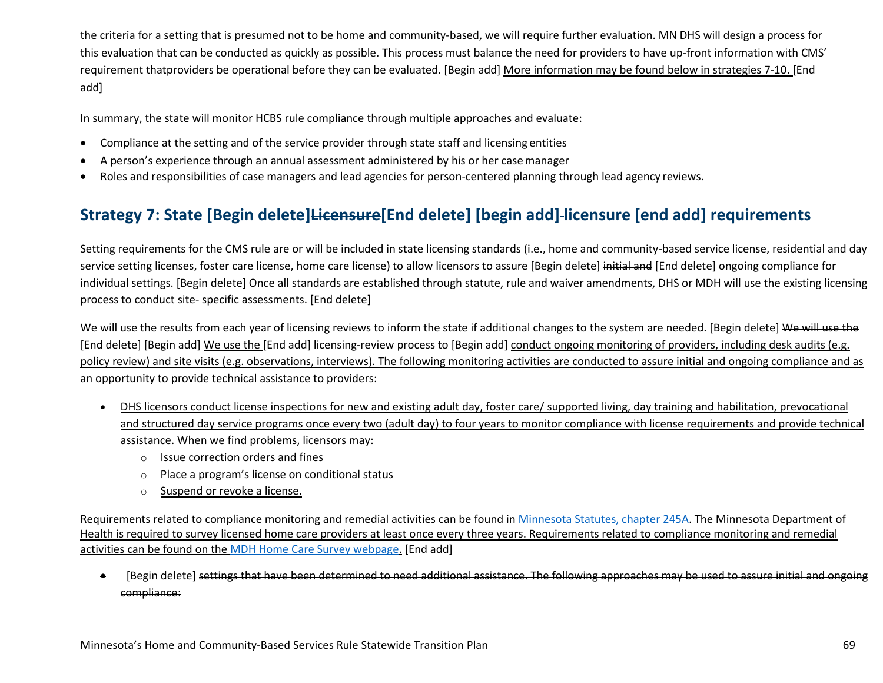the criteria for a setting that is presumed not to be home and community-based, we will require further evaluation. MN DHS will design a process for this evaluation that can be conducted as quickly as possible. This process must balance the need for providers to have up-front information with CMS' requirement thatproviders be operational before they can be evaluated. [Begin add] More information may be found below in strategies 7-10. [End add]

In summary, the state will monitor HCBS rule compliance through multiple approaches and evaluate:

- Compliance at the setting and of the service provider through state staff and licensing entities
- A person's experience through an annual assessment administered by his or her case manager
- Roles and responsibilities of case managers and lead agencies for person-centered planning through lead agency reviews.

## Strategy 7: State [Begin delete]~~Licensure~~[End delete] [begin add] licensure [end add] requirements

Setting requirements for the CMS rule are or will be included in state licensing standards (i.e., home and community-based service license, residential and day service setting licenses, foster care license, home care license) to allow licensors to assure [Begin delete] ~~initial and~~ [End delete] ongoing compliance for individual settings. [Begin delete] ~~Once all standards are established through statute, rule and waiver amendments, DHS or MDH will use the existing licensing process to conduct site- specific assessments.~~ [End delete]

We will use the results from each year of licensing reviews to inform the state if additional changes to the system are needed. [Begin delete] ~~We will use the~~ [End delete] [Begin add] We use the [End add] licensing-review process to [Begin add] conduct ongoing monitoring of providers, including desk audits (e.g. policy review) and site visits (e.g. observations, interviews). The following monitoring activities are conducted to assure initial and ongoing compliance and as an opportunity to provide technical assistance to providers:

- DHS licensors conduct license inspections for new and existing adult day, foster care/ supported living, day training and habilitation, prevocational and structured day service programs once every two (adult day) to four years to monitor compliance with license requirements and provide technical assistance. When we find problems, licensors may:
  - Issue correction orders and fines
  - Place a program's license on conditional status
  - Suspend or revoke a license.

Requirements related to compliance monitoring and remedial activities can be found in Minnesota Statutes, chapter 245A. The Minnesota Department of Health is required to survey licensed home care providers at least once every three years. Requirements related to compliance monitoring and remedial activities can be found on the MDH Home Care Survey webpage. [End add]

- [Begin delete] ~~settings that have been determined to need additional assistance. The following approaches may be used to assure initial and ongoing compliance:~~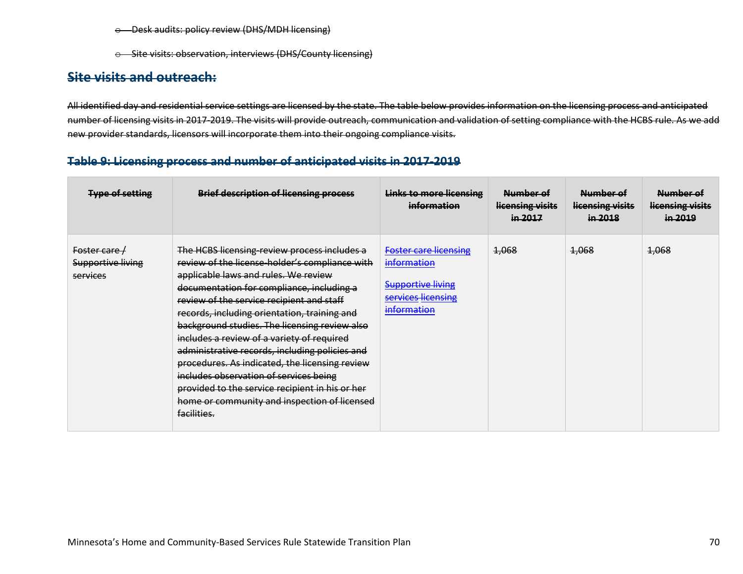- ~~Desk audits: policy review (DHS/MDH licensing)~~
- ~~Site visits: observation, interviews (DHS/County licensing)~~

## ~~Site visits and outreach:~~

~~All identified day and residential service settings are licensed by the state. The table below provides information on the licensing process and anticipated number of licensing visits in 2017-2019. The visits will provide outreach, communication and validation of setting compliance with the HCBS rule. As we add new provider standards, licensors will incorporate them into their ongoing compliance visits.~~

### ~~Table 9: Licensing process and number of anticipated visits in 2017-2019~~

| ~~Type of setting~~ | ~~Brief description of licensing process~~ | ~~Links to more licensing information~~ | ~~Number of licensing visits in 2017~~ | ~~Number of licensing visits in 2018~~ | ~~Number of licensing visits in 2019~~ |
|---|---|---|---|---|---|
| ~~Foster care / Supportive living services~~ | ~~The HCBS licensing-review process includes a review of the license-holder's compliance with applicable laws and rules. We review documentation for compliance, including a review of the service recipient and staff records, including orientation, training and background studies. The licensing review also includes a review of a variety of required administrative records, including policies and procedures. As indicated, the licensing review includes observation of services being provided to the service recipient in his or her home or community and inspection of licensed facilities.~~ | ~~Foster care licensing information~~ <br> ~~Supportive living services licensing information~~ | ~~1,068~~ | ~~1,068~~ | ~~1,068~~ |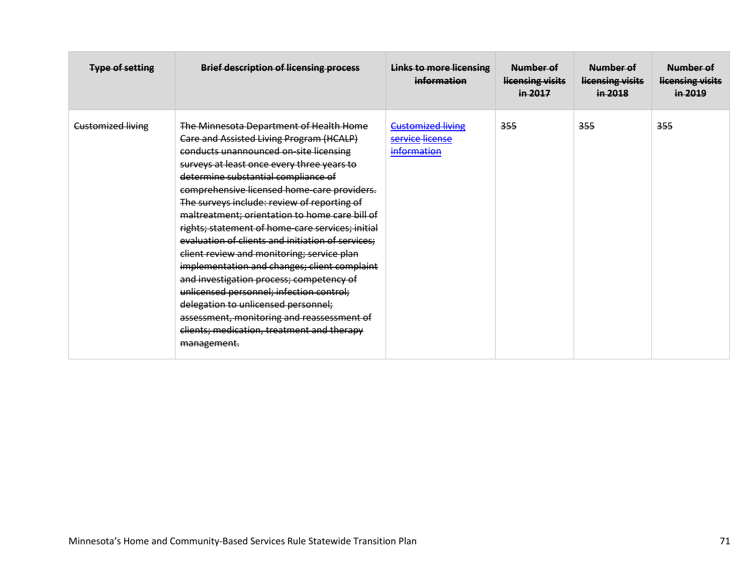| ~~Type of setting~~ | ~~Brief description of licensing process~~ | ~~Links to more licensing information~~ | ~~Number of licensing visits in 2017~~ | ~~Number of licensing visits in 2018~~ | ~~Number of licensing visits in 2019~~ |
|---|---|---|---|---|---|
| ~~Customized living~~ | ~~The Minnesota Department of Health Home Care and Assisted Living Program (HCALP) conducts unannounced on-site licensing surveys at least once every three years to determine substantial compliance of comprehensive licensed home-care providers. The surveys include: review of reporting of maltreatment; orientation to home care bill of rights; statement of home-care services; initial evaluation of clients and initiation of services; client review and monitoring; service plan implementation and changes; client complaint and investigation process; competency of unlicensed personnel; infection control; delegation to unlicensed personnel; assessment, monitoring and reassessment of clients; medication, treatment and therapy management.~~ | ~~Customized living service license information~~ | ~~355~~ | ~~355~~ | ~~355~~ |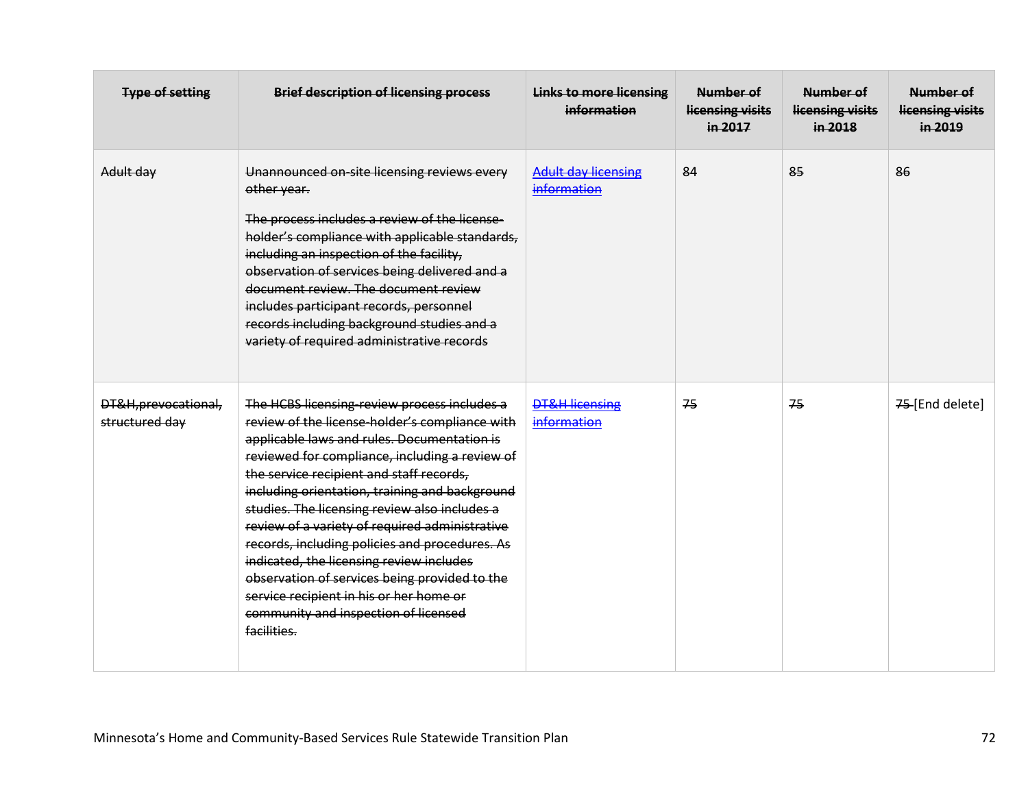| Type of setting | Brief description of licensing process | Links to more licensing information | Number of licensing visits in 2017 | Number of licensing visits in 2018 | Number of licensing visits in 2019 |
|---|---|---|---|---|---|
| ~~Adult day~~ | ~~Unannounced on-site licensing reviews every other year.~~<br><br>~~The process includes a review of the license-holder's compliance with applicable standards, including an inspection of the facility, observation of services being delivered and a document review. The document review includes participant records, personnel records including background studies and a variety of required administrative records~~ | ~~Adult day licensing information~~ | ~~84~~ | ~~85~~ | ~~86~~ |
| ~~DT&H,prevocational, structured day~~ | ~~The HCBS licensing-review process includes a review of the license-holder's compliance with applicable laws and rules. Documentation is reviewed for compliance, including a review of the service recipient and staff records, including orientation, training and background studies. The licensing review also includes a review of a variety of required administrative records, including policies and procedures. As indicated, the licensing review includes observation of services being provided to the service recipient in his or her home or community and inspection of licensed facilities.~~ | ~~DT&H licensing information~~ | ~~75~~ | ~~75~~ | ~~75~~ [End delete] |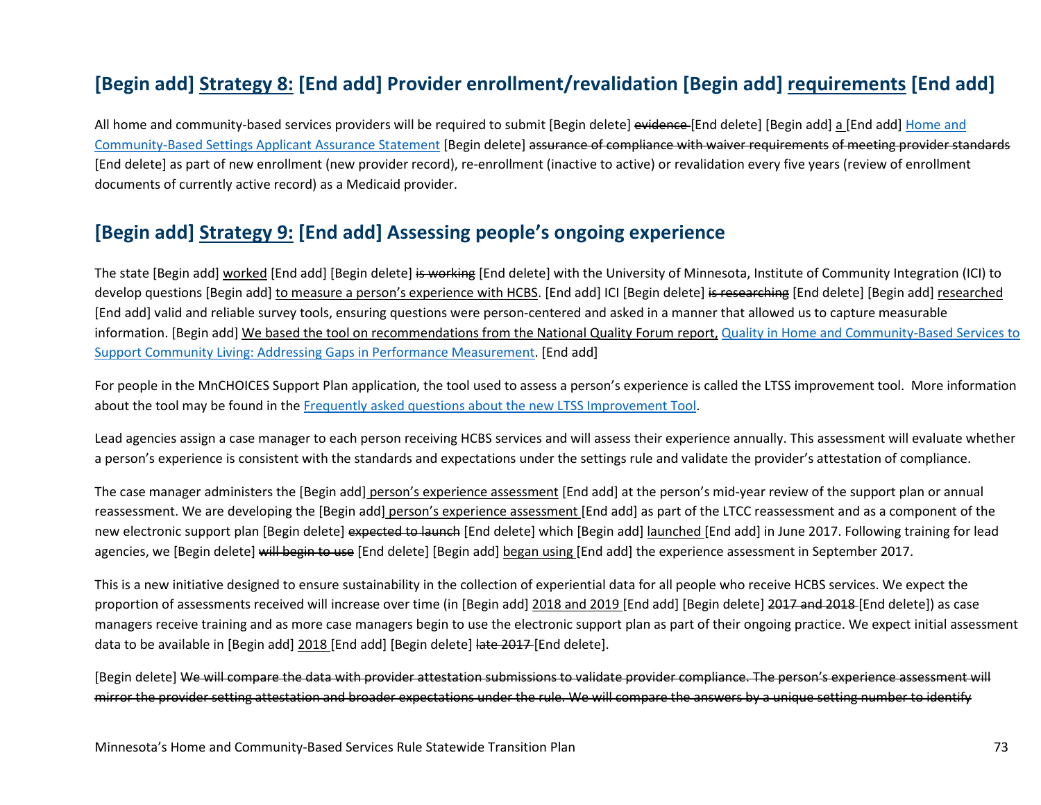## [Begin add] Strategy 8: [End add] Provider enrollment/revalidation [Begin add] requirements [End add]

All home and community-based services providers will be required to submit [Begin delete] ~~evidence~~ [End delete] [Begin add] a [End add] Home and Community-Based Settings Applicant Assurance Statement [Begin delete] ~~assurance of compliance with waiver requirements of meeting provider standards~~ [End delete] as part of new enrollment (new provider record), re-enrollment (inactive to active) or revalidation every five years (review of enrollment documents of currently active record) as a Medicaid provider.

## [Begin add] Strategy 9: [End add] Assessing people's ongoing experience

The state [Begin add] worked [End add] [Begin delete] ~~is working~~ [End delete] with the University of Minnesota, Institute of Community Integration (ICI) to develop questions [Begin add] to measure a person's experience with HCBS. [End add] ICI [Begin delete] ~~is researching~~ [End delete] [Begin add] researched [End add] valid and reliable survey tools, ensuring questions were person-centered and asked in a manner that allowed us to capture measurable information. [Begin add] We based the tool on recommendations from the National Quality Forum report, Quality in Home and Community-Based Services to Support Community Living: Addressing Gaps in Performance Measurement. [End add]

For people in the MnCHOICES Support Plan application, the tool used to assess a person's experience is called the LTSS improvement tool. More information about the tool may be found in the Frequently asked questions about the new LTSS Improvement Tool.

Lead agencies assign a case manager to each person receiving HCBS services and will assess their experience annually. This assessment will evaluate whether a person's experience is consistent with the standards and expectations under the settings rule and validate the provider's attestation of compliance.

The case manager administers the [Begin add] person's experience assessment [End add] at the person's mid-year review of the support plan or annual reassessment. We are developing the [Begin add] person's experience assessment [End add] as part of the LTCC reassessment and as a component of the new electronic support plan [Begin delete] ~~expected to launch~~ [End delete] which [Begin add] launched [End add] in June 2017. Following training for lead agencies, we [Begin delete] ~~will begin to use~~ [End delete] [Begin add] began using [End add] the experience assessment in September 2017.

This is a new initiative designed to ensure sustainability in the collection of experiential data for all people who receive HCBS services. We expect the proportion of assessments received will increase over time (in [Begin add] 2018 and 2019 [End add] [Begin delete] ~~2017 and 2018~~ [End delete]) as case managers receive training and as more case managers begin to use the electronic support plan as part of their ongoing practice. We expect initial assessment data to be available in [Begin add] 2018 [End add] [Begin delete] ~~late 2017~~ [End delete].

[Begin delete] ~~We will compare the data with provider attestation submissions to validate provider compliance. The person's experience assessment will mirror the provider setting attestation and broader expectations under the rule. We will compare the answers by a unique setting number to identify~~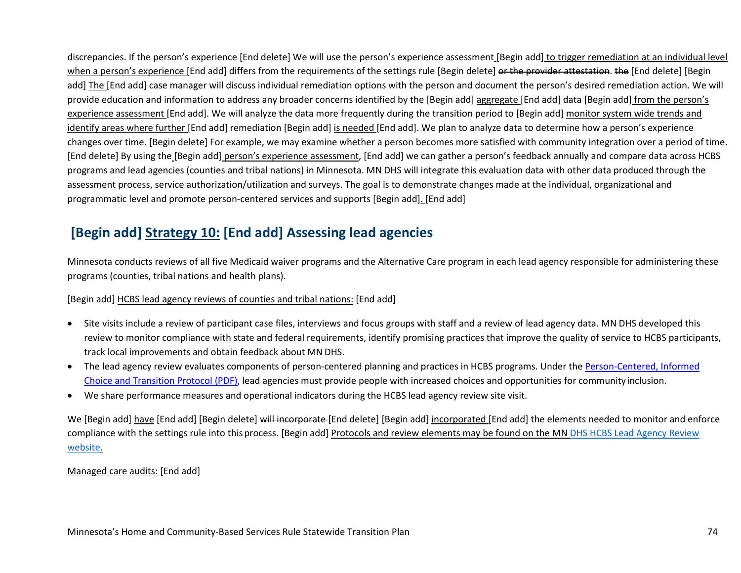~~discrepancies. If the person's experience~~ [End delete] We will use the person's experience assessment [Begin add] to trigger remediation at an individual level when a person's experience [End add] differs from the requirements of the settings rule [Begin delete] ~~or the provider attestation~~. ~~the~~ [End delete] [Begin add] The [End add] case manager will discuss individual remediation options with the person and document the person's desired remediation action. We will provide education and information to address any broader concerns identified by the [Begin add] aggregate [End add] data [Begin add] from the person's experience assessment [End add]. We will analyze the data more frequently during the transition period to [Begin add] monitor system wide trends and identify areas where further [End add] remediation [Begin add] is needed [End add]. We plan to analyze data to determine how a person's experience changes over time. [Begin delete] ~~For example, we may examine whether a person becomes more satisfied with community integration over a period of time.~~ [End delete] By using the [Begin add] person's experience assessment, [End add] we can gather a person's feedback annually and compare data across HCBS programs and lead agencies (counties and tribal nations) in Minnesota. MN DHS will integrate this evaluation data with other data produced through the assessment process, service authorization/utilization and surveys. The goal is to demonstrate changes made at the individual, organizational and programmatic level and promote person-centered services and supports [Begin add]. [End add]

## [Begin add] Strategy 10: [End add] Assessing lead agencies

Minnesota conducts reviews of all five Medicaid waiver programs and the Alternative Care program in each lead agency responsible for administering these programs (counties, tribal nations and health plans).

[Begin add] HCBS lead agency reviews of counties and tribal nations: [End add]

- Site visits include a review of participant case files, interviews and focus groups with staff and a review of lead agency data. MN DHS developed this review to monitor compliance with state and federal requirements, identify promising practices that improve the quality of service to HCBS participants, track local improvements and obtain feedback about MN DHS.
- The lead agency review evaluates components of person-centered planning and practices in HCBS programs. Under the Person-Centered, Informed Choice and Transition Protocol (PDF), lead agencies must provide people with increased choices and opportunities for community inclusion.
- We share performance measures and operational indicators during the HCBS lead agency review site visit.

We [Begin add] have [End add] [Begin delete] ~~will incorporate~~ [End delete] [Begin add] incorporated [End add] the elements needed to monitor and enforce compliance with the settings rule into this process. [Begin add] Protocols and review elements may be found on the MN DHS HCBS Lead Agency Review website.

Managed care audits: [End add]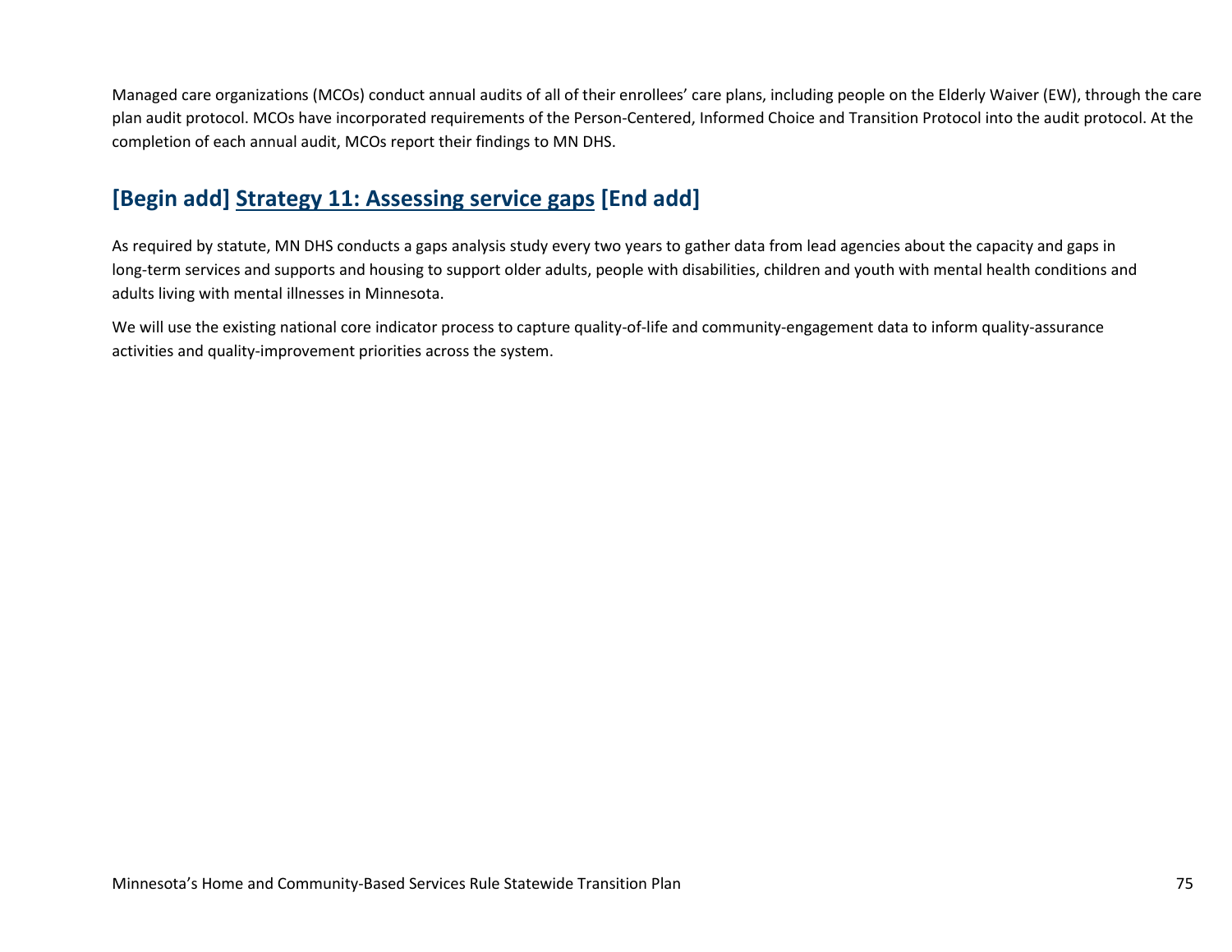Managed care organizations (MCOs) conduct annual audits of all of their enrollees' care plans, including people on the Elderly Waiver (EW), through the care plan audit protocol. MCOs have incorporated requirements of the Person-Centered, Informed Choice and Transition Protocol into the audit protocol. At the completion of each annual audit, MCOs report their findings to MN DHS.

## [Begin add] Strategy 11: Assessing service gaps [End add]

As required by statute, MN DHS conducts a gaps analysis study every two years to gather data from lead agencies about the capacity and gaps in long-term services and supports and housing to support older adults, people with disabilities, children and youth with mental health conditions and adults living with mental illnesses in Minnesota.

We will use the existing national core indicator process to capture quality-of-life and community-engagement data to inform quality-assurance activities and quality-improvement priorities across the system.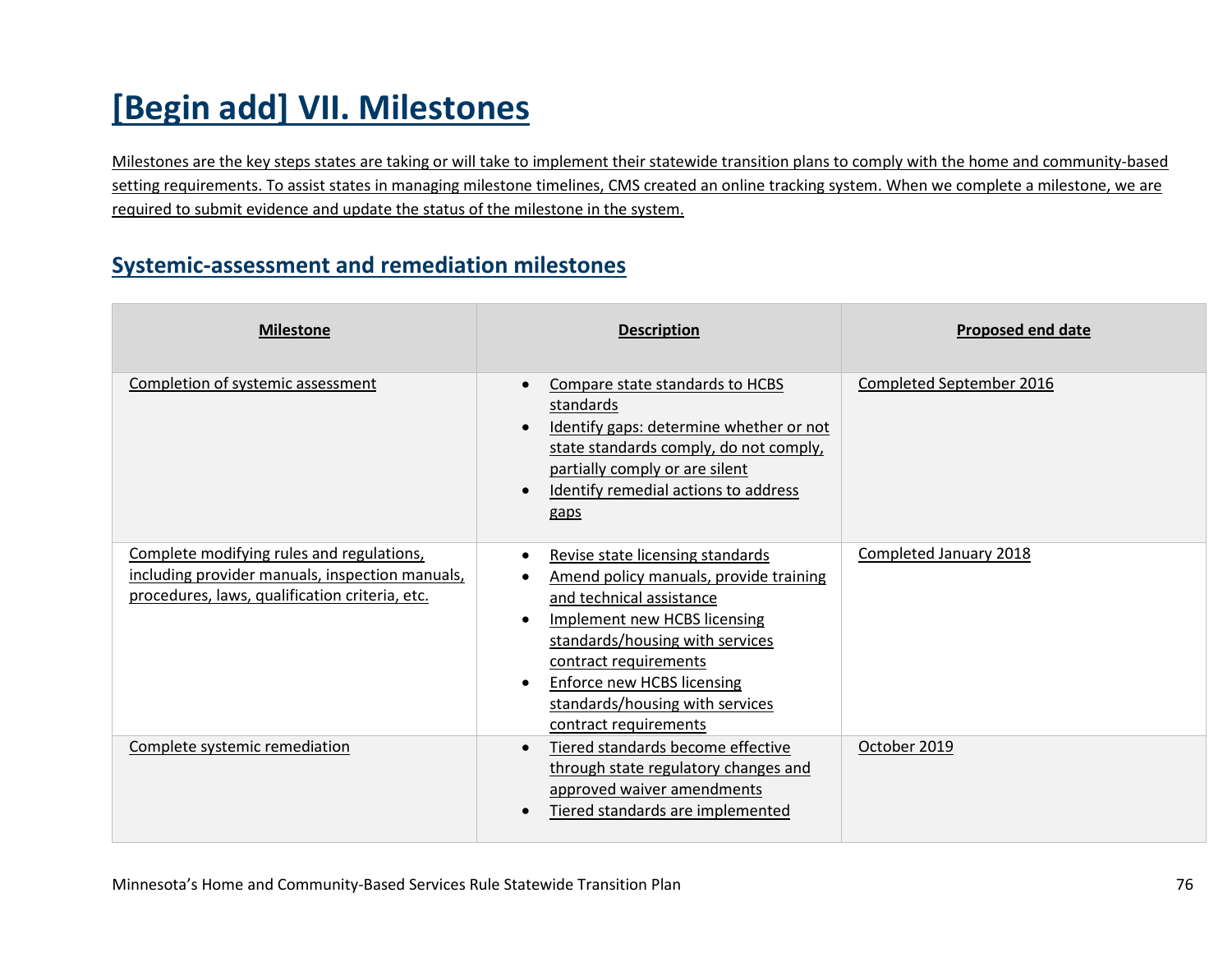# [Begin add] VII. Milestones

Milestones are the key steps states are taking or will take to implement their statewide transition plans to comply with the home and community-based setting requirements. To assist states in managing milestone timelines, CMS created an online tracking system. When we complete a milestone, we are required to submit evidence and update the status of the milestone in the system.

## Systemic-assessment and remediation milestones

| Milestone | Description | Proposed end date |
|---|---|---|
| Completion of systemic assessment | • Compare state standards to HCBS standards<br>• Identify gaps: determine whether or not state standards comply, do not comply, partially comply or are silent<br>• Identify remedial actions to address gaps | Completed September 2016 |
| Complete modifying rules and regulations, including provider manuals, inspection manuals, procedures, laws, qualification criteria, etc. | • Revise state licensing standards<br>• Amend policy manuals, provide training and technical assistance<br>• Implement new HCBS licensing standards/housing with services contract requirements<br>• Enforce new HCBS licensing standards/housing with services contract requirements | Completed January 2018 |
| Complete systemic remediation | • Tiered standards become effective through state regulatory changes and approved waiver amendments<br>• Tiered standards are implemented | October 2019 |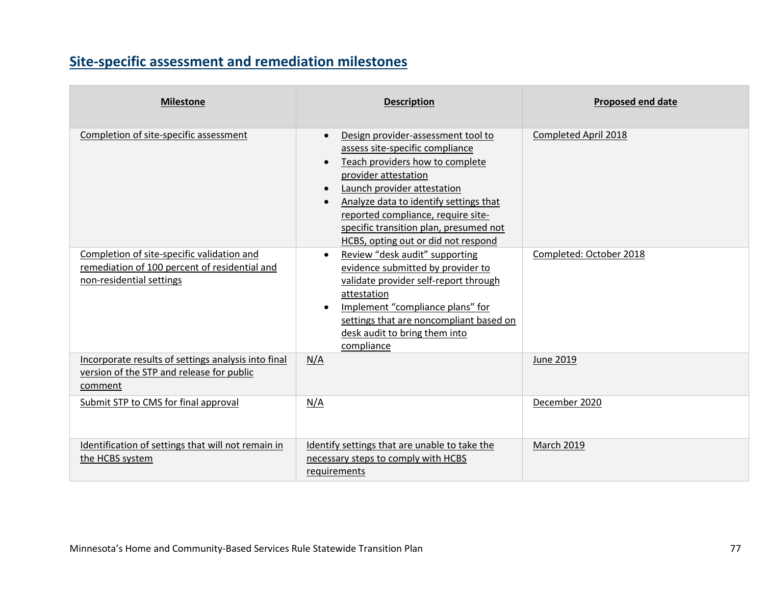## Site-specific assessment and remediation milestones

| Milestone | Description | Proposed end date |
|---|---|---|
| Completion of site-specific assessment | • Design provider-assessment tool to assess site-specific compliance<br>• Teach providers how to complete provider attestation<br>• Launch provider attestation<br>• Analyze data to identify settings that reported compliance, require site-specific transition plan, presumed not HCBS, opting out or did not respond | Completed April 2018 |
| Completion of site-specific validation and remediation of 100 percent of residential and non-residential settings | • Review "desk audit" supporting evidence submitted by provider to validate provider self-report through attestation<br>• Implement "compliance plans" for settings that are noncompliant based on desk audit to bring them into compliance | Completed: October 2018 |
| Incorporate results of settings analysis into final version of the STP and release for public comment | N/A | June 2019 |
| Submit STP to CMS for final approval | N/A | December 2020 |
| Identification of settings that will not remain in the HCBS system | Identify settings that are unable to take the necessary steps to comply with HCBS requirements | March 2019 |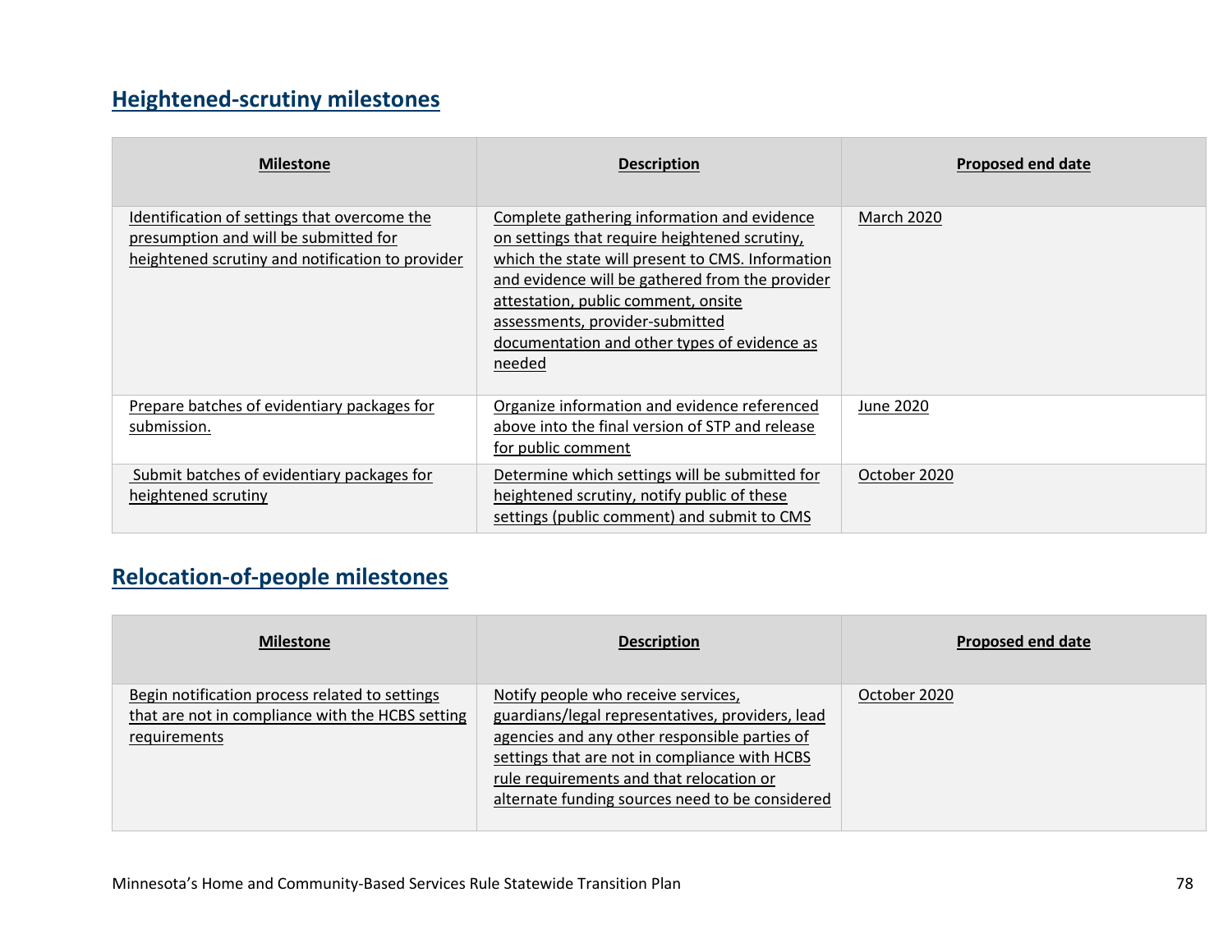## Heightened-scrutiny milestones

| Milestone | Description | Proposed end date |
| --- | --- | --- |
| Identification of settings that overcome the presumption and will be submitted for heightened scrutiny and notification to provider | Complete gathering information and evidence on settings that require heightened scrutiny, which the state will present to CMS. Information and evidence will be gathered from the provider attestation, public comment, onsite assessments, provider-submitted documentation and other types of evidence as needed | March 2020 |
| Prepare batches of evidentiary packages for submission. | Organize information and evidence referenced above into the final version of STP and release for public comment | June 2020 |
| Submit batches of evidentiary packages for heightened scrutiny | Determine which settings will be submitted for heightened scrutiny, notify public of these settings (public comment) and submit to CMS | October 2020 |

## Relocation-of-people milestones

| Milestone | Description | Proposed end date |
| --- | --- | --- |
| Begin notification process related to settings that are not in compliance with the HCBS setting requirements | Notify people who receive services, guardians/legal representatives, providers, lead agencies and any other responsible parties of settings that are not in compliance with HCBS rule requirements and that relocation or alternate funding sources need to be considered | October 2020 |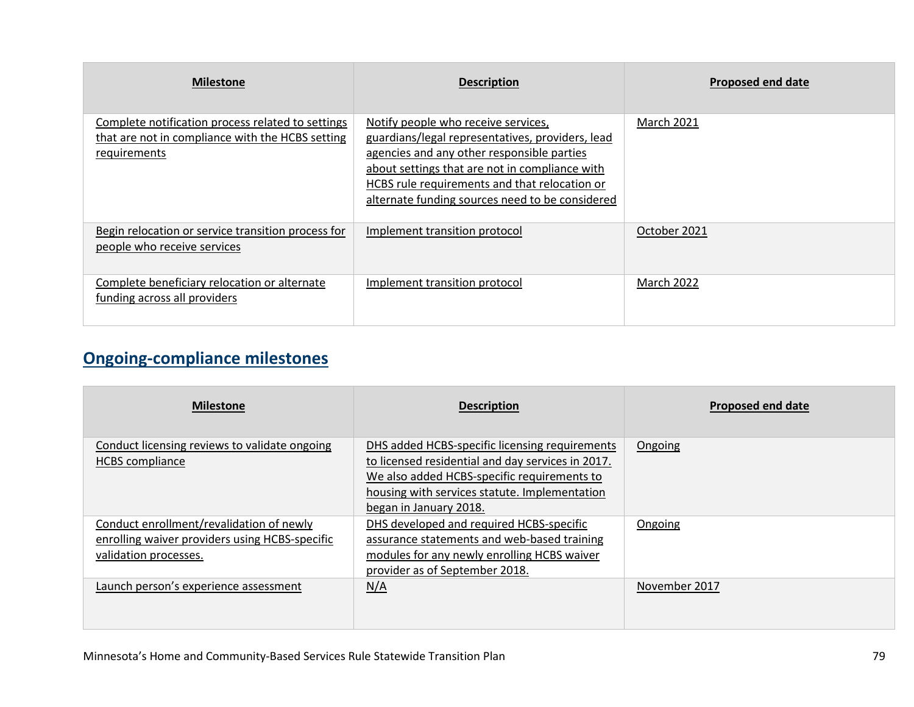| Milestone | Description | Proposed end date |
| --- | --- | --- |
| Complete notification process related to settings that are not in compliance with the HCBS setting requirements | Notify people who receive services, guardians/legal representatives, providers, lead agencies and any other responsible parties about settings that are not in compliance with HCBS rule requirements and that relocation or alternate funding sources need to be considered | March 2021 |
| Begin relocation or service transition process for people who receive services | Implement transition protocol | October 2021 |
| Complete beneficiary relocation or alternate funding across all providers | Implement transition protocol | March 2022 |

## Ongoing-compliance milestones

| Milestone | Description | Proposed end date |
| --- | --- | --- |
| Conduct licensing reviews to validate ongoing HCBS compliance | DHS added HCBS-specific licensing requirements to licensed residential and day services in 2017. We also added HCBS-specific requirements to housing with services statute. Implementation began in January 2018. | Ongoing |
| Conduct enrollment/revalidation of newly enrolling waiver providers using HCBS-specific validation processes. | DHS developed and required HCBS-specific assurance statements and web-based training modules for any newly enrolling HCBS waiver provider as of September 2018. | Ongoing |
| Launch person's experience assessment | N/A | November 2017 |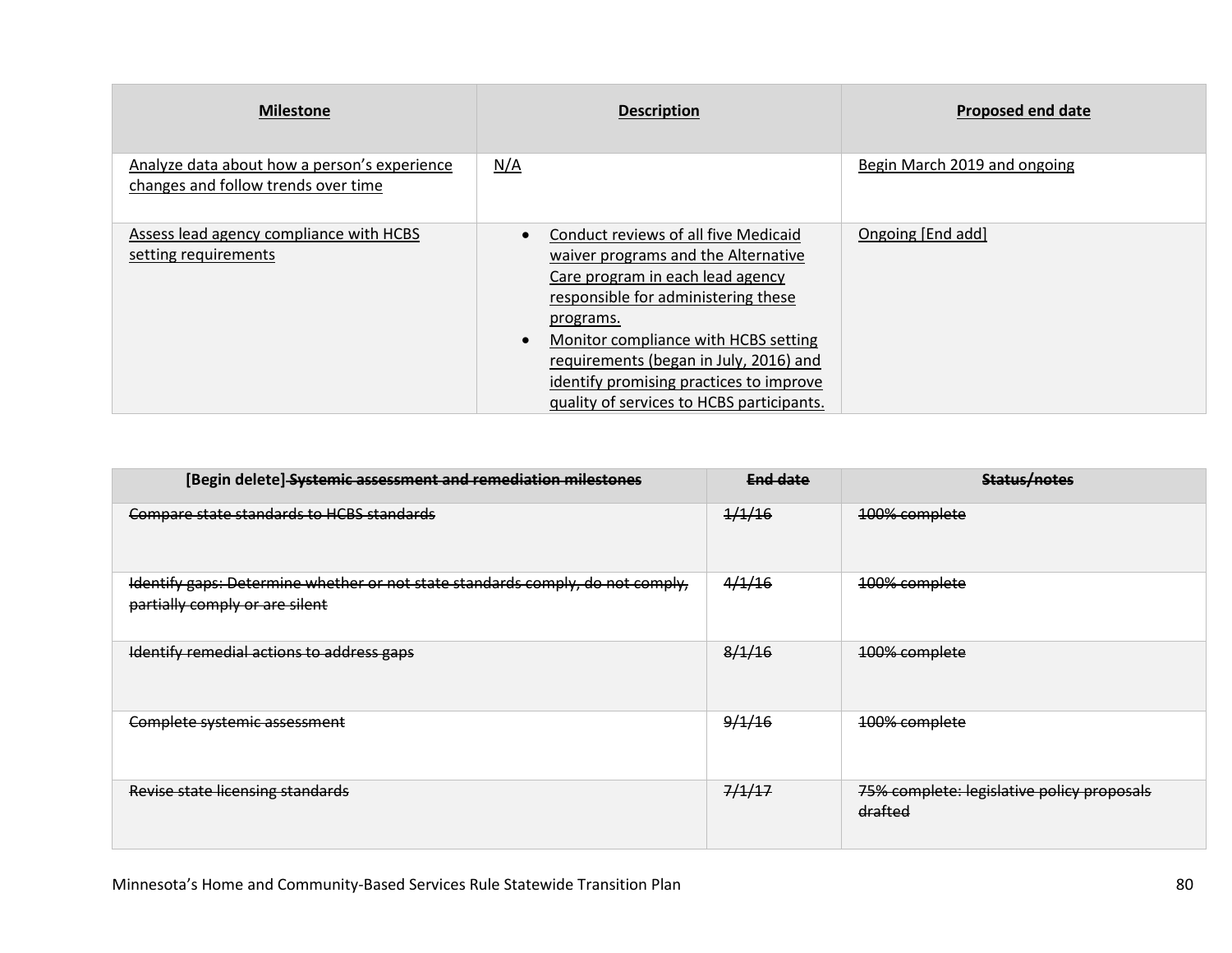| Milestone | Description | Proposed end date |
|---|---|---|
| Analyze data about how a person's experience changes and follow trends over time | N/A | Begin March 2019 and ongoing |
| Assess lead agency compliance with HCBS setting requirements | • Conduct reviews of all five Medicaid waiver programs and the Alternative Care program in each lead agency responsible for administering these programs.<br>• Monitor compliance with HCBS setting requirements (began in July, 2016) and identify promising practices to improve quality of services to HCBS participants. | Ongoing [End add] |

| [Begin delete] ~~Systemic assessment and remediation milestones~~ | ~~End date~~ | ~~Status/notes~~ |
|---|---|---|
| ~~Compare state standards to HCBS standards~~ | ~~1/1/16~~ | ~~100% complete~~ |
| ~~Identify gaps: Determine whether or not state standards comply, do not comply, partially comply or are silent~~ | ~~4/1/16~~ | ~~100% complete~~ |
| ~~Identify remedial actions to address gaps~~ | ~~8/1/16~~ | ~~100% complete~~ |
| ~~Complete systemic assessment~~ | ~~9/1/16~~ | ~~100% complete~~ |
| ~~Revise state licensing standards~~ | ~~7/1/17~~ | ~~75% complete: legislative policy proposals drafted~~ |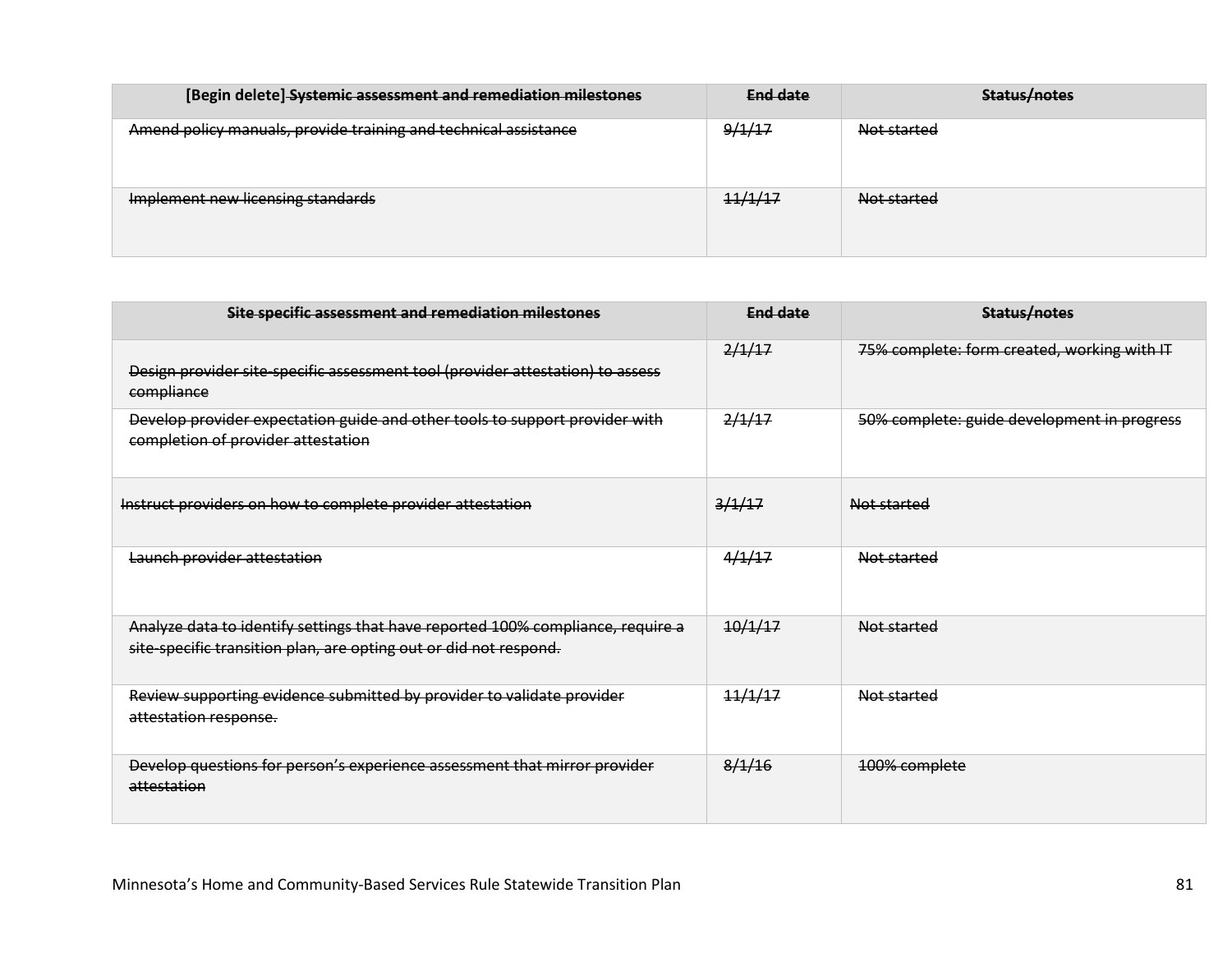| [Begin delete] ~~Systemic assessment and remediation milestones~~ | ~~End date~~ | ~~Status/notes~~ |
|---|---|---|
| ~~Amend policy manuals, provide training and technical assistance~~ | ~~9/1/17~~ | ~~Not started~~ |
| ~~Implement new licensing standards~~ | ~~11/1/17~~ | ~~Not started~~ |

| ~~Site specific assessment and remediation milestones~~ | ~~End date~~ | ~~Status/notes~~ |
|---|---|---|
| ~~Design provider site-specific assessment tool (provider attestation) to assess compliance~~ | ~~2/1/17~~ | ~~75% complete: form created, working with IT~~ |
| ~~Develop provider expectation guide and other tools to support provider with completion of provider attestation~~ | ~~2/1/17~~ | ~~50% complete: guide development in progress~~ |
| ~~Instruct providers on how to complete provider attestation~~ | ~~3/1/17~~ | ~~Not started~~ |
| ~~Launch provider attestation~~ | ~~4/1/17~~ | ~~Not started~~ |
| ~~Analyze data to identify settings that have reported 100% compliance, require a site-specific transition plan, are opting out or did not respond.~~ | ~~10/1/17~~ | ~~Not started~~ |
| ~~Review supporting evidence submitted by provider to validate provider attestation response.~~ | ~~11/1/17~~ | ~~Not started~~ |
| ~~Develop questions for person's experience assessment that mirror provider attestation~~ | ~~8/1/16~~ | ~~100% complete~~ |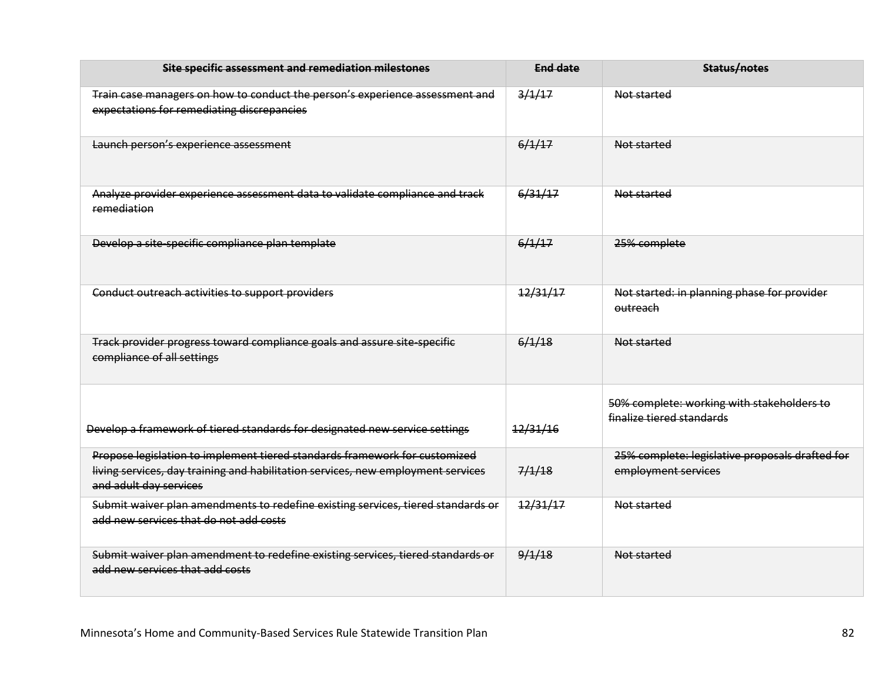| ~~Site specific assessment and remediation milestones~~ | ~~End date~~ | ~~Status/notes~~ |
|---|---|---|
| ~~Train case managers on how to conduct the person's experience assessment and expectations for remediating discrepancies~~ | ~~3/1/17~~ | ~~Not started~~ |
| ~~Launch person's experience assessment~~ | ~~6/1/17~~ | ~~Not started~~ |
| ~~Analyze provider experience assessment data to validate compliance and track remediation~~ | ~~6/31/17~~ | ~~Not started~~ |
| ~~Develop a site-specific compliance plan template~~ | ~~6/1/17~~ | ~~25% complete~~ |
| ~~Conduct outreach activities to support providers~~ | ~~12/31/17~~ | ~~Not started: in planning phase for provider outreach~~ |
| ~~Track provider progress toward compliance goals and assure site-specific compliance of all settings~~ | ~~6/1/18~~ | ~~Not started~~ |
| ~~Develop a framework of tiered standards for designated new service settings~~ | ~~12/31/16~~ | ~~50% complete: working with stakeholders to finalize tiered standards~~ |
| ~~Propose legislation to implement tiered standards framework for customized living services, day training and habilitation services, new employment services and adult day services~~ | ~~7/1/18~~ | ~~25% complete: legislative proposals drafted for employment services~~ |
| ~~Submit waiver plan amendments to redefine existing services, tiered standards or add new services that do not add costs~~ | ~~12/31/17~~ | ~~Not started~~ |
| ~~Submit waiver plan amendment to redefine existing services, tiered standards or add new services that add costs~~ | ~~9/1/18~~ | ~~Not started~~ |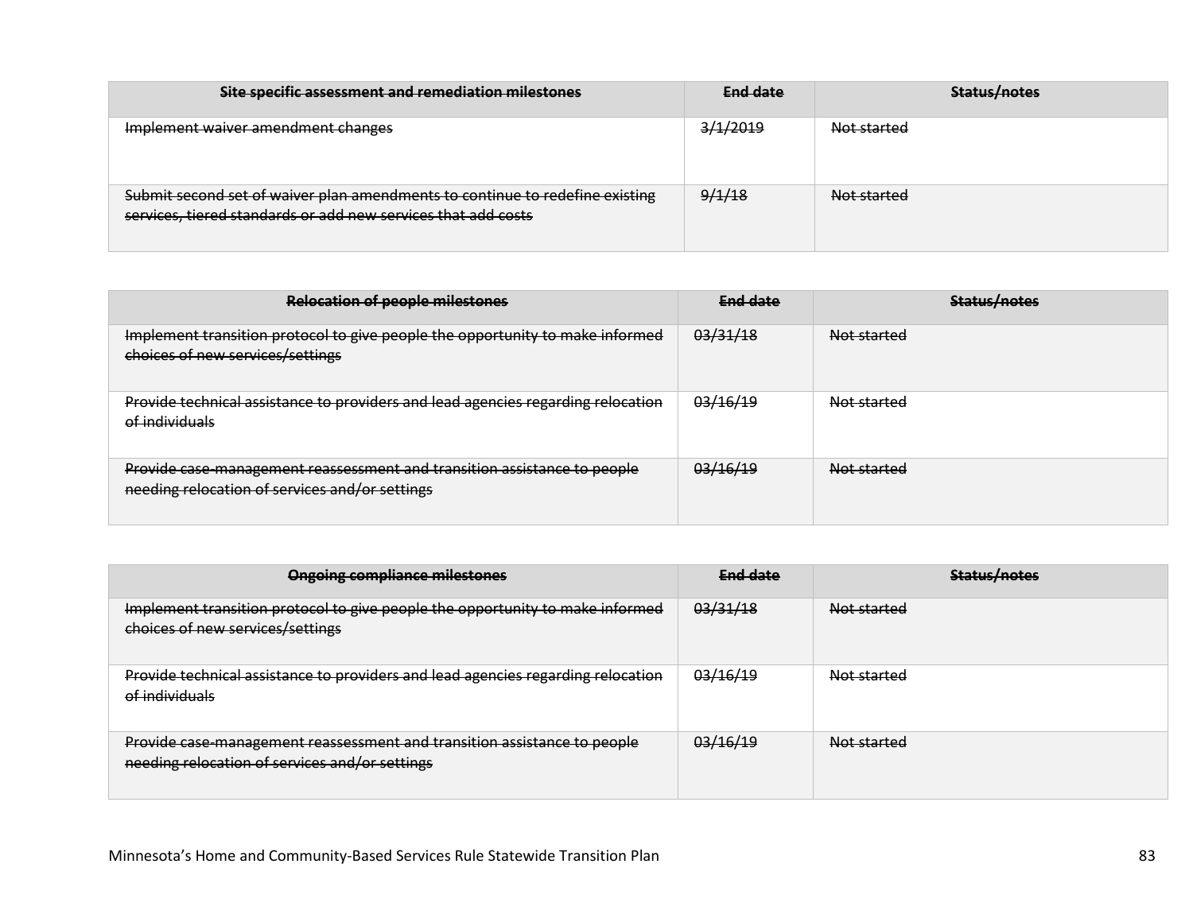| ~~Site specific assessment and remediation milestones~~ | ~~End date~~ | ~~Status/notes~~ |
|---|---|---|
| ~~Implement waiver amendment changes~~ | ~~3/1/2019~~ | ~~Not started~~ |
| ~~Submit second set of waiver plan amendments to continue to redefine existing services, tiered standards or add new services that add costs~~ | ~~9/1/18~~ | ~~Not started~~ |

| ~~Relocation of people milestones~~ | ~~End date~~ | ~~Status/notes~~ |
|---|---|---|
| ~~Implement transition protocol to give people the opportunity to make informed choices of new services/settings~~ | ~~03/31/18~~ | ~~Not started~~ |
| ~~Provide technical assistance to providers and lead agencies regarding relocation of individuals~~ | ~~03/16/19~~ | ~~Not started~~ |
| ~~Provide case-management reassessment and transition assistance to people needing relocation of services and/or settings~~ | ~~03/16/19~~ | ~~Not started~~ |

| ~~Ongoing compliance milestones~~ | ~~End date~~ | ~~Status/notes~~ |
|---|---|---|
| ~~Implement transition protocol to give people the opportunity to make informed choices of new services/settings~~ | ~~03/31/18~~ | ~~Not started~~ |
| ~~Provide technical assistance to providers and lead agencies regarding relocation of individuals~~ | ~~03/16/19~~ | ~~Not started~~ |
| ~~Provide case-management reassessment and transition assistance to people needing relocation of services and/or settings~~ | ~~03/16/19~~ | ~~Not started~~ |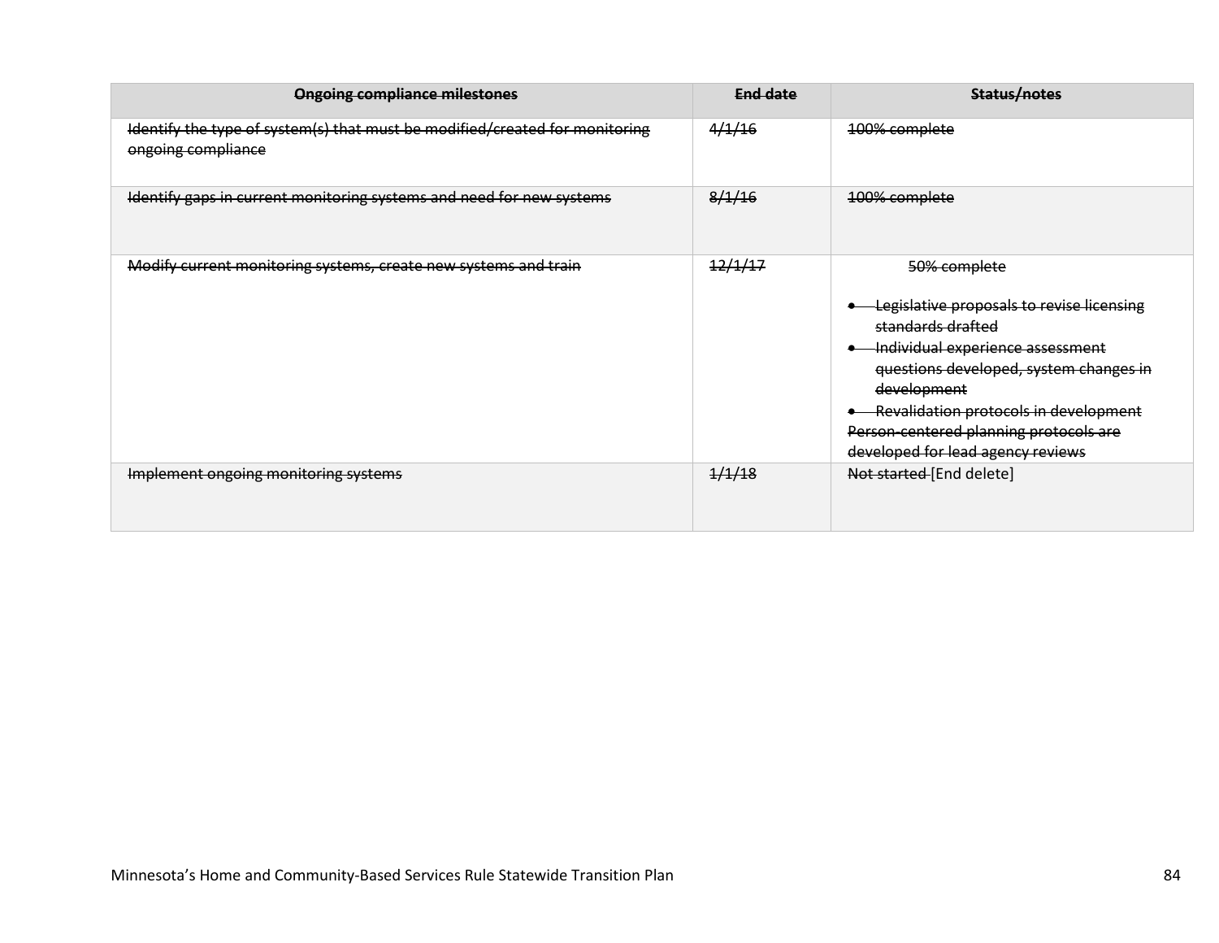| ~~Ongoing compliance milestones~~ | ~~End date~~ | ~~Status/notes~~ |
|---|---|---|
| ~~Identify the type of system(s) that must be modified/created for monitoring ongoing compliance~~ | ~~4/1/16~~ | ~~100% complete~~ |
| ~~Identify gaps in current monitoring systems and need for new systems~~ | ~~8/1/16~~ | ~~100% complete~~ |
| ~~Modify current monitoring systems, create new systems and train~~ | ~~12/1/17~~ | ~~50% complete~~<br>• ~~Legislative proposals to revise licensing standards drafted~~<br>• ~~Individual experience assessment questions developed, system changes in development~~<br>• ~~Revalidation protocols in development~~<br>~~Person-centered planning protocols are developed for lead agency reviews~~ |
| ~~Implement ongoing monitoring systems~~ | ~~1/1/18~~ | ~~Not started~~ [End delete] |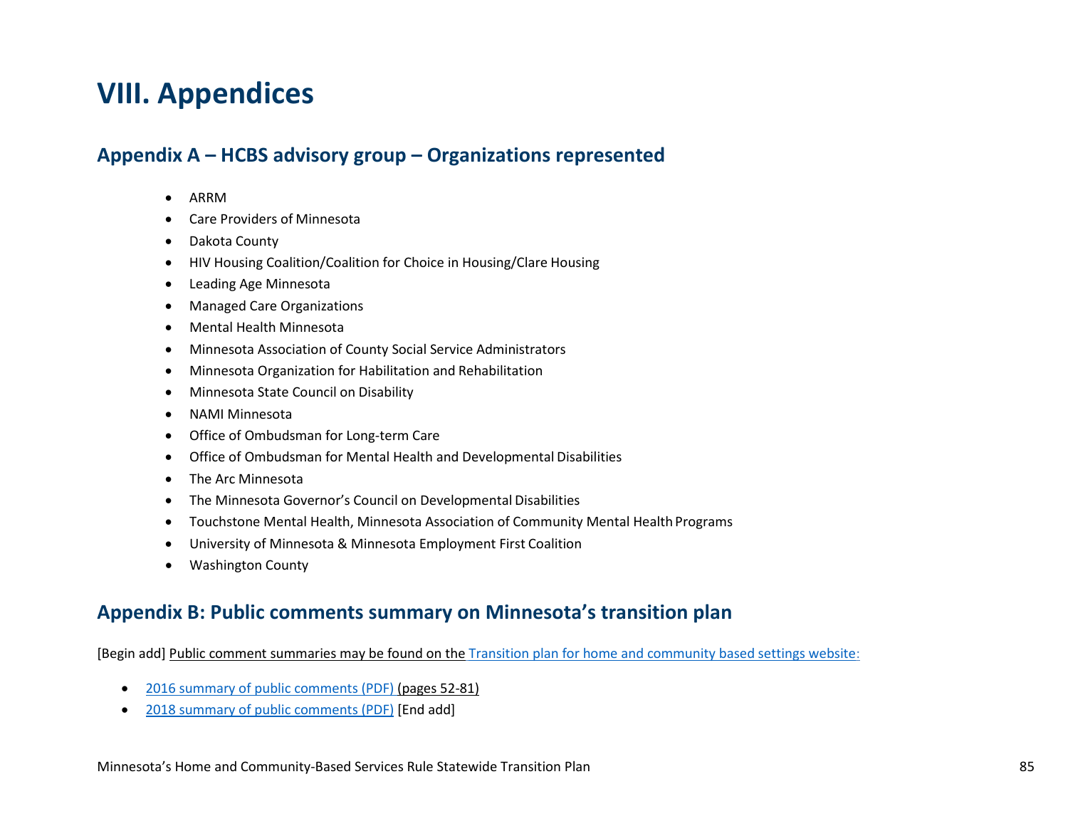# VIII. Appendices

## Appendix A – HCBS advisory group – Organizations represented

- ARRM
- Care Providers of Minnesota
- Dakota County
- HIV Housing Coalition/Coalition for Choice in Housing/Clare Housing
- Leading Age Minnesota
- Managed Care Organizations
- Mental Health Minnesota
- Minnesota Association of County Social Service Administrators
- Minnesota Organization for Habilitation and Rehabilitation
- Minnesota State Council on Disability
- NAMI Minnesota
- Office of Ombudsman for Long-term Care
- Office of Ombudsman for Mental Health and Developmental Disabilities
- The Arc Minnesota
- The Minnesota Governor's Council on Developmental Disabilities
- Touchstone Mental Health, Minnesota Association of Community Mental Health Programs
- University of Minnesota & Minnesota Employment First Coalition
- Washington County

## Appendix B: Public comments summary on Minnesota's transition plan

[Begin add] Public comment summaries may be found on the Transition plan for home and community based settings website:

- 2016 summary of public comments (PDF) (pages 52-81)
- 2018 summary of public comments (PDF) [End add]